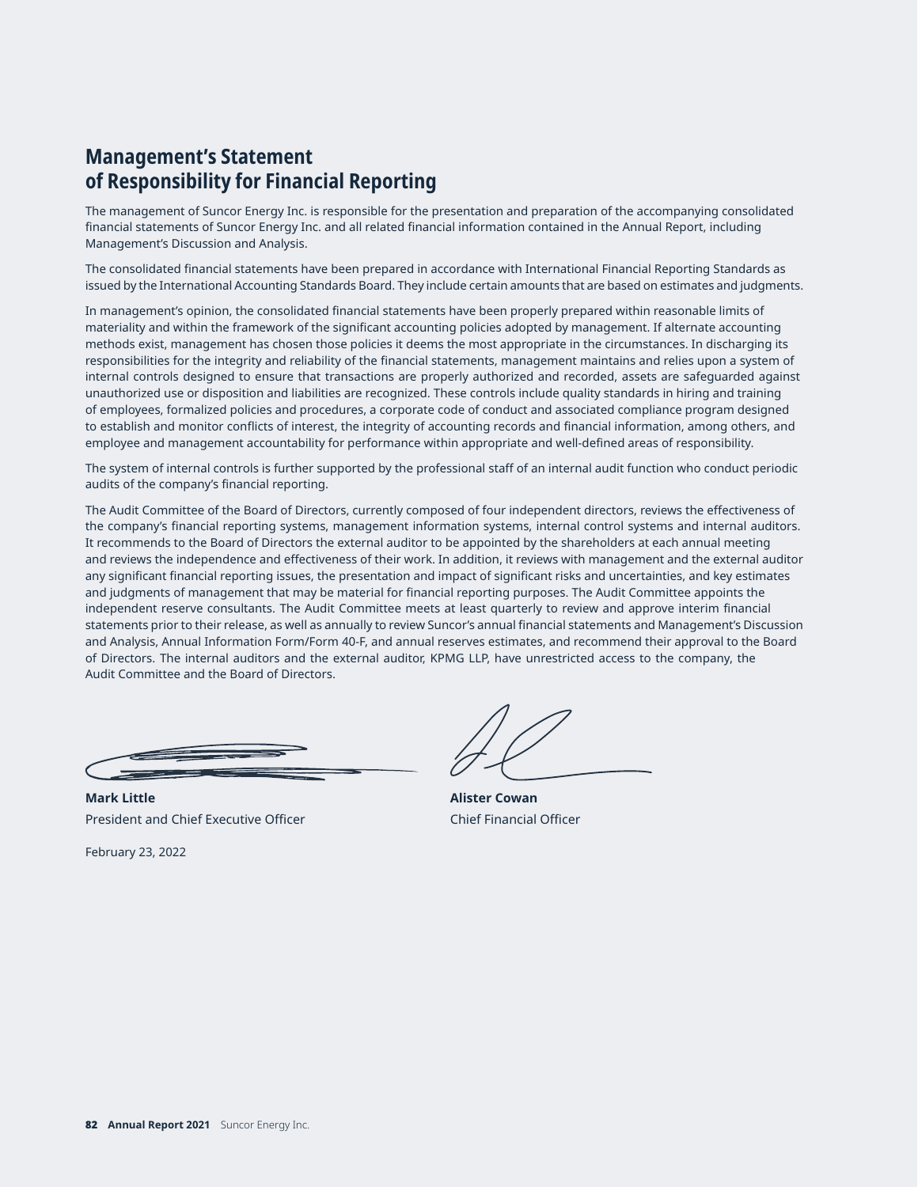# Management's Statement of Responsibility for Financial Reporting

The management of Suncor Energy Inc. is responsible for the presentation and preparation of the accompanying consolidated financial statements of Suncor Energy Inc. and all related financial information contained in the Annual Report, including Management's Discussion and Analysis.

The consolidated financial statements have been prepared in accordance with International Financial Reporting Standards as issued by the International Accounting Standards Board. They include certain amounts that are based on estimates and judgments.

In management's opinion, the consolidated financial statements have been properly prepared within reasonable limits of materiality and within the framework of the significant accounting policies adopted by management. If alternate accounting methods exist, management has chosen those policies it deems the most appropriate in the circumstances. In discharging its responsibilities for the integrity and reliability of the financial statements, management maintains and relies upon a system of internal controls designed to ensure that transactions are properly authorized and recorded, assets are safeguarded against unauthorized use or disposition and liabilities are recognized. These controls include quality standards in hiring and training of employees, formalized policies and procedures, a corporate code of conduct and associated compliance program designed to establish and monitor conflicts of interest, the integrity of accounting records and financial information, among others, and employee and management accountability for performance within appropriate and well-defined areas of responsibility.

The system of internal controls is further supported by the professional staff of an internal audit function who conduct periodic audits of the company's financial reporting.

The Audit Committee of the Board of Directors, currently composed of four independent directors, reviews the effectiveness of the company's financial reporting systems, management information systems, internal control systems and internal auditors. It recommends to the Board of Directors the external auditor to be appointed by the shareholders at each annual meeting and reviews the independence and effectiveness of their work. In addition, it reviews with management and the external auditor any significant financial reporting issues, the presentation and impact of significant risks and uncertainties, and key estimates and judgments of management that may be material for financial reporting purposes. The Audit Committee appoints the independent reserve consultants. The Audit Committee meets at least quarterly to review and approve interim financial statements prior to their release, as well as annually to review Suncor's annual financial statements and Management's Discussion and Analysis, Annual Information Form/Form 40-F, and annual reserves estimates, and recommend their approval to the Board of Directors. The internal auditors and the external auditor, KPMG LLP, have unrestricted access to the company, the Audit Committee and the Board of Directors.

**Mark Little**
President and Chief Executive Officer

**Alister Cowan**
Chief Financial Officer

February 23, 2022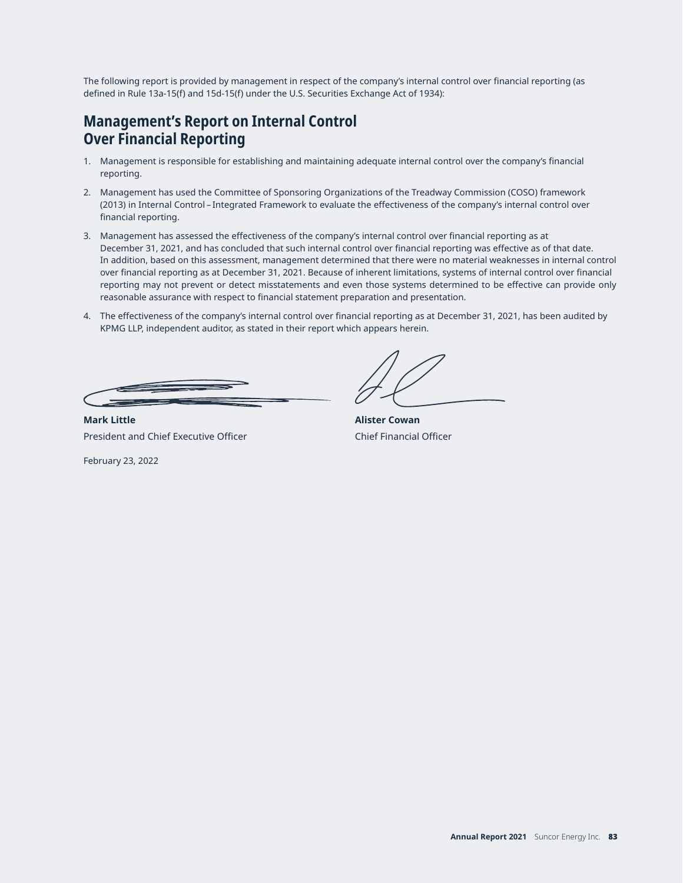The following report is provided by management in respect of the company's internal control over financial reporting (as defined in Rule 13a-15(f) and 15d-15(f) under the U.S. Securities Exchange Act of 1934):

## Management's Report on Internal Control Over Financial Reporting

1. Management is responsible for establishing and maintaining adequate internal control over the company's financial reporting.
2. Management has used the Committee of Sponsoring Organizations of the Treadway Commission (COSO) framework (2013) in Internal Control – Integrated Framework to evaluate the effectiveness of the company's internal control over financial reporting.
3. Management has assessed the effectiveness of the company's internal control over financial reporting as at December 31, 2021, and has concluded that such internal control over financial reporting was effective as of that date. In addition, based on this assessment, management determined that there were no material weaknesses in internal control over financial reporting as at December 31, 2021. Because of inherent limitations, systems of internal control over financial reporting may not prevent or detect misstatements and even those systems determined to be effective can provide only reasonable assurance with respect to financial statement preparation and presentation.
4. The effectiveness of the company's internal control over financial reporting as at December 31, 2021, has been audited by KPMG LLP, independent auditor, as stated in their report which appears herein.

**Mark Little**
President and Chief Executive Officer

**Alister Cowan**
Chief Financial Officer

February 23, 2022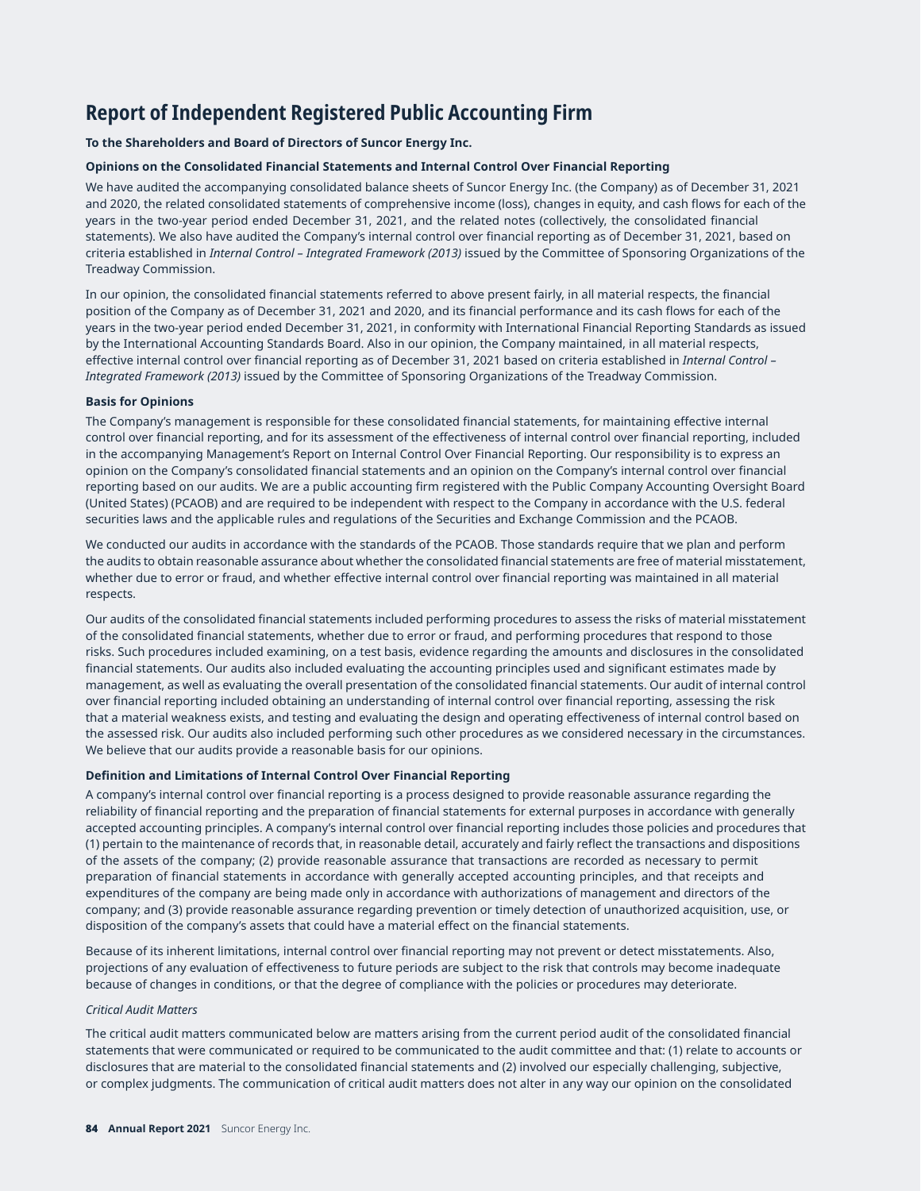# Report of Independent Registered Public Accounting Firm

**To the Shareholders and Board of Directors of Suncor Energy Inc.**

**Opinions on the Consolidated Financial Statements and Internal Control Over Financial Reporting**

We have audited the accompanying consolidated balance sheets of Suncor Energy Inc. (the Company) as of December 31, 2021 and 2020, the related consolidated statements of comprehensive income (loss), changes in equity, and cash flows for each of the years in the two-year period ended December 31, 2021, and the related notes (collectively, the consolidated financial statements). We also have audited the Company's internal control over financial reporting as of December 31, 2021, based on criteria established in *Internal Control – Integrated Framework (2013)* issued by the Committee of Sponsoring Organizations of the Treadway Commission.

In our opinion, the consolidated financial statements referred to above present fairly, in all material respects, the financial position of the Company as of December 31, 2021 and 2020, and its financial performance and its cash flows for each of the years in the two-year period ended December 31, 2021, in conformity with International Financial Reporting Standards as issued by the International Accounting Standards Board. Also in our opinion, the Company maintained, in all material respects, effective internal control over financial reporting as of December 31, 2021 based on criteria established in *Internal Control – Integrated Framework (2013)* issued by the Committee of Sponsoring Organizations of the Treadway Commission.

**Basis for Opinions**

The Company's management is responsible for these consolidated financial statements, for maintaining effective internal control over financial reporting, and for its assessment of the effectiveness of internal control over financial reporting, included in the accompanying Management's Report on Internal Control Over Financial Reporting. Our responsibility is to express an opinion on the Company's consolidated financial statements and an opinion on the Company's internal control over financial reporting based on our audits. We are a public accounting firm registered with the Public Company Accounting Oversight Board (United States) (PCAOB) and are required to be independent with respect to the Company in accordance with the U.S. federal securities laws and the applicable rules and regulations of the Securities and Exchange Commission and the PCAOB.

We conducted our audits in accordance with the standards of the PCAOB. Those standards require that we plan and perform the audits to obtain reasonable assurance about whether the consolidated financial statements are free of material misstatement, whether due to error or fraud, and whether effective internal control over financial reporting was maintained in all material respects.

Our audits of the consolidated financial statements included performing procedures to assess the risks of material misstatement of the consolidated financial statements, whether due to error or fraud, and performing procedures that respond to those risks. Such procedures included examining, on a test basis, evidence regarding the amounts and disclosures in the consolidated financial statements. Our audits also included evaluating the accounting principles used and significant estimates made by management, as well as evaluating the overall presentation of the consolidated financial statements. Our audit of internal control over financial reporting included obtaining an understanding of internal control over financial reporting, assessing the risk that a material weakness exists, and testing and evaluating the design and operating effectiveness of internal control based on the assessed risk. Our audits also included performing such other procedures as we considered necessary in the circumstances. We believe that our audits provide a reasonable basis for our opinions.

**Definition and Limitations of Internal Control Over Financial Reporting**

A company's internal control over financial reporting is a process designed to provide reasonable assurance regarding the reliability of financial reporting and the preparation of financial statements for external purposes in accordance with generally accepted accounting principles. A company's internal control over financial reporting includes those policies and procedures that (1) pertain to the maintenance of records that, in reasonable detail, accurately and fairly reflect the transactions and dispositions of the assets of the company; (2) provide reasonable assurance that transactions are recorded as necessary to permit preparation of financial statements in accordance with generally accepted accounting principles, and that receipts and expenditures of the company are being made only in accordance with authorizations of management and directors of the company; and (3) provide reasonable assurance regarding prevention or timely detection of unauthorized acquisition, use, or disposition of the company's assets that could have a material effect on the financial statements.

Because of its inherent limitations, internal control over financial reporting may not prevent or detect misstatements. Also, projections of any evaluation of effectiveness to future periods are subject to the risk that controls may become inadequate because of changes in conditions, or that the degree of compliance with the policies or procedures may deteriorate.

*Critical Audit Matters*

The critical audit matters communicated below are matters arising from the current period audit of the consolidated financial statements that were communicated or required to be communicated to the audit committee and that: (1) relate to accounts or disclosures that are material to the consolidated financial statements and (2) involved our especially challenging, subjective, or complex judgments. The communication of critical audit matters does not alter in any way our opinion on the consolidated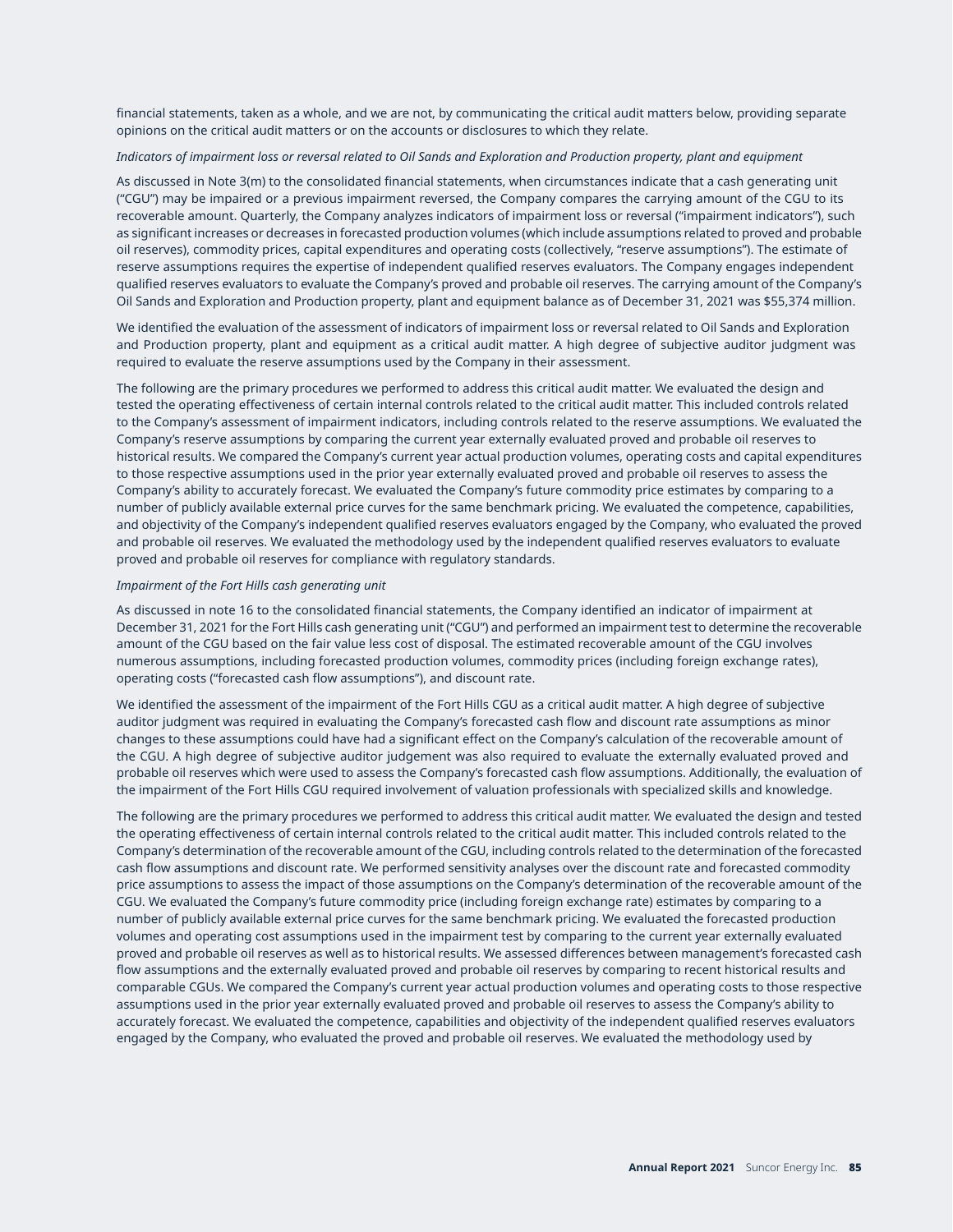financial statements, taken as a whole, and we are not, by communicating the critical audit matters below, providing separate opinions on the critical audit matters or on the accounts or disclosures to which they relate.

*Indicators of impairment loss or reversal related to Oil Sands and Exploration and Production property, plant and equipment*

As discussed in Note 3(m) to the consolidated financial statements, when circumstances indicate that a cash generating unit ("CGU") may be impaired or a previous impairment reversed, the Company compares the carrying amount of the CGU to its recoverable amount. Quarterly, the Company analyzes indicators of impairment loss or reversal ("impairment indicators"), such as significant increases or decreases in forecasted production volumes (which include assumptions related to proved and probable oil reserves), commodity prices, capital expenditures and operating costs (collectively, "reserve assumptions"). The estimate of reserve assumptions requires the expertise of independent qualified reserves evaluators. The Company engages independent qualified reserves evaluators to evaluate the Company's proved and probable oil reserves. The carrying amount of the Company's Oil Sands and Exploration and Production property, plant and equipment balance as of December 31, 2021 was $55,374 million.

We identified the evaluation of the assessment of indicators of impairment loss or reversal related to Oil Sands and Exploration and Production property, plant and equipment as a critical audit matter. A high degree of subjective auditor judgment was required to evaluate the reserve assumptions used by the Company in their assessment.

The following are the primary procedures we performed to address this critical audit matter. We evaluated the design and tested the operating effectiveness of certain internal controls related to the critical audit matter. This included controls related to the Company's assessment of impairment indicators, including controls related to the reserve assumptions. We evaluated the Company's reserve assumptions by comparing the current year externally evaluated proved and probable oil reserves to historical results. We compared the Company's current year actual production volumes, operating costs and capital expenditures to those respective assumptions used in the prior year externally evaluated proved and probable oil reserves to assess the Company's ability to accurately forecast. We evaluated the Company's future commodity price estimates by comparing to a number of publicly available external price curves for the same benchmark pricing. We evaluated the competence, capabilities, and objectivity of the Company's independent qualified reserves evaluators engaged by the Company, who evaluated the proved and probable oil reserves. We evaluated the methodology used by the independent qualified reserves evaluators to evaluate proved and probable oil reserves for compliance with regulatory standards.

*Impairment of the Fort Hills cash generating unit*

As discussed in note 16 to the consolidated financial statements, the Company identified an indicator of impairment at December 31, 2021 for the Fort Hills cash generating unit ("CGU") and performed an impairment test to determine the recoverable amount of the CGU based on the fair value less cost of disposal. The estimated recoverable amount of the CGU involves numerous assumptions, including forecasted production volumes, commodity prices (including foreign exchange rates), operating costs ("forecasted cash flow assumptions"), and discount rate.

We identified the assessment of the impairment of the Fort Hills CGU as a critical audit matter. A high degree of subjective auditor judgment was required in evaluating the Company's forecasted cash flow and discount rate assumptions as minor changes to these assumptions could have had a significant effect on the Company's calculation of the recoverable amount of the CGU. A high degree of subjective auditor judgement was also required to evaluate the externally evaluated proved and probable oil reserves which were used to assess the Company's forecasted cash flow assumptions. Additionally, the evaluation of the impairment of the Fort Hills CGU required involvement of valuation professionals with specialized skills and knowledge.

The following are the primary procedures we performed to address this critical audit matter. We evaluated the design and tested the operating effectiveness of certain internal controls related to the critical audit matter. This included controls related to the Company's determination of the recoverable amount of the CGU, including controls related to the determination of the forecasted cash flow assumptions and discount rate. We performed sensitivity analyses over the discount rate and forecasted commodity price assumptions to assess the impact of those assumptions on the Company's determination of the recoverable amount of the CGU. We evaluated the Company's future commodity price (including foreign exchange rate) estimates by comparing to a number of publicly available external price curves for the same benchmark pricing. We evaluated the forecasted production volumes and operating cost assumptions used in the impairment test by comparing to the current year externally evaluated proved and probable oil reserves as well as to historical results. We assessed differences between management's forecasted cash flow assumptions and the externally evaluated proved and probable oil reserves by comparing to recent historical results and comparable CGUs. We compared the Company's current year actual production volumes and operating costs to those respective assumptions used in the prior year externally evaluated proved and probable oil reserves to assess the Company's ability to accurately forecast. We evaluated the competence, capabilities and objectivity of the independent qualified reserves evaluators engaged by the Company, who evaluated the proved and probable oil reserves. We evaluated the methodology used by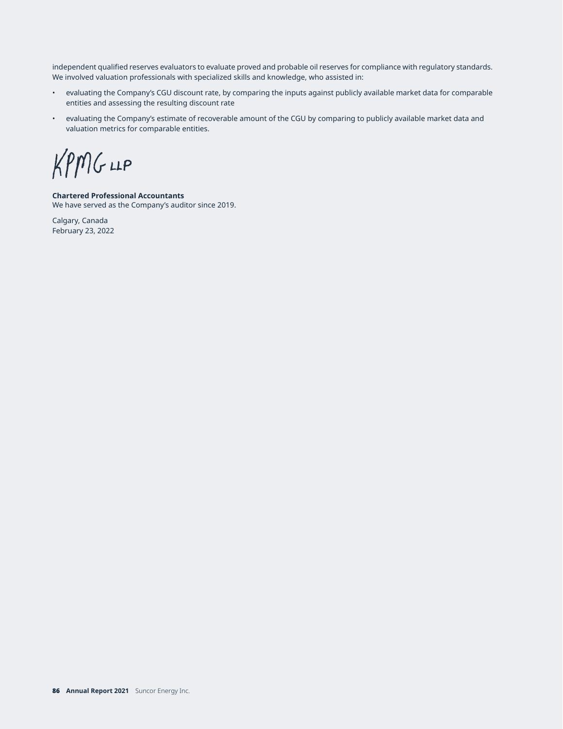independent qualified reserves evaluators to evaluate proved and probable oil reserves for compliance with regulatory standards. We involved valuation professionals with specialized skills and knowledge, who assisted in:

- evaluating the Company's CGU discount rate, by comparing the inputs against publicly available market data for comparable entities and assessing the resulting discount rate
- evaluating the Company's estimate of recoverable amount of the CGU by comparing to publicly available market data and valuation metrics for comparable entities.

KPMG LLP

**Chartered Professional Accountants**
We have served as the Company's auditor since 2019.

Calgary, Canada
February 23, 2022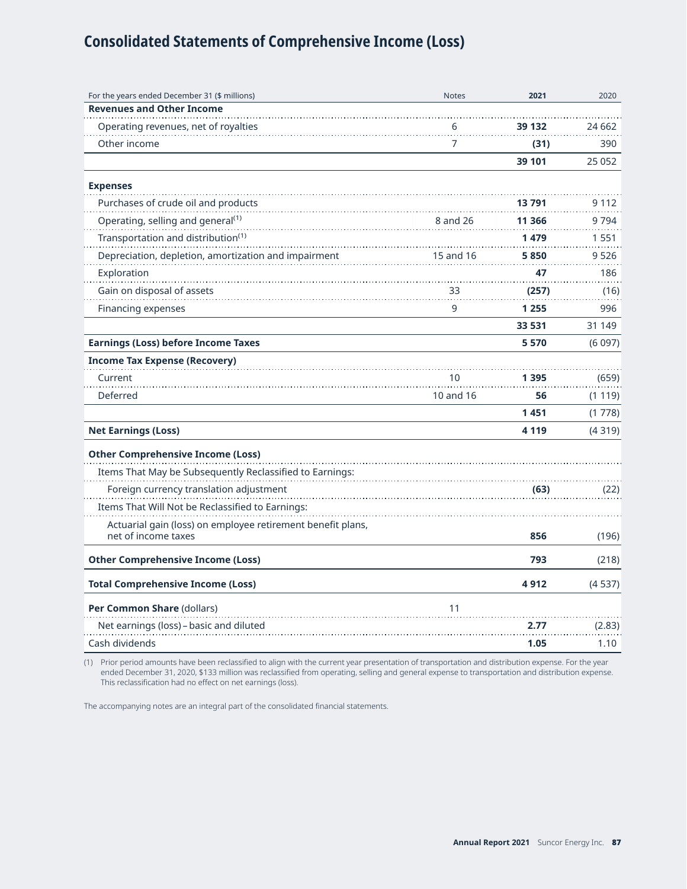# Consolidated Statements of Comprehensive Income (Loss)

| For the years ended December 31 ($ millions) | Notes | 2021 | 2020 |
|---|---|---|---|
| **Revenues and Other Income** | | | |
| Operating revenues, net of royalties | 6 | **39 132** | 24 662 |
| Other income | 7 | **(31)** | 390 |
| | | **39 101** | 25 052 |
| **Expenses** | | | |
| Purchases of crude oil and products | | **13 791** | 9 112 |
| Operating, selling and general[(1)] | 8 and 26 | **11 366** | 9 794 |
| Transportation and distribution[(1)] | | **1 479** | 1 551 |
| Depreciation, depletion, amortization and impairment | 15 and 16 | **5 850** | 9 526 |
| Exploration | | **47** | 186 |
| Gain on disposal of assets | 33 | **(257)** | (16) |
| Financing expenses | 9 | **1 255** | 996 |
| | | **33 531** | 31 149 |
| **Earnings (Loss) before Income Taxes** | | **5 570** | (6 097) |
| **Income Tax Expense (Recovery)** | | | |
| Current | 10 | **1 395** | (659) |
| Deferred | 10 and 16 | **56** | (1 119) |
| | | **1 451** | (1 778) |
| **Net Earnings (Loss)** | | **4 119** | (4 319) |
| **Other Comprehensive Income (Loss)** | | | |
| Items That May be Subsequently Reclassified to Earnings: | | | |
| Foreign currency translation adjustment | | **(63)** | (22) |
| Items That Will Not be Reclassified to Earnings: | | | |
| Actuarial gain (loss) on employee retirement benefit plans, net of income taxes | | **856** | (196) |
| **Other Comprehensive Income (Loss)** | | **793** | (218) |
| **Total Comprehensive Income (Loss)** | | **4 912** | (4 537) |
| **Per Common Share** (dollars) | 11 | | |
| Net earnings (loss) – basic and diluted | | **2.77** | (2.83) |
| Cash dividends | | **1.05** | 1.10 |

(1) Prior period amounts have been reclassified to align with the current year presentation of transportation and distribution expense. For the year ended December 31, 2020, $133 million was reclassified from operating, selling and general expense to transportation and distribution expense. This reclassification had no effect on net earnings (loss).

The accompanying notes are an integral part of the consolidated financial statements.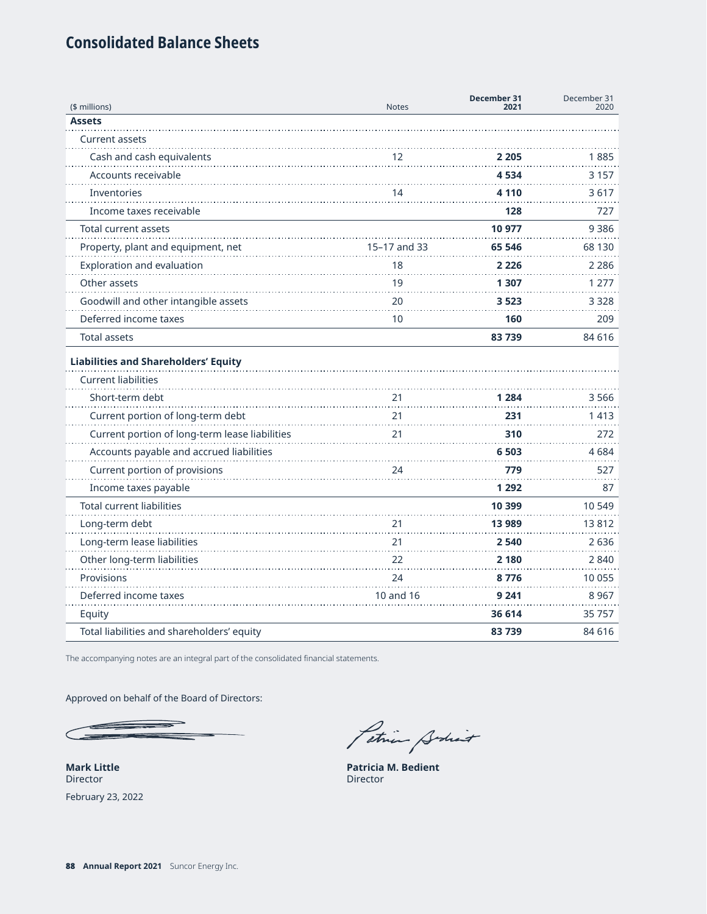# Consolidated Balance Sheets

| ($ millions) | Notes | **December 31 2021** | December 31 2020 |
|---|---|---|---|
| **Assets** | | | |
| Current assets | | | |
| Cash and cash equivalents | 12 | **2 205** | 1 885 |
| Accounts receivable | | **4 534** | 3 157 |
| Inventories | 14 | **4 110** | 3 617 |
| Income taxes receivable | | **128** | 727 |
| Total current assets | | **10 977** | 9 386 |
| Property, plant and equipment, net | 15–17 and 33 | **65 546** | 68 130 |
| Exploration and evaluation | 18 | **2 226** | 2 286 |
| Other assets | 19 | **1 307** | 1 277 |
| Goodwill and other intangible assets | 20 | **3 523** | 3 328 |
| Deferred income taxes | 10 | **160** | 209 |
| Total assets | | **83 739** | 84 616 |
| **Liabilities and Shareholders' Equity** | | | |
| Current liabilities | | | |
| Short-term debt | 21 | **1 284** | 3 566 |
| Current portion of long-term debt | 21 | **231** | 1 413 |
| Current portion of long-term lease liabilities | 21 | **310** | 272 |
| Accounts payable and accrued liabilities | | **6 503** | 4 684 |
| Current portion of provisions | 24 | **779** | 527 |
| Income taxes payable | | **1 292** | 87 |
| Total current liabilities | | **10 399** | 10 549 |
| Long-term debt | 21 | **13 989** | 13 812 |
| Long-term lease liabilities | 21 | **2 540** | 2 636 |
| Other long-term liabilities | 22 | **2 180** | 2 840 |
| Provisions | 24 | **8 776** | 10 055 |
| Deferred income taxes | 10 and 16 | **9 241** | 8 967 |
| Equity | | **36 614** | 35 757 |
| Total liabilities and shareholders' equity | | **83 739** | 84 616 |

The accompanying notes are an integral part of the consolidated financial statements.

Approved on behalf of the Board of Directors:

**Mark Little**
Director

February 23, 2022

**Patricia M. Bedient**
Director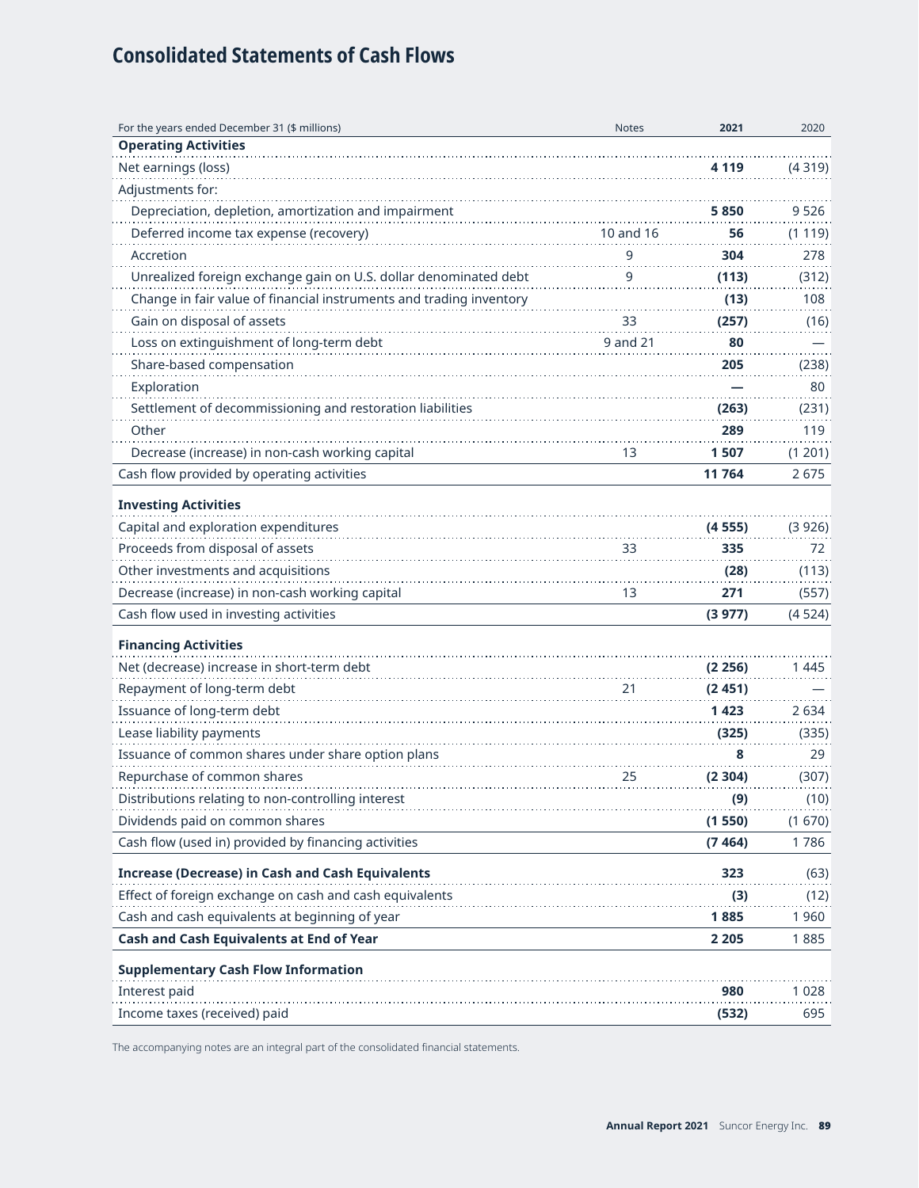# Consolidated Statements of Cash Flows

| For the years ended December 31 ($ millions) | Notes | 2021 | 2020 |
|---|---|---|---|
| **Operating Activities** | | | |
| Net earnings (loss) | | **4 119** | (4 319) |
| Adjustments for: | | | |
| Depreciation, depletion, amortization and impairment | | **5 850** | 9 526 |
| Deferred income tax expense (recovery) | 10 and 16 | **56** | (1 119) |
| Accretion | 9 | **304** | 278 |
| Unrealized foreign exchange gain on U.S. dollar denominated debt | 9 | **(113)** | (312) |
| Change in fair value of financial instruments and trading inventory | | **(13)** | 108 |
| Gain on disposal of assets | 33 | **(257)** | (16) |
| Loss on extinguishment of long-term debt | 9 and 21 | **80** | — |
| Share-based compensation | | **205** | (238) |
| Exploration | | **—** | 80 |
| Settlement of decommissioning and restoration liabilities | | **(263)** | (231) |
| Other | | **289** | 119 |
| Decrease (increase) in non-cash working capital | 13 | **1 507** | (1 201) |
| Cash flow provided by operating activities | | **11 764** | 2 675 |
| **Investing Activities** | | | |
| Capital and exploration expenditures | | **(4 555)** | (3 926) |
| Proceeds from disposal of assets | 33 | **335** | 72 |
| Other investments and acquisitions | | **(28)** | (113) |
| Decrease (increase) in non-cash working capital | 13 | **271** | (557) |
| Cash flow used in investing activities | | **(3 977)** | (4 524) |
| **Financing Activities** | | | |
| Net (decrease) increase in short-term debt | | **(2 256)** | 1 445 |
| Repayment of long-term debt | 21 | **(2 451)** | — |
| Issuance of long-term debt | | **1 423** | 2 634 |
| Lease liability payments | | **(325)** | (335) |
| Issuance of common shares under share option plans | | **8** | 29 |
| Repurchase of common shares | 25 | **(2 304)** | (307) |
| Distributions relating to non-controlling interest | | **(9)** | (10) |
| Dividends paid on common shares | | **(1 550)** | (1 670) |
| Cash flow (used in) provided by financing activities | | **(7 464)** | 1 786 |
| **Increase (Decrease) in Cash and Cash Equivalents** | | **323** | (63) |
| Effect of foreign exchange on cash and cash equivalents | | **(3)** | (12) |
| Cash and cash equivalents at beginning of year | | **1 885** | 1 960 |
| **Cash and Cash Equivalents at End of Year** | | **2 205** | 1 885 |
| **Supplementary Cash Flow Information** | | | |
| Interest paid | | **980** | 1 028 |
| Income taxes (received) paid | | **(532)** | 695 |

The accompanying notes are an integral part of the consolidated financial statements.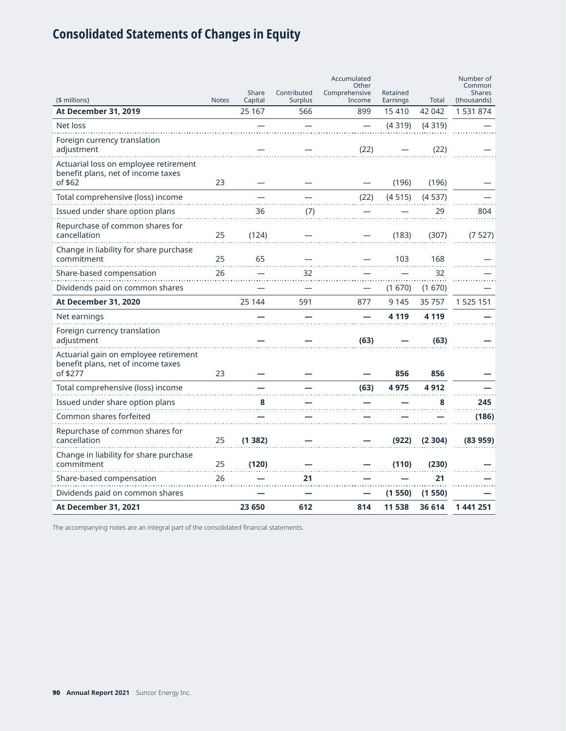# Consolidated Statements of Changes in Equity

| ($ millions) | Notes | Share Capital | Contributed Surplus | Accumulated Other Comprehensive Income | Retained Earnings | Total | Number of Common Shares (thousands) |
|---|---|---|---|---|---|---|---|
| **At December 31, 2019** | | 25 167 | 566 | 899 | 15 410 | 42 042 | 1 531 874 |
| Net loss | | — | — | — | (4 319) | (4 319) | — |
| Foreign currency translation adjustment | | — | — | (22) | — | (22) | — |
| Actuarial loss on employee retirement benefit plans, net of income taxes of $62 | 23 | — | — | — | (196) | (196) | — |
| Total comprehensive (loss) income | | — | — | (22) | (4 515) | (4 537) | — |
| Issued under share option plans | | 36 | (7) | — | — | 29 | 804 |
| Repurchase of common shares for cancellation | 25 | (124) | — | — | (183) | (307) | (7 527) |
| Change in liability for share purchase commitment | 25 | 65 | — | — | 103 | 168 | — |
| Share-based compensation | 26 | — | 32 | — | — | 32 | — |
| Dividends paid on common shares | | — | — | — | (1 670) | (1 670) | — |
| **At December 31, 2020** | | 25 144 | 591 | 877 | 9 145 | 35 757 | 1 525 151 |
| Net earnings | | **—** | **—** | **—** | **4 119** | **4 119** | **—** |
| Foreign currency translation adjustment | | **—** | **—** | **(63)** | **—** | **(63)** | **—** |
| Actuarial gain on employee retirement benefit plans, net of income taxes of $277 | 23 | **—** | **—** | **—** | **856** | **856** | **—** |
| Total comprehensive (loss) income | | **—** | **—** | **(63)** | **4 975** | **4 912** | **—** |
| Issued under share option plans | | **8** | **—** | **—** | **—** | **8** | **245** |
| Common shares forfeited | | **—** | **—** | **—** | **—** | **—** | **(186)** |
| Repurchase of common shares for cancellation | 25 | **(1 382)** | **—** | **—** | **(922)** | **(2 304)** | **(83 959)** |
| Change in liability for share purchase commitment | 25 | **(120)** | **—** | **—** | **(110)** | **(230)** | **—** |
| Share-based compensation | 26 | **—** | **21** | **—** | **—** | **21** | **—** |
| Dividends paid on common shares | | **—** | **—** | **—** | **(1 550)** | **(1 550)** | **—** |
| **At December 31, 2021** | | **23 650** | **612** | **814** | **11 538** | **36 614** | **1 441 251** |

The accompanying notes are an integral part of the consolidated financial statements.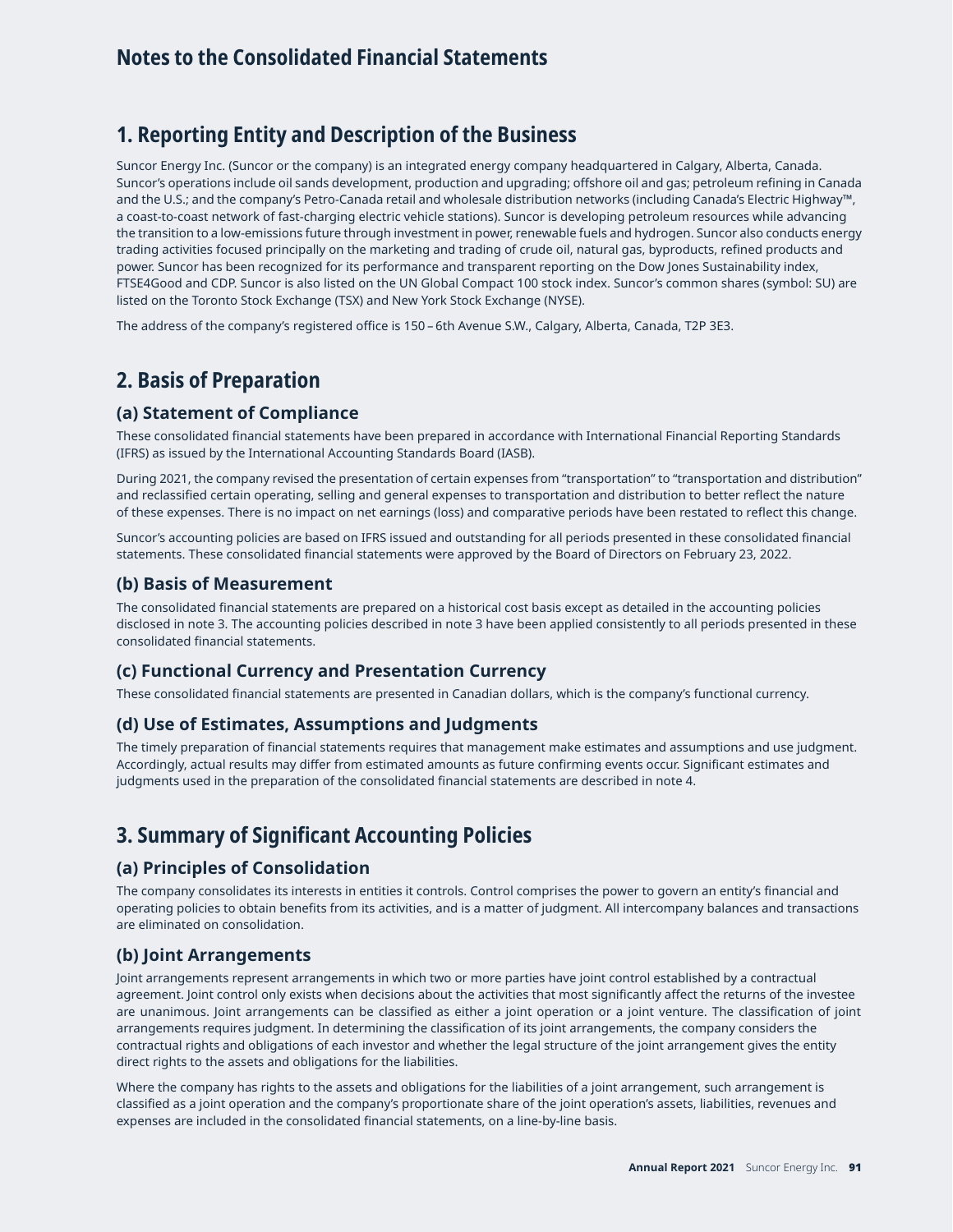# Notes to the Consolidated Financial Statements

## 1. Reporting Entity and Description of the Business

Suncor Energy Inc. (Suncor or the company) is an integrated energy company headquartered in Calgary, Alberta, Canada. Suncor's operations include oil sands development, production and upgrading; offshore oil and gas; petroleum refining in Canada and the U.S.; and the company's Petro-Canada retail and wholesale distribution networks (including Canada's Electric Highway™, a coast-to-coast network of fast-charging electric vehicle stations). Suncor is developing petroleum resources while advancing the transition to a low-emissions future through investment in power, renewable fuels and hydrogen. Suncor also conducts energy trading activities focused principally on the marketing and trading of crude oil, natural gas, byproducts, refined products and power. Suncor has been recognized for its performance and transparent reporting on the Dow Jones Sustainability index, FTSE4Good and CDP. Suncor is also listed on the UN Global Compact 100 stock index. Suncor's common shares (symbol: SU) are listed on the Toronto Stock Exchange (TSX) and New York Stock Exchange (NYSE).

The address of the company's registered office is 150 – 6th Avenue S.W., Calgary, Alberta, Canada, T2P 3E3.

## 2. Basis of Preparation

### (a) Statement of Compliance

These consolidated financial statements have been prepared in accordance with International Financial Reporting Standards (IFRS) as issued by the International Accounting Standards Board (IASB).

During 2021, the company revised the presentation of certain expenses from "transportation" to "transportation and distribution" and reclassified certain operating, selling and general expenses to transportation and distribution to better reflect the nature of these expenses. There is no impact on net earnings (loss) and comparative periods have been restated to reflect this change.

Suncor's accounting policies are based on IFRS issued and outstanding for all periods presented in these consolidated financial statements. These consolidated financial statements were approved by the Board of Directors on February 23, 2022.

### (b) Basis of Measurement

The consolidated financial statements are prepared on a historical cost basis except as detailed in the accounting policies disclosed in note 3. The accounting policies described in note 3 have been applied consistently to all periods presented in these consolidated financial statements.

### (c) Functional Currency and Presentation Currency

These consolidated financial statements are presented in Canadian dollars, which is the company's functional currency.

### (d) Use of Estimates, Assumptions and Judgments

The timely preparation of financial statements requires that management make estimates and assumptions and use judgment. Accordingly, actual results may differ from estimated amounts as future confirming events occur. Significant estimates and judgments used in the preparation of the consolidated financial statements are described in note 4.

## 3. Summary of Significant Accounting Policies

### (a) Principles of Consolidation

The company consolidates its interests in entities it controls. Control comprises the power to govern an entity's financial and operating policies to obtain benefits from its activities, and is a matter of judgment. All intercompany balances and transactions are eliminated on consolidation.

### (b) Joint Arrangements

Joint arrangements represent arrangements in which two or more parties have joint control established by a contractual agreement. Joint control only exists when decisions about the activities that most significantly affect the returns of the investee are unanimous. Joint arrangements can be classified as either a joint operation or a joint venture. The classification of joint arrangements requires judgment. In determining the classification of its joint arrangements, the company considers the contractual rights and obligations of each investor and whether the legal structure of the joint arrangement gives the entity direct rights to the assets and obligations for the liabilities.

Where the company has rights to the assets and obligations for the liabilities of a joint arrangement, such arrangement is classified as a joint operation and the company's proportionate share of the joint operation's assets, liabilities, revenues and expenses are included in the consolidated financial statements, on a line-by-line basis.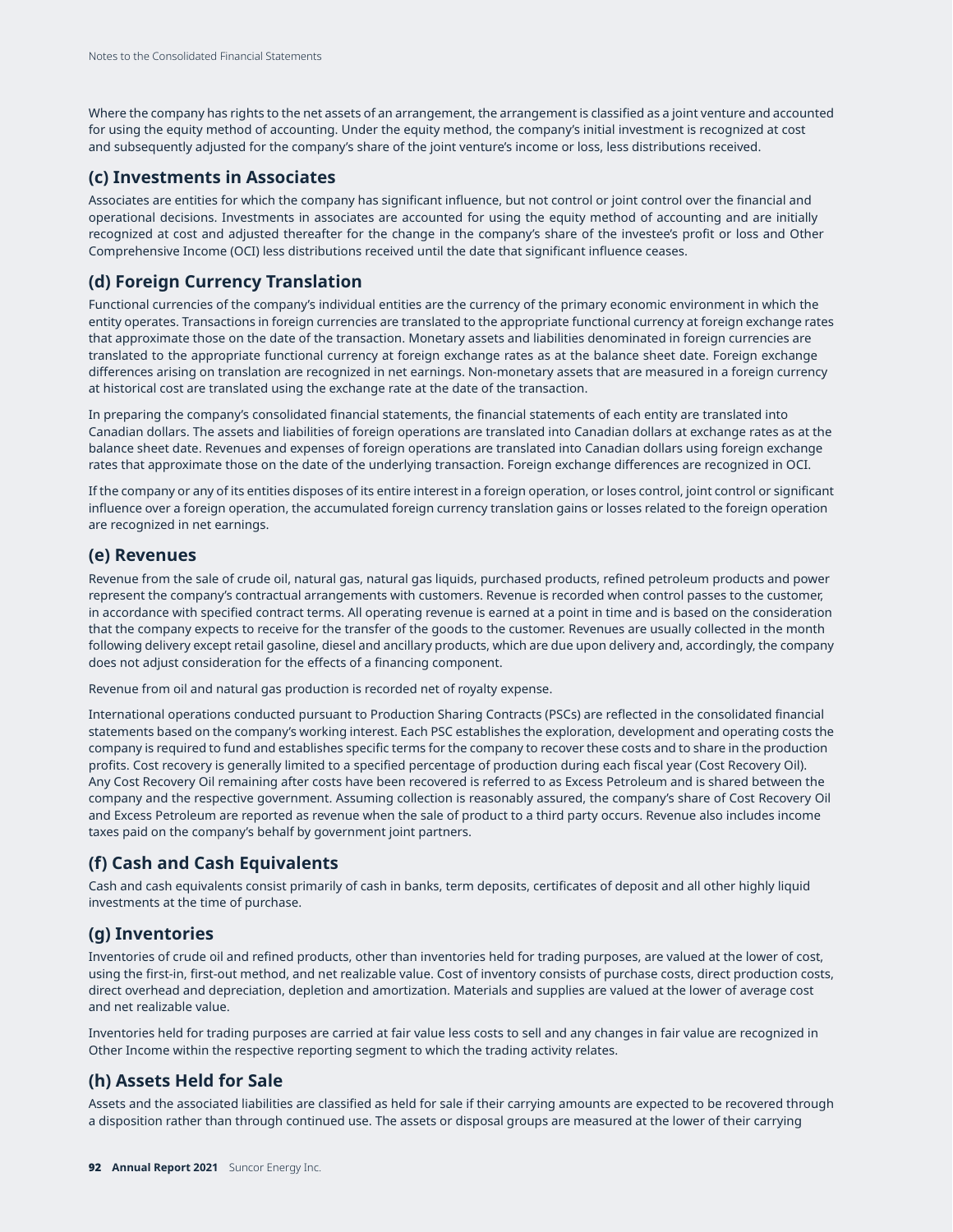Where the company has rights to the net assets of an arrangement, the arrangement is classified as a joint venture and accounted for using the equity method of accounting. Under the equity method, the company's initial investment is recognized at cost and subsequently adjusted for the company's share of the joint venture's income or loss, less distributions received.

## (c) Investments in Associates

Associates are entities for which the company has significant influence, but not control or joint control over the financial and operational decisions. Investments in associates are accounted for using the equity method of accounting and are initially recognized at cost and adjusted thereafter for the change in the company's share of the investee's profit or loss and Other Comprehensive Income (OCI) less distributions received until the date that significant influence ceases.

## (d) Foreign Currency Translation

Functional currencies of the company's individual entities are the currency of the primary economic environment in which the entity operates. Transactions in foreign currencies are translated to the appropriate functional currency at foreign exchange rates that approximate those on the date of the transaction. Monetary assets and liabilities denominated in foreign currencies are translated to the appropriate functional currency at foreign exchange rates as at the balance sheet date. Foreign exchange differences arising on translation are recognized in net earnings. Non-monetary assets that are measured in a foreign currency at historical cost are translated using the exchange rate at the date of the transaction.

In preparing the company's consolidated financial statements, the financial statements of each entity are translated into Canadian dollars. The assets and liabilities of foreign operations are translated into Canadian dollars at exchange rates as at the balance sheet date. Revenues and expenses of foreign operations are translated into Canadian dollars using foreign exchange rates that approximate those on the date of the underlying transaction. Foreign exchange differences are recognized in OCI.

If the company or any of its entities disposes of its entire interest in a foreign operation, or loses control, joint control or significant influence over a foreign operation, the accumulated foreign currency translation gains or losses related to the foreign operation are recognized in net earnings.

## (e) Revenues

Revenue from the sale of crude oil, natural gas, natural gas liquids, purchased products, refined petroleum products and power represent the company's contractual arrangements with customers. Revenue is recorded when control passes to the customer, in accordance with specified contract terms. All operating revenue is earned at a point in time and is based on the consideration that the company expects to receive for the transfer of the goods to the customer. Revenues are usually collected in the month following delivery except retail gasoline, diesel and ancillary products, which are due upon delivery and, accordingly, the company does not adjust consideration for the effects of a financing component.

Revenue from oil and natural gas production is recorded net of royalty expense.

International operations conducted pursuant to Production Sharing Contracts (PSCs) are reflected in the consolidated financial statements based on the company's working interest. Each PSC establishes the exploration, development and operating costs the company is required to fund and establishes specific terms for the company to recover these costs and to share in the production profits. Cost recovery is generally limited to a specified percentage of production during each fiscal year (Cost Recovery Oil). Any Cost Recovery Oil remaining after costs have been recovered is referred to as Excess Petroleum and is shared between the company and the respective government. Assuming collection is reasonably assured, the company's share of Cost Recovery Oil and Excess Petroleum are reported as revenue when the sale of product to a third party occurs. Revenue also includes income taxes paid on the company's behalf by government joint partners.

## (f) Cash and Cash Equivalents

Cash and cash equivalents consist primarily of cash in banks, term deposits, certificates of deposit and all other highly liquid investments at the time of purchase.

## (g) Inventories

Inventories of crude oil and refined products, other than inventories held for trading purposes, are valued at the lower of cost, using the first-in, first-out method, and net realizable value. Cost of inventory consists of purchase costs, direct production costs, direct overhead and depreciation, depletion and amortization. Materials and supplies are valued at the lower of average cost and net realizable value.

Inventories held for trading purposes are carried at fair value less costs to sell and any changes in fair value are recognized in Other Income within the respective reporting segment to which the trading activity relates.

## (h) Assets Held for Sale

Assets and the associated liabilities are classified as held for sale if their carrying amounts are expected to be recovered through a disposition rather than through continued use. The assets or disposal groups are measured at the lower of their carrying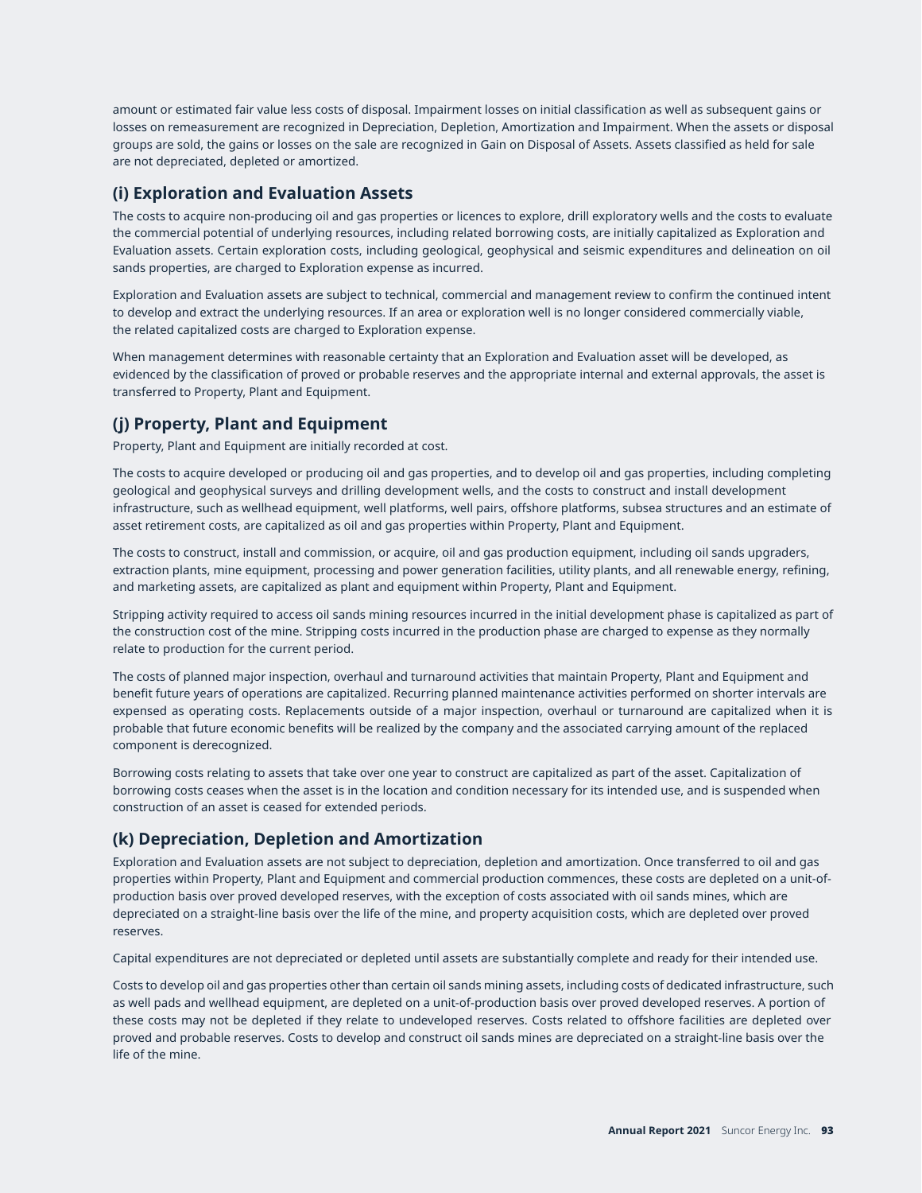amount or estimated fair value less costs of disposal. Impairment losses on initial classification as well as subsequent gains or losses on remeasurement are recognized in Depreciation, Depletion, Amortization and Impairment. When the assets or disposal groups are sold, the gains or losses on the sale are recognized in Gain on Disposal of Assets. Assets classified as held for sale are not depreciated, depleted or amortized.

## (i) Exploration and Evaluation Assets

The costs to acquire non-producing oil and gas properties or licences to explore, drill exploratory wells and the costs to evaluate the commercial potential of underlying resources, including related borrowing costs, are initially capitalized as Exploration and Evaluation assets. Certain exploration costs, including geological, geophysical and seismic expenditures and delineation on oil sands properties, are charged to Exploration expense as incurred.

Exploration and Evaluation assets are subject to technical, commercial and management review to confirm the continued intent to develop and extract the underlying resources. If an area or exploration well is no longer considered commercially viable, the related capitalized costs are charged to Exploration expense.

When management determines with reasonable certainty that an Exploration and Evaluation asset will be developed, as evidenced by the classification of proved or probable reserves and the appropriate internal and external approvals, the asset is transferred to Property, Plant and Equipment.

## (j) Property, Plant and Equipment

Property, Plant and Equipment are initially recorded at cost.

The costs to acquire developed or producing oil and gas properties, and to develop oil and gas properties, including completing geological and geophysical surveys and drilling development wells, and the costs to construct and install development infrastructure, such as wellhead equipment, well platforms, well pairs, offshore platforms, subsea structures and an estimate of asset retirement costs, are capitalized as oil and gas properties within Property, Plant and Equipment.

The costs to construct, install and commission, or acquire, oil and gas production equipment, including oil sands upgraders, extraction plants, mine equipment, processing and power generation facilities, utility plants, and all renewable energy, refining, and marketing assets, are capitalized as plant and equipment within Property, Plant and Equipment.

Stripping activity required to access oil sands mining resources incurred in the initial development phase is capitalized as part of the construction cost of the mine. Stripping costs incurred in the production phase are charged to expense as they normally relate to production for the current period.

The costs of planned major inspection, overhaul and turnaround activities that maintain Property, Plant and Equipment and benefit future years of operations are capitalized. Recurring planned maintenance activities performed on shorter intervals are expensed as operating costs. Replacements outside of a major inspection, overhaul or turnaround are capitalized when it is probable that future economic benefits will be realized by the company and the associated carrying amount of the replaced component is derecognized.

Borrowing costs relating to assets that take over one year to construct are capitalized as part of the asset. Capitalization of borrowing costs ceases when the asset is in the location and condition necessary for its intended use, and is suspended when construction of an asset is ceased for extended periods.

## (k) Depreciation, Depletion and Amortization

Exploration and Evaluation assets are not subject to depreciation, depletion and amortization. Once transferred to oil and gas properties within Property, Plant and Equipment and commercial production commences, these costs are depleted on a unit-of-production basis over proved developed reserves, with the exception of costs associated with oil sands mines, which are depreciated on a straight-line basis over the life of the mine, and property acquisition costs, which are depleted over proved reserves.

Capital expenditures are not depreciated or depleted until assets are substantially complete and ready for their intended use.

Costs to develop oil and gas properties other than certain oil sands mining assets, including costs of dedicated infrastructure, such as well pads and wellhead equipment, are depleted on a unit-of-production basis over proved developed reserves. A portion of these costs may not be depleted if they relate to undeveloped reserves. Costs related to offshore facilities are depleted over proved and probable reserves. Costs to develop and construct oil sands mines are depreciated on a straight-line basis over the life of the mine.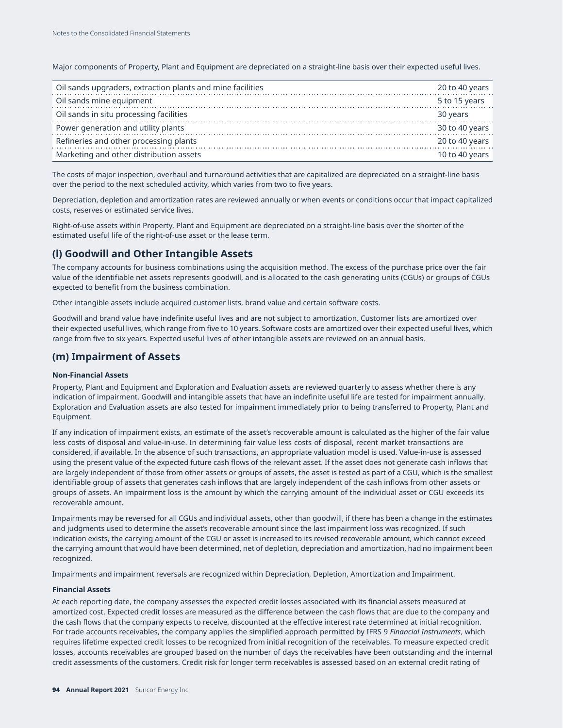Major components of Property, Plant and Equipment are depreciated on a straight-line basis over their expected useful lives.

| | |
|---|---|
| Oil sands upgraders, extraction plants and mine facilities | 20 to 40 years |
| Oil sands mine equipment | 5 to 15 years |
| Oil sands in situ processing facilities | 30 years |
| Power generation and utility plants | 30 to 40 years |
| Refineries and other processing plants | 20 to 40 years |
| Marketing and other distribution assets | 10 to 40 years |

The costs of major inspection, overhaul and turnaround activities that are capitalized are depreciated on a straight-line basis over the period to the next scheduled activity, which varies from two to five years.

Depreciation, depletion and amortization rates are reviewed annually or when events or conditions occur that impact capitalized costs, reserves or estimated service lives.

Right-of-use assets within Property, Plant and Equipment are depreciated on a straight-line basis over the shorter of the estimated useful life of the right-of-use asset or the lease term.

## (l) Goodwill and Other Intangible Assets

The company accounts for business combinations using the acquisition method. The excess of the purchase price over the fair value of the identifiable net assets represents goodwill, and is allocated to the cash generating units (CGUs) or groups of CGUs expected to benefit from the business combination.

Other intangible assets include acquired customer lists, brand value and certain software costs.

Goodwill and brand value have indefinite useful lives and are not subject to amortization. Customer lists are amortized over their expected useful lives, which range from five to 10 years. Software costs are amortized over their expected useful lives, which range from five to six years. Expected useful lives of other intangible assets are reviewed on an annual basis.

## (m) Impairment of Assets

**Non-Financial Assets**

Property, Plant and Equipment and Exploration and Evaluation assets are reviewed quarterly to assess whether there is any indication of impairment. Goodwill and intangible assets that have an indefinite useful life are tested for impairment annually. Exploration and Evaluation assets are also tested for impairment immediately prior to being transferred to Property, Plant and Equipment.

If any indication of impairment exists, an estimate of the asset's recoverable amount is calculated as the higher of the fair value less costs of disposal and value-in-use. In determining fair value less costs of disposal, recent market transactions are considered, if available. In the absence of such transactions, an appropriate valuation model is used. Value-in-use is assessed using the present value of the expected future cash flows of the relevant asset. If the asset does not generate cash inflows that are largely independent of those from other assets or groups of assets, the asset is tested as part of a CGU, which is the smallest identifiable group of assets that generates cash inflows that are largely independent of the cash inflows from other assets or groups of assets. An impairment loss is the amount by which the carrying amount of the individual asset or CGU exceeds its recoverable amount.

Impairments may be reversed for all CGUs and individual assets, other than goodwill, if there has been a change in the estimates and judgments used to determine the asset's recoverable amount since the last impairment loss was recognized. If such indication exists, the carrying amount of the CGU or asset is increased to its revised recoverable amount, which cannot exceed the carrying amount that would have been determined, net of depletion, depreciation and amortization, had no impairment been recognized.

Impairments and impairment reversals are recognized within Depreciation, Depletion, Amortization and Impairment.

**Financial Assets**

At each reporting date, the company assesses the expected credit losses associated with its financial assets measured at amortized cost. Expected credit losses are measured as the difference between the cash flows that are due to the company and the cash flows that the company expects to receive, discounted at the effective interest rate determined at initial recognition. For trade accounts receivables, the company applies the simplified approach permitted by IFRS 9 *Financial Instruments*, which requires lifetime expected credit losses to be recognized from initial recognition of the receivables. To measure expected credit losses, accounts receivables are grouped based on the number of days the receivables have been outstanding and the internal credit assessments of the customers. Credit risk for longer term receivables is assessed based on an external credit rating of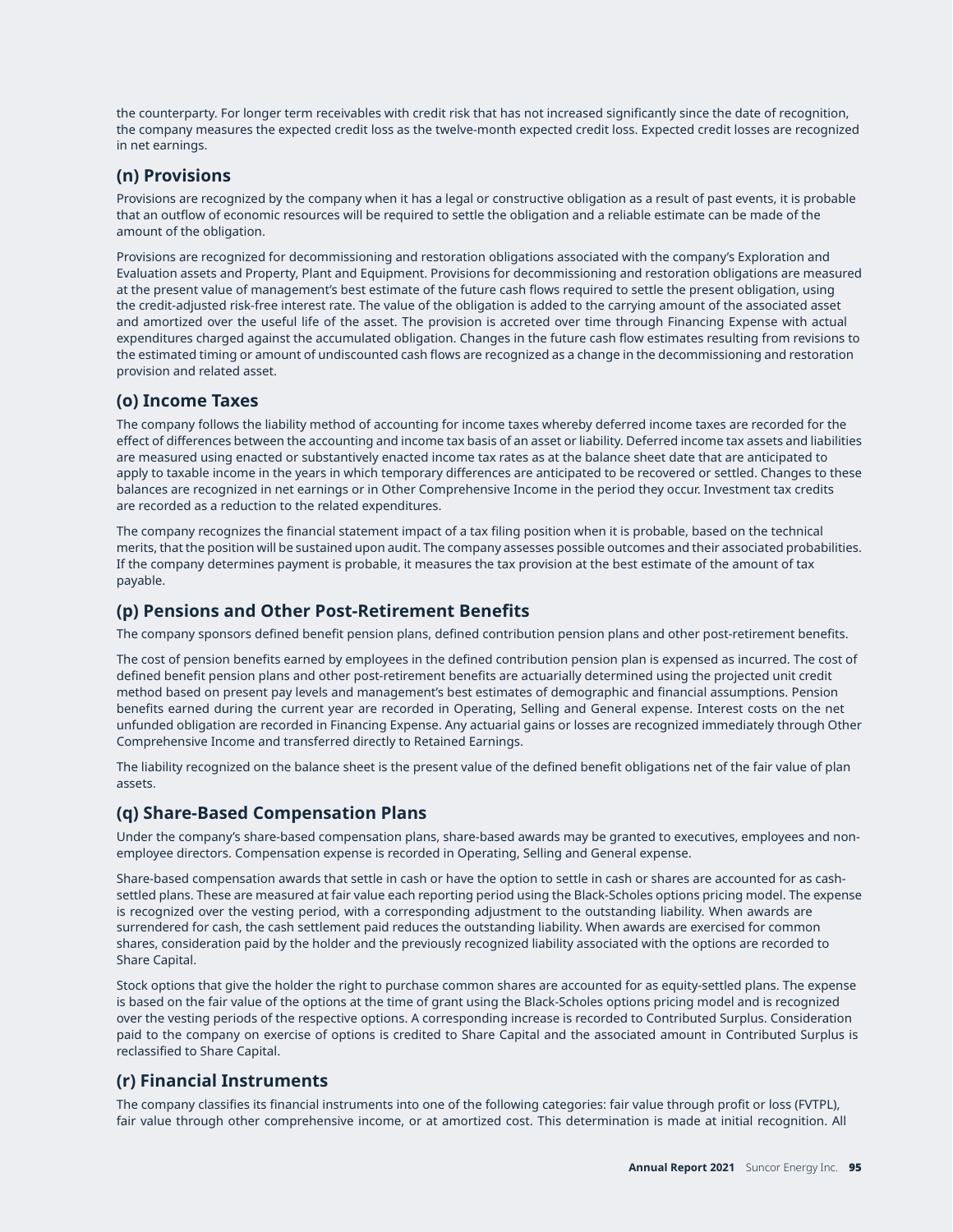the counterparty. For longer term receivables with credit risk that has not increased significantly since the date of recognition, the company measures the expected credit loss as the twelve-month expected credit loss. Expected credit losses are recognized in net earnings.

## (n) Provisions

Provisions are recognized by the company when it has a legal or constructive obligation as a result of past events, it is probable that an outflow of economic resources will be required to settle the obligation and a reliable estimate can be made of the amount of the obligation.

Provisions are recognized for decommissioning and restoration obligations associated with the company's Exploration and Evaluation assets and Property, Plant and Equipment. Provisions for decommissioning and restoration obligations are measured at the present value of management's best estimate of the future cash flows required to settle the present obligation, using the credit-adjusted risk-free interest rate. The value of the obligation is added to the carrying amount of the associated asset and amortized over the useful life of the asset. The provision is accreted over time through Financing Expense with actual expenditures charged against the accumulated obligation. Changes in the future cash flow estimates resulting from revisions to the estimated timing or amount of undiscounted cash flows are recognized as a change in the decommissioning and restoration provision and related asset.

## (o) Income Taxes

The company follows the liability method of accounting for income taxes whereby deferred income taxes are recorded for the effect of differences between the accounting and income tax basis of an asset or liability. Deferred income tax assets and liabilities are measured using enacted or substantively enacted income tax rates as at the balance sheet date that are anticipated to apply to taxable income in the years in which temporary differences are anticipated to be recovered or settled. Changes to these balances are recognized in net earnings or in Other Comprehensive Income in the period they occur. Investment tax credits are recorded as a reduction to the related expenditures.

The company recognizes the financial statement impact of a tax filing position when it is probable, based on the technical merits, that the position will be sustained upon audit. The company assesses possible outcomes and their associated probabilities. If the company determines payment is probable, it measures the tax provision at the best estimate of the amount of tax payable.

## (p) Pensions and Other Post-Retirement Benefits

The company sponsors defined benefit pension plans, defined contribution pension plans and other post-retirement benefits.

The cost of pension benefits earned by employees in the defined contribution pension plan is expensed as incurred. The cost of defined benefit pension plans and other post-retirement benefits are actuarially determined using the projected unit credit method based on present pay levels and management's best estimates of demographic and financial assumptions. Pension benefits earned during the current year are recorded in Operating, Selling and General expense. Interest costs on the net unfunded obligation are recorded in Financing Expense. Any actuarial gains or losses are recognized immediately through Other Comprehensive Income and transferred directly to Retained Earnings.

The liability recognized on the balance sheet is the present value of the defined benefit obligations net of the fair value of plan assets.

## (q) Share-Based Compensation Plans

Under the company's share-based compensation plans, share-based awards may be granted to executives, employees and non-employee directors. Compensation expense is recorded in Operating, Selling and General expense.

Share-based compensation awards that settle in cash or have the option to settle in cash or shares are accounted for as cash-settled plans. These are measured at fair value each reporting period using the Black-Scholes options pricing model. The expense is recognized over the vesting period, with a corresponding adjustment to the outstanding liability. When awards are surrendered for cash, the cash settlement paid reduces the outstanding liability. When awards are exercised for common shares, consideration paid by the holder and the previously recognized liability associated with the options are recorded to Share Capital.

Stock options that give the holder the right to purchase common shares are accounted for as equity-settled plans. The expense is based on the fair value of the options at the time of grant using the Black-Scholes options pricing model and is recognized over the vesting periods of the respective options. A corresponding increase is recorded to Contributed Surplus. Consideration paid to the company on exercise of options is credited to Share Capital and the associated amount in Contributed Surplus is reclassified to Share Capital.

## (r) Financial Instruments

The company classifies its financial instruments into one of the following categories: fair value through profit or loss (FVTPL), fair value through other comprehensive income, or at amortized cost. This determination is made at initial recognition. All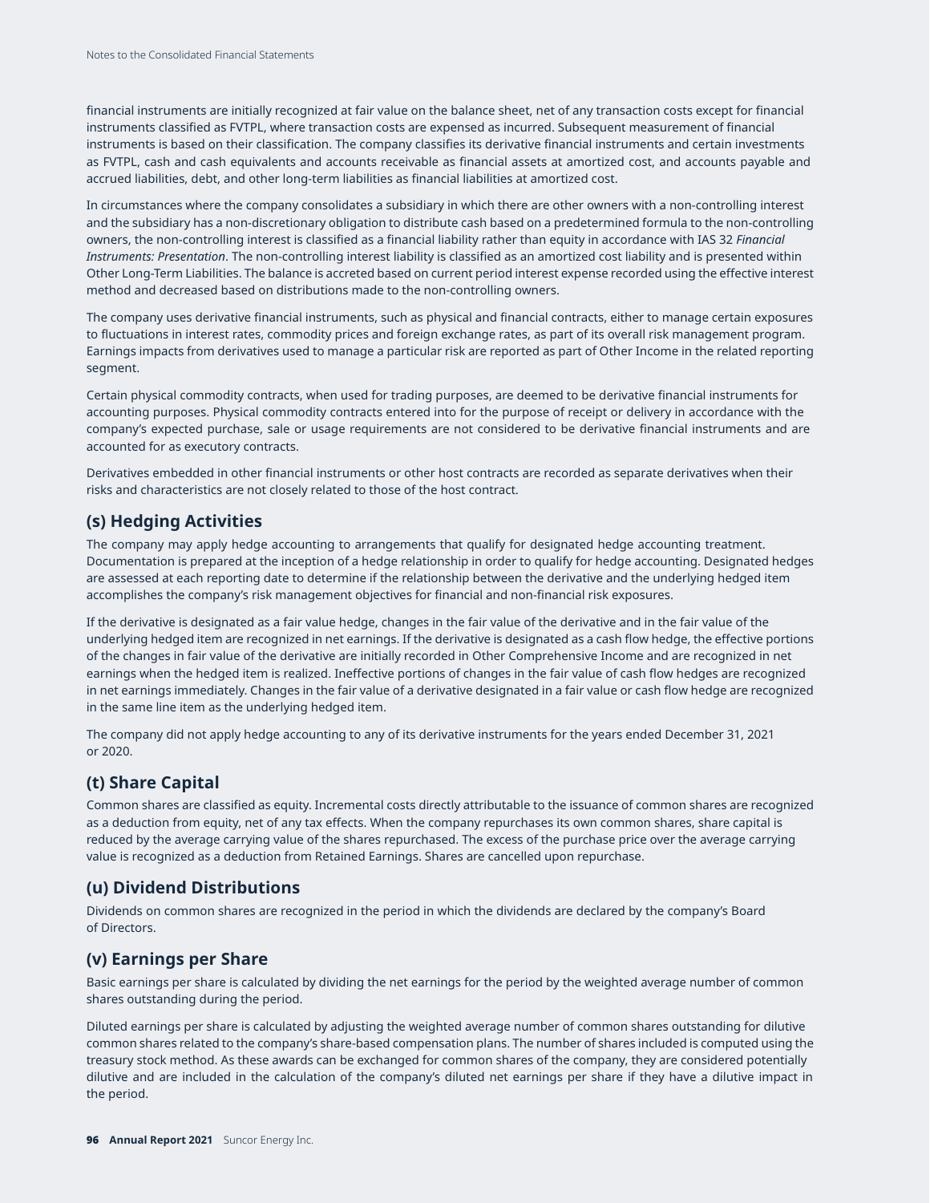financial instruments are initially recognized at fair value on the balance sheet, net of any transaction costs except for financial instruments classified as FVTPL, where transaction costs are expensed as incurred. Subsequent measurement of financial instruments is based on their classification. The company classifies its derivative financial instruments and certain investments as FVTPL, cash and cash equivalents and accounts receivable as financial assets at amortized cost, and accounts payable and accrued liabilities, debt, and other long-term liabilities as financial liabilities at amortized cost.

In circumstances where the company consolidates a subsidiary in which there are other owners with a non-controlling interest and the subsidiary has a non-discretionary obligation to distribute cash based on a predetermined formula to the non-controlling owners, the non-controlling interest is classified as a financial liability rather than equity in accordance with IAS 32 *Financial Instruments: Presentation*. The non-controlling interest liability is classified as an amortized cost liability and is presented within Other Long-Term Liabilities. The balance is accreted based on current period interest expense recorded using the effective interest method and decreased based on distributions made to the non-controlling owners.

The company uses derivative financial instruments, such as physical and financial contracts, either to manage certain exposures to fluctuations in interest rates, commodity prices and foreign exchange rates, as part of its overall risk management program. Earnings impacts from derivatives used to manage a particular risk are reported as part of Other Income in the related reporting segment.

Certain physical commodity contracts, when used for trading purposes, are deemed to be derivative financial instruments for accounting purposes. Physical commodity contracts entered into for the purpose of receipt or delivery in accordance with the company's expected purchase, sale or usage requirements are not considered to be derivative financial instruments and are accounted for as executory contracts.

Derivatives embedded in other financial instruments or other host contracts are recorded as separate derivatives when their risks and characteristics are not closely related to those of the host contract.

## (s) Hedging Activities

The company may apply hedge accounting to arrangements that qualify for designated hedge accounting treatment. Documentation is prepared at the inception of a hedge relationship in order to qualify for hedge accounting. Designated hedges are assessed at each reporting date to determine if the relationship between the derivative and the underlying hedged item accomplishes the company's risk management objectives for financial and non-financial risk exposures.

If the derivative is designated as a fair value hedge, changes in the fair value of the derivative and in the fair value of the underlying hedged item are recognized in net earnings. If the derivative is designated as a cash flow hedge, the effective portions of the changes in fair value of the derivative are initially recorded in Other Comprehensive Income and are recognized in net earnings when the hedged item is realized. Ineffective portions of changes in the fair value of cash flow hedges are recognized in net earnings immediately. Changes in the fair value of a derivative designated in a fair value or cash flow hedge are recognized in the same line item as the underlying hedged item.

The company did not apply hedge accounting to any of its derivative instruments for the years ended December 31, 2021 or 2020.

## (t) Share Capital

Common shares are classified as equity. Incremental costs directly attributable to the issuance of common shares are recognized as a deduction from equity, net of any tax effects. When the company repurchases its own common shares, share capital is reduced by the average carrying value of the shares repurchased. The excess of the purchase price over the average carrying value is recognized as a deduction from Retained Earnings. Shares are cancelled upon repurchase.

## (u) Dividend Distributions

Dividends on common shares are recognized in the period in which the dividends are declared by the company's Board of Directors.

## (v) Earnings per Share

Basic earnings per share is calculated by dividing the net earnings for the period by the weighted average number of common shares outstanding during the period.

Diluted earnings per share is calculated by adjusting the weighted average number of common shares outstanding for dilutive common shares related to the company's share-based compensation plans. The number of shares included is computed using the treasury stock method. As these awards can be exchanged for common shares of the company, they are considered potentially dilutive and are included in the calculation of the company's diluted net earnings per share if they have a dilutive impact in the period.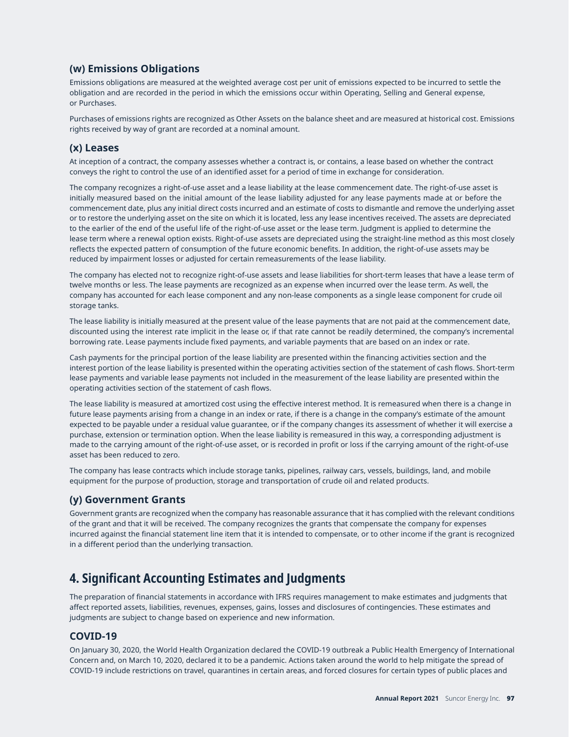### (w) Emissions Obligations

Emissions obligations are measured at the weighted average cost per unit of emissions expected to be incurred to settle the obligation and are recorded in the period in which the emissions occur within Operating, Selling and General expense, or Purchases.

Purchases of emissions rights are recognized as Other Assets on the balance sheet and are measured at historical cost. Emissions rights received by way of grant are recorded at a nominal amount.

### (x) Leases

At inception of a contract, the company assesses whether a contract is, or contains, a lease based on whether the contract conveys the right to control the use of an identified asset for a period of time in exchange for consideration.

The company recognizes a right-of-use asset and a lease liability at the lease commencement date. The right-of-use asset is initially measured based on the initial amount of the lease liability adjusted for any lease payments made at or before the commencement date, plus any initial direct costs incurred and an estimate of costs to dismantle and remove the underlying asset or to restore the underlying asset on the site on which it is located, less any lease incentives received. The assets are depreciated to the earlier of the end of the useful life of the right-of-use asset or the lease term. Judgment is applied to determine the lease term where a renewal option exists. Right-of-use assets are depreciated using the straight-line method as this most closely reflects the expected pattern of consumption of the future economic benefits. In addition, the right-of-use assets may be reduced by impairment losses or adjusted for certain remeasurements of the lease liability.

The company has elected not to recognize right-of-use assets and lease liabilities for short-term leases that have a lease term of twelve months or less. The lease payments are recognized as an expense when incurred over the lease term. As well, the company has accounted for each lease component and any non-lease components as a single lease component for crude oil storage tanks.

The lease liability is initially measured at the present value of the lease payments that are not paid at the commencement date, discounted using the interest rate implicit in the lease or, if that rate cannot be readily determined, the company's incremental borrowing rate. Lease payments include fixed payments, and variable payments that are based on an index or rate.

Cash payments for the principal portion of the lease liability are presented within the financing activities section and the interest portion of the lease liability is presented within the operating activities section of the statement of cash flows. Short-term lease payments and variable lease payments not included in the measurement of the lease liability are presented within the operating activities section of the statement of cash flows.

The lease liability is measured at amortized cost using the effective interest method. It is remeasured when there is a change in future lease payments arising from a change in an index or rate, if there is a change in the company's estimate of the amount expected to be payable under a residual value guarantee, or if the company changes its assessment of whether it will exercise a purchase, extension or termination option. When the lease liability is remeasured in this way, a corresponding adjustment is made to the carrying amount of the right-of-use asset, or is recorded in profit or loss if the carrying amount of the right-of-use asset has been reduced to zero.

The company has lease contracts which include storage tanks, pipelines, railway cars, vessels, buildings, land, and mobile equipment for the purpose of production, storage and transportation of crude oil and related products.

### (y) Government Grants

Government grants are recognized when the company has reasonable assurance that it has complied with the relevant conditions of the grant and that it will be received. The company recognizes the grants that compensate the company for expenses incurred against the financial statement line item that it is intended to compensate, or to other income if the grant is recognized in a different period than the underlying transaction.

## 4. Significant Accounting Estimates and Judgments

The preparation of financial statements in accordance with IFRS requires management to make estimates and judgments that affect reported assets, liabilities, revenues, expenses, gains, losses and disclosures of contingencies. These estimates and judgments are subject to change based on experience and new information.

### COVID-19

On January 30, 2020, the World Health Organization declared the COVID-19 outbreak a Public Health Emergency of International Concern and, on March 10, 2020, declared it to be a pandemic. Actions taken around the world to help mitigate the spread of COVID-19 include restrictions on travel, quarantines in certain areas, and forced closures for certain types of public places and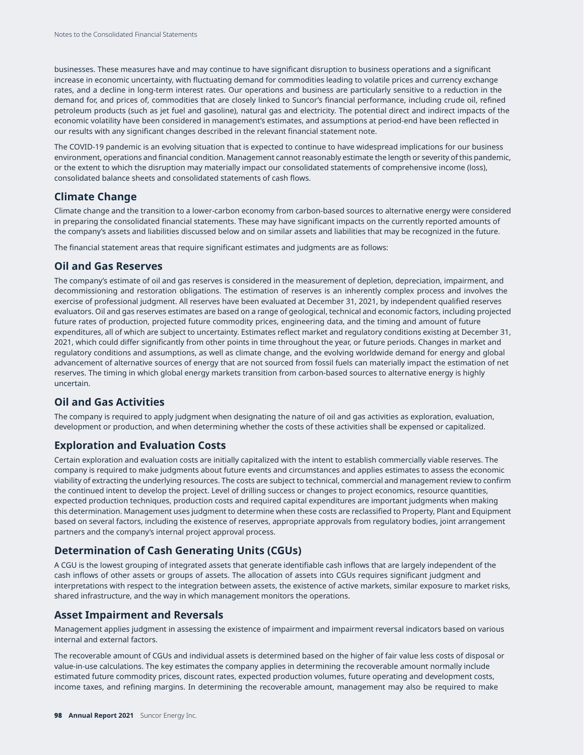businesses. These measures have and may continue to have significant disruption to business operations and a significant increase in economic uncertainty, with fluctuating demand for commodities leading to volatile prices and currency exchange rates, and a decline in long-term interest rates. Our operations and business are particularly sensitive to a reduction in the demand for, and prices of, commodities that are closely linked to Suncor's financial performance, including crude oil, refined petroleum products (such as jet fuel and gasoline), natural gas and electricity. The potential direct and indirect impacts of the economic volatility have been considered in management's estimates, and assumptions at period-end have been reflected in our results with any significant changes described in the relevant financial statement note.

The COVID-19 pandemic is an evolving situation that is expected to continue to have widespread implications for our business environment, operations and financial condition. Management cannot reasonably estimate the length or severity of this pandemic, or the extent to which the disruption may materially impact our consolidated statements of comprehensive income (loss), consolidated balance sheets and consolidated statements of cash flows.

## Climate Change

Climate change and the transition to a lower-carbon economy from carbon-based sources to alternative energy were considered in preparing the consolidated financial statements. These may have significant impacts on the currently reported amounts of the company's assets and liabilities discussed below and on similar assets and liabilities that may be recognized in the future.

The financial statement areas that require significant estimates and judgments are as follows:

## Oil and Gas Reserves

The company's estimate of oil and gas reserves is considered in the measurement of depletion, depreciation, impairment, and decommissioning and restoration obligations. The estimation of reserves is an inherently complex process and involves the exercise of professional judgment. All reserves have been evaluated at December 31, 2021, by independent qualified reserves evaluators. Oil and gas reserves estimates are based on a range of geological, technical and economic factors, including projected future rates of production, projected future commodity prices, engineering data, and the timing and amount of future expenditures, all of which are subject to uncertainty. Estimates reflect market and regulatory conditions existing at December 31, 2021, which could differ significantly from other points in time throughout the year, or future periods. Changes in market and regulatory conditions and assumptions, as well as climate change, and the evolving worldwide demand for energy and global advancement of alternative sources of energy that are not sourced from fossil fuels can materially impact the estimation of net reserves. The timing in which global energy markets transition from carbon-based sources to alternative energy is highly uncertain.

## Oil and Gas Activities

The company is required to apply judgment when designating the nature of oil and gas activities as exploration, evaluation, development or production, and when determining whether the costs of these activities shall be expensed or capitalized.

## Exploration and Evaluation Costs

Certain exploration and evaluation costs are initially capitalized with the intent to establish commercially viable reserves. The company is required to make judgments about future events and circumstances and applies estimates to assess the economic viability of extracting the underlying resources. The costs are subject to technical, commercial and management review to confirm the continued intent to develop the project. Level of drilling success or changes to project economics, resource quantities, expected production techniques, production costs and required capital expenditures are important judgments when making this determination. Management uses judgment to determine when these costs are reclassified to Property, Plant and Equipment based on several factors, including the existence of reserves, appropriate approvals from regulatory bodies, joint arrangement partners and the company's internal project approval process.

## Determination of Cash Generating Units (CGUs)

A CGU is the lowest grouping of integrated assets that generate identifiable cash inflows that are largely independent of the cash inflows of other assets or groups of assets. The allocation of assets into CGUs requires significant judgment and interpretations with respect to the integration between assets, the existence of active markets, similar exposure to market risks, shared infrastructure, and the way in which management monitors the operations.

## Asset Impairment and Reversals

Management applies judgment in assessing the existence of impairment and impairment reversal indicators based on various internal and external factors.

The recoverable amount of CGUs and individual assets is determined based on the higher of fair value less costs of disposal or value-in-use calculations. The key estimates the company applies in determining the recoverable amount normally include estimated future commodity prices, discount rates, expected production volumes, future operating and development costs, income taxes, and refining margins. In determining the recoverable amount, management may also be required to make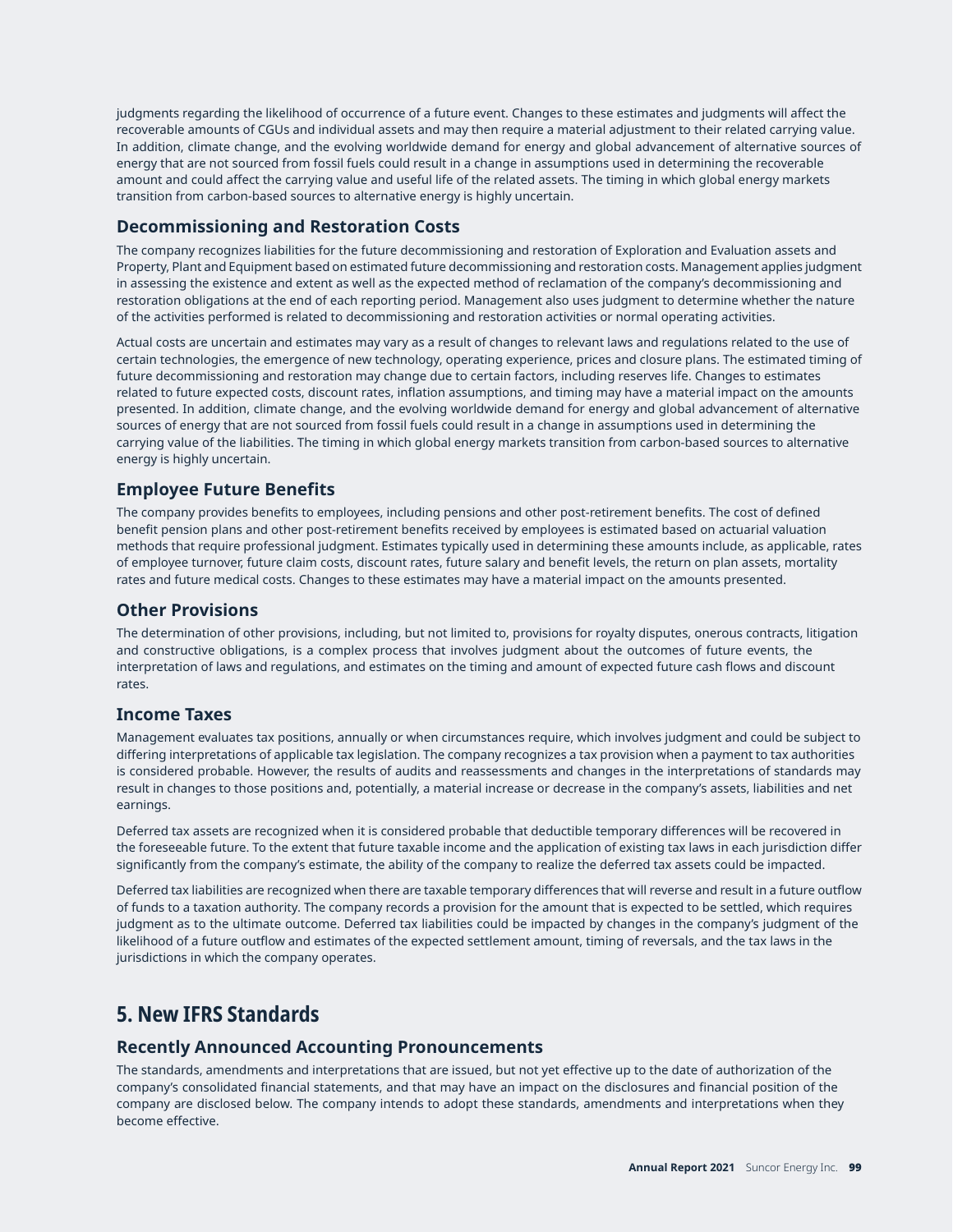judgments regarding the likelihood of occurrence of a future event. Changes to these estimates and judgments will affect the recoverable amounts of CGUs and individual assets and may then require a material adjustment to their related carrying value. In addition, climate change, and the evolving worldwide demand for energy and global advancement of alternative sources of energy that are not sourced from fossil fuels could result in a change in assumptions used in determining the recoverable amount and could affect the carrying value and useful life of the related assets. The timing in which global energy markets transition from carbon-based sources to alternative energy is highly uncertain.

### Decommissioning and Restoration Costs

The company recognizes liabilities for the future decommissioning and restoration of Exploration and Evaluation assets and Property, Plant and Equipment based on estimated future decommissioning and restoration costs. Management applies judgment in assessing the existence and extent as well as the expected method of reclamation of the company's decommissioning and restoration obligations at the end of each reporting period. Management also uses judgment to determine whether the nature of the activities performed is related to decommissioning and restoration activities or normal operating activities.

Actual costs are uncertain and estimates may vary as a result of changes to relevant laws and regulations related to the use of certain technologies, the emergence of new technology, operating experience, prices and closure plans. The estimated timing of future decommissioning and restoration may change due to certain factors, including reserves life. Changes to estimates related to future expected costs, discount rates, inflation assumptions, and timing may have a material impact on the amounts presented. In addition, climate change, and the evolving worldwide demand for energy and global advancement of alternative sources of energy that are not sourced from fossil fuels could result in a change in assumptions used in determining the carrying value of the liabilities. The timing in which global energy markets transition from carbon-based sources to alternative energy is highly uncertain.

### Employee Future Benefits

The company provides benefits to employees, including pensions and other post-retirement benefits. The cost of defined benefit pension plans and other post-retirement benefits received by employees is estimated based on actuarial valuation methods that require professional judgment. Estimates typically used in determining these amounts include, as applicable, rates of employee turnover, future claim costs, discount rates, future salary and benefit levels, the return on plan assets, mortality rates and future medical costs. Changes to these estimates may have a material impact on the amounts presented.

### Other Provisions

The determination of other provisions, including, but not limited to, provisions for royalty disputes, onerous contracts, litigation and constructive obligations, is a complex process that involves judgment about the outcomes of future events, the interpretation of laws and regulations, and estimates on the timing and amount of expected future cash flows and discount rates.

### Income Taxes

Management evaluates tax positions, annually or when circumstances require, which involves judgment and could be subject to differing interpretations of applicable tax legislation. The company recognizes a tax provision when a payment to tax authorities is considered probable. However, the results of audits and reassessments and changes in the interpretations of standards may result in changes to those positions and, potentially, a material increase or decrease in the company's assets, liabilities and net earnings.

Deferred tax assets are recognized when it is considered probable that deductible temporary differences will be recovered in the foreseeable future. To the extent that future taxable income and the application of existing tax laws in each jurisdiction differ significantly from the company's estimate, the ability of the company to realize the deferred tax assets could be impacted.

Deferred tax liabilities are recognized when there are taxable temporary differences that will reverse and result in a future outflow of funds to a taxation authority. The company records a provision for the amount that is expected to be settled, which requires judgment as to the ultimate outcome. Deferred tax liabilities could be impacted by changes in the company's judgment of the likelihood of a future outflow and estimates of the expected settlement amount, timing of reversals, and the tax laws in the jurisdictions in which the company operates.

## 5. New IFRS Standards

### Recently Announced Accounting Pronouncements

The standards, amendments and interpretations that are issued, but not yet effective up to the date of authorization of the company's consolidated financial statements, and that may have an impact on the disclosures and financial position of the company are disclosed below. The company intends to adopt these standards, amendments and interpretations when they become effective.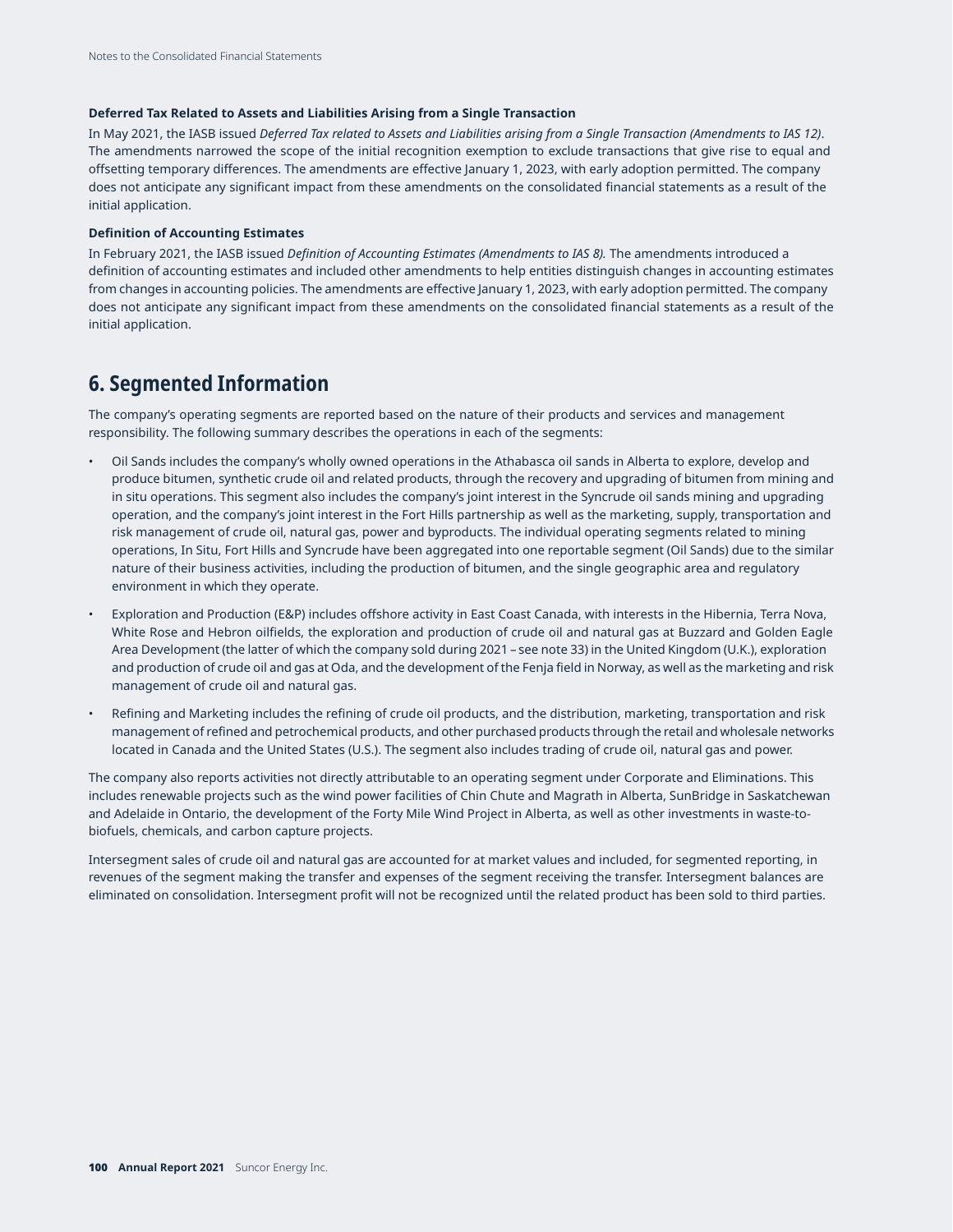**Deferred Tax Related to Assets and Liabilities Arising from a Single Transaction**

In May 2021, the IASB issued *Deferred Tax related to Assets and Liabilities arising from a Single Transaction (Amendments to IAS 12)*. The amendments narrowed the scope of the initial recognition exemption to exclude transactions that give rise to equal and offsetting temporary differences. The amendments are effective January 1, 2023, with early adoption permitted. The company does not anticipate any significant impact from these amendments on the consolidated financial statements as a result of the initial application.

**Definition of Accounting Estimates**

In February 2021, the IASB issued *Definition of Accounting Estimates (Amendments to IAS 8).* The amendments introduced a definition of accounting estimates and included other amendments to help entities distinguish changes in accounting estimates from changes in accounting policies. The amendments are effective January 1, 2023, with early adoption permitted. The company does not anticipate any significant impact from these amendments on the consolidated financial statements as a result of the initial application.

## 6. Segmented Information

The company's operating segments are reported based on the nature of their products and services and management responsibility. The following summary describes the operations in each of the segments:

- Oil Sands includes the company's wholly owned operations in the Athabasca oil sands in Alberta to explore, develop and produce bitumen, synthetic crude oil and related products, through the recovery and upgrading of bitumen from mining and in situ operations. This segment also includes the company's joint interest in the Syncrude oil sands mining and upgrading operation, and the company's joint interest in the Fort Hills partnership as well as the marketing, supply, transportation and risk management of crude oil, natural gas, power and byproducts. The individual operating segments related to mining operations, In Situ, Fort Hills and Syncrude have been aggregated into one reportable segment (Oil Sands) due to the similar nature of their business activities, including the production of bitumen, and the single geographic area and regulatory environment in which they operate.
- Exploration and Production (E&P) includes offshore activity in East Coast Canada, with interests in the Hibernia, Terra Nova, White Rose and Hebron oilfields, the exploration and production of crude oil and natural gas at Buzzard and Golden Eagle Area Development (the latter of which the company sold during 2021 – see note 33) in the United Kingdom (U.K.), exploration and production of crude oil and gas at Oda, and the development of the Fenja field in Norway, as well as the marketing and risk management of crude oil and natural gas.
- Refining and Marketing includes the refining of crude oil products, and the distribution, marketing, transportation and risk management of refined and petrochemical products, and other purchased products through the retail and wholesale networks located in Canada and the United States (U.S.). The segment also includes trading of crude oil, natural gas and power.

The company also reports activities not directly attributable to an operating segment under Corporate and Eliminations. This includes renewable projects such as the wind power facilities of Chin Chute and Magrath in Alberta, SunBridge in Saskatchewan and Adelaide in Ontario, the development of the Forty Mile Wind Project in Alberta, as well as other investments in waste-to-biofuels, chemicals, and carbon capture projects.

Intersegment sales of crude oil and natural gas are accounted for at market values and included, for segmented reporting, in revenues of the segment making the transfer and expenses of the segment receiving the transfer. Intersegment balances are eliminated on consolidation. Intersegment profit will not be recognized until the related product has been sold to third parties.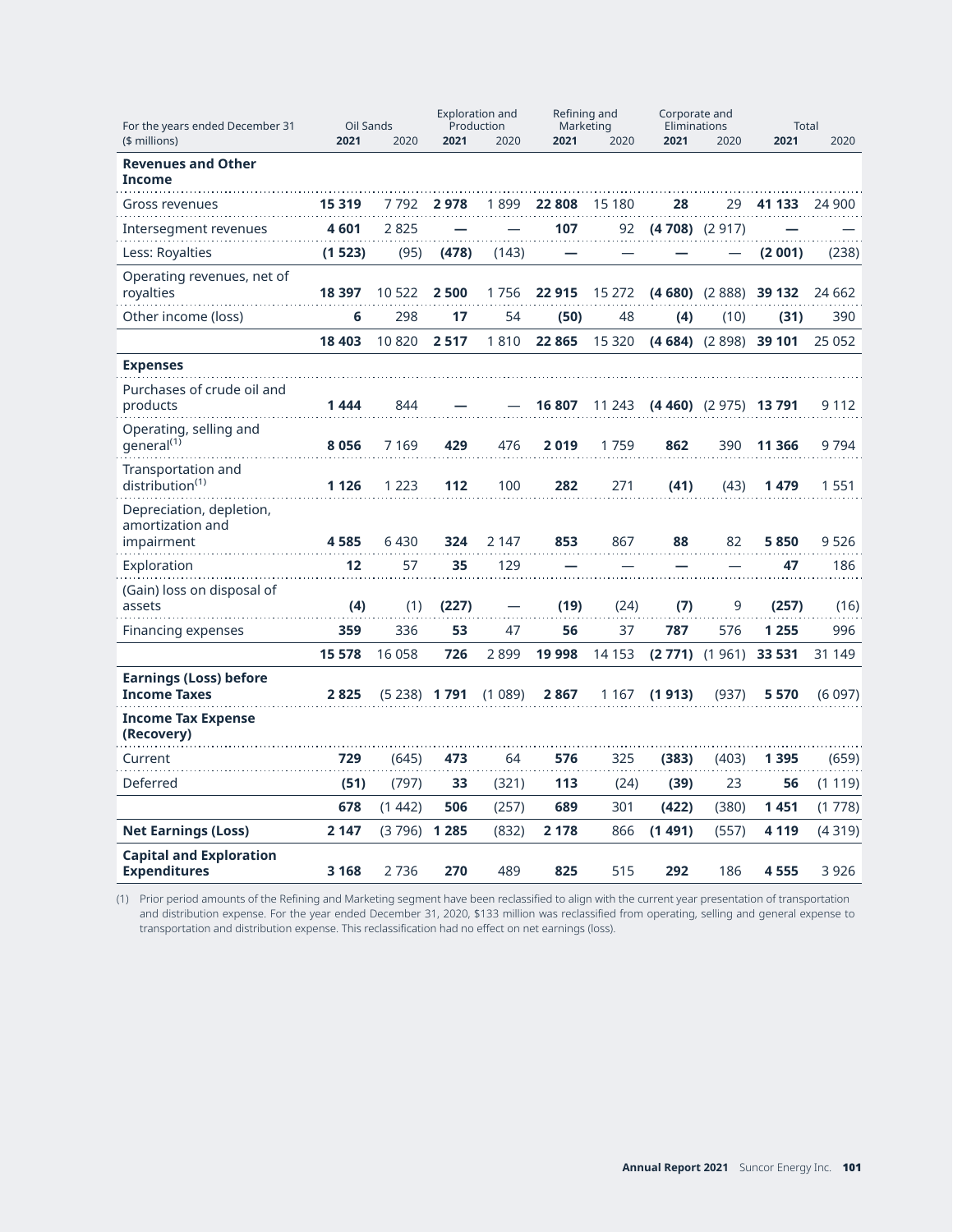| For the years ended December 31 ($ millions) | Oil Sands | | Exploration and Production | | Refining and Marketing | | Corporate and Eliminations | | Total | |
|---|---|---|---|---|---|---|---|---|---|---|
| | **2021** | 2020 | **2021** | 2020 | **2021** | 2020 | **2021** | 2020 | **2021** | 2020 |
| **Revenues and Other Income** | | | | | | | | | | |
| Gross revenues | **15 319** | 7 792 | **2 978** | 1 899 | **22 808** | 15 180 | **28** | 29 | **41 133** | 24 900 |
| Intersegment revenues | **4 601** | 2 825 | **—** | — | **107** | 92 | **(4 708)** | (2 917) | **—** | — |
| Less: Royalties | **(1 523)** | (95) | **(478)** | (143) | **—** | — | **—** | — | **(2 001)** | (238) |
| Operating revenues, net of royalties | **18 397** | 10 522 | **2 500** | 1 756 | **22 915** | 15 272 | **(4 680)** | (2 888) | **39 132** | 24 662 |
| Other income (loss) | **6** | 298 | **17** | 54 | **(50)** | 48 | **(4)** | (10) | **(31)** | 390 |
| | **18 403** | 10 820 | **2 517** | 1 810 | **22 865** | 15 320 | **(4 684)** | (2 898) | **39 101** | 25 052 |
| **Expenses** | | | | | | | | | | |
| Purchases of crude oil and products | **1 444** | 844 | **—** | — | **16 807** | 11 243 | **(4 460)** | (2 975) | **13 791** | 9 112 |
| Operating, selling and general[(1)] | **8 056** | 7 169 | **429** | 476 | **2 019** | 1 759 | **862** | 390 | **11 366** | 9 794 |
| Transportation and distribution[(1)] | **1 126** | 1 223 | **112** | 100 | **282** | 271 | **(41)** | (43) | **1 479** | 1 551 |
| Depreciation, depletion, amortization and impairment | **4 585** | 6 430 | **324** | 2 147 | **853** | 867 | **88** | 82 | **5 850** | 9 526 |
| Exploration | **12** | 57 | **35** | 129 | **—** | — | **—** | — | **47** | 186 |
| (Gain) loss on disposal of assets | **(4)** | (1) | **(227)** | — | **(19)** | (24) | **(7)** | 9 | **(257)** | (16) |
| Financing expenses | **359** | 336 | **53** | 47 | **56** | 37 | **787** | 576 | **1 255** | 996 |
| | **15 578** | 16 058 | **726** | 2 899 | **19 998** | 14 153 | **(2 771)** | (1 961) | **33 531** | 31 149 |
| **Earnings (Loss) before Income Taxes** | **2 825** | (5 238) | **1 791** | (1 089) | **2 867** | 1 167 | **(1 913)** | (937) | **5 570** | (6 097) |
| **Income Tax Expense (Recovery)** | | | | | | | | | | |
| Current | **729** | (645) | **473** | 64 | **576** | 325 | **(383)** | (403) | **1 395** | (659) |
| Deferred | **(51)** | (797) | **33** | (321) | **113** | (24) | **(39)** | 23 | **56** | (1 119) |
| | **678** | (1 442) | **506** | (257) | **689** | 301 | **(422)** | (380) | **1 451** | (1 778) |
| **Net Earnings (Loss)** | **2 147** | (3 796) | **1 285** | (832) | **2 178** | 866 | **(1 491)** | (557) | **4 119** | (4 319) |
| **Capital and Exploration Expenditures** | **3 168** | 2 736 | **270** | 489 | **825** | 515 | **292** | 186 | **4 555** | 3 926 |

(1) Prior period amounts of the Refining and Marketing segment have been reclassified to align with the current year presentation of transportation and distribution expense. For the year ended December 31, 2020, $133 million was reclassified from operating, selling and general expense to transportation and distribution expense. This reclassification had no effect on net earnings (loss).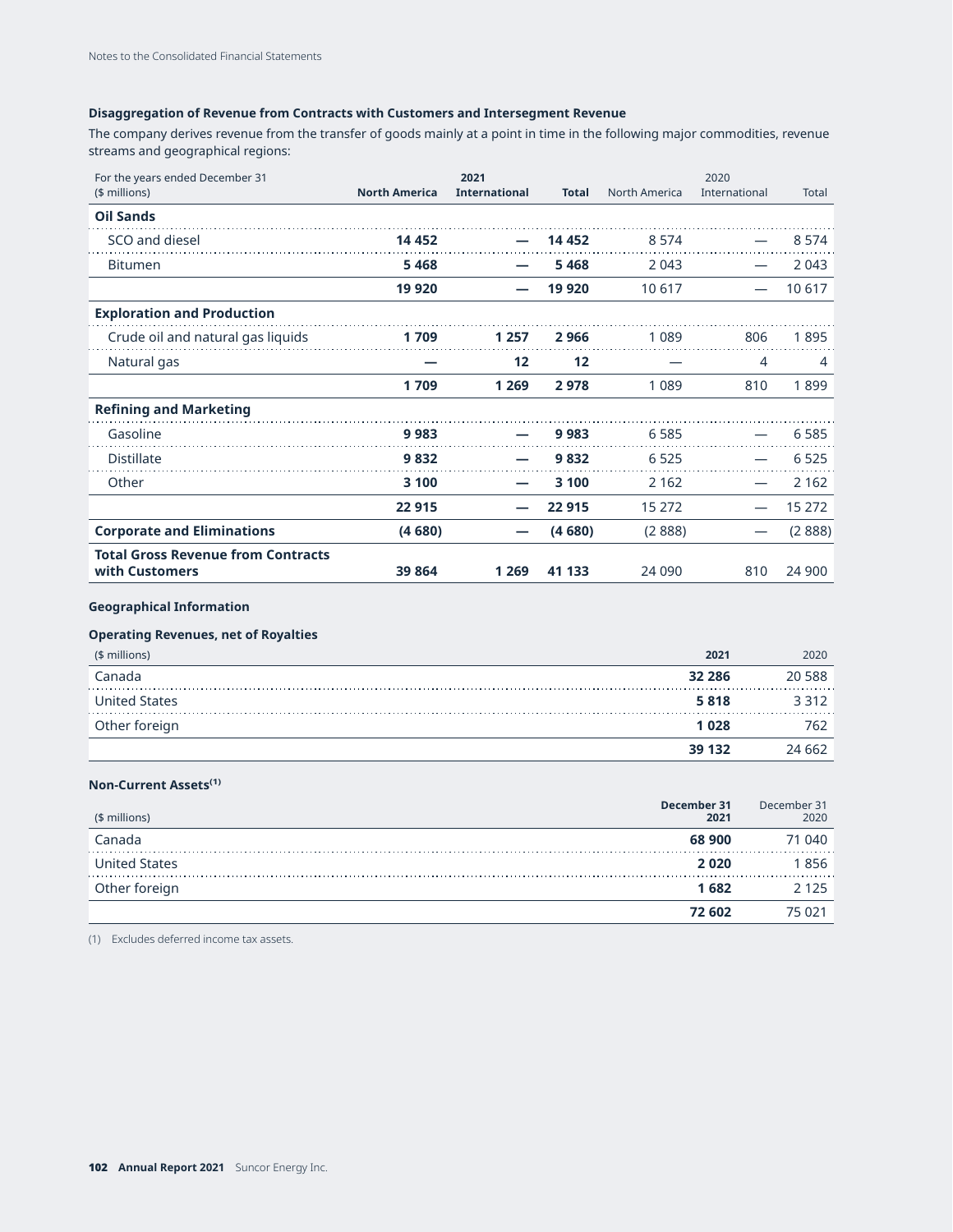### Disaggregation of Revenue from Contracts with Customers and Intersegment Revenue

The company derives revenue from the transfer of goods mainly at a point in time in the following major commodities, revenue streams and geographical regions:

| For the years ended December 31 ($ millions) | 2021 North America | 2021 International | 2021 Total | 2020 North America | 2020 International | 2020 Total |
|---|---|---|---|---|---|---|
| **Oil Sands** | | | | | | |
| SCO and diesel | **14 452** | **—** | **14 452** | 8 574 | — | 8 574 |
| Bitumen | **5 468** | **—** | **5 468** | 2 043 | — | 2 043 |
| | **19 920** | **—** | **19 920** | 10 617 | — | 10 617 |
| **Exploration and Production** | | | | | | |
| Crude oil and natural gas liquids | **1 709** | **1 257** | **2 966** | 1 089 | 806 | 1 895 |
| Natural gas | **—** | **12** | **12** | — | 4 | 4 |
| | **1 709** | **1 269** | **2 978** | 1 089 | 810 | 1 899 |
| **Refining and Marketing** | | | | | | |
| Gasoline | **9 983** | **—** | **9 983** | 6 585 | — | 6 585 |
| Distillate | **9 832** | **—** | **9 832** | 6 525 | — | 6 525 |
| Other | **3 100** | **—** | **3 100** | 2 162 | — | 2 162 |
| | **22 915** | **—** | **22 915** | 15 272 | — | 15 272 |
| **Corporate and Eliminations** | **(4 680)** | **—** | **(4 680)** | (2 888) | — | (2 888) |
| **Total Gross Revenue from Contracts with Customers** | **39 864** | **1 269** | **41 133** | 24 090 | 810 | 24 900 |

### Geographical Information

#### Operating Revenues, net of Royalties

| ($ millions) | 2021 | 2020 |
|---|---|---|
| Canada | **32 286** | 20 588 |
| United States | **5 818** | 3 312 |
| Other foreign | **1 028** | 762 |
| | **39 132** | 24 662 |

#### Non-Current Assets[1]

| ($ millions) | December 31 2021 | December 31 2020 |
|---|---|---|
| Canada | **68 900** | 71 040 |
| United States | **2 020** | 1 856 |
| Other foreign | **1 682** | 2 125 |
| | **72 602** | 75 021 |

(1) Excludes deferred income tax assets.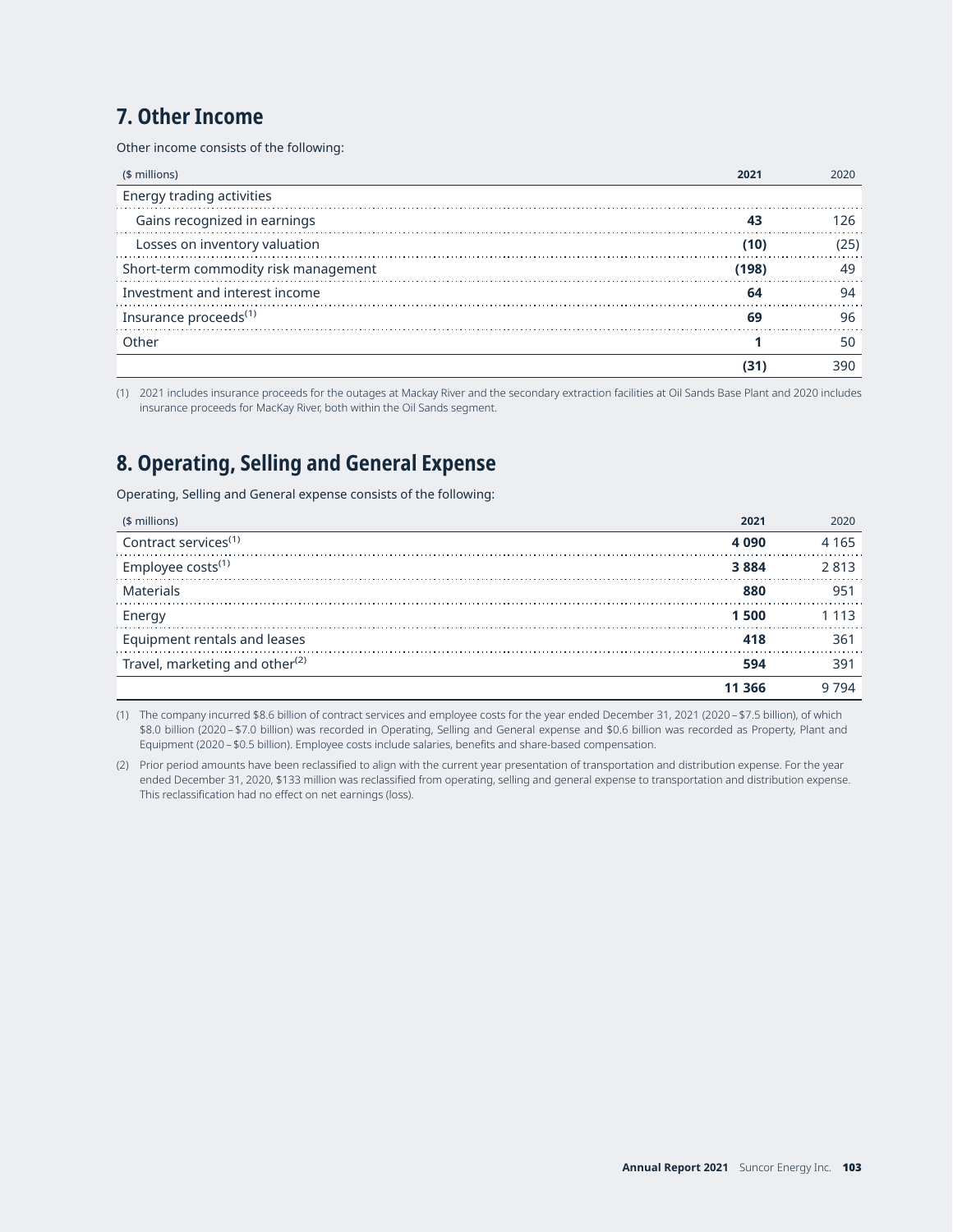## 7. Other Income

Other income consists of the following:

| ($ millions) | 2021 | 2020 |
|---|---|---|
| Energy trading activities | | |
| Gains recognized in earnings | **43** | 126 |
| Losses on inventory valuation | **(10)** | (25) |
| Short-term commodity risk management | **(198)** | 49 |
| Investment and interest income | **64** | 94 |
| Insurance proceeds[(1)] | **69** | 96 |
| Other | **1** | 50 |
| | **(31)** | 390 |

(1) 2021 includes insurance proceeds for the outages at Mackay River and the secondary extraction facilities at Oil Sands Base Plant and 2020 includes insurance proceeds for MacKay River, both within the Oil Sands segment.

## 8. Operating, Selling and General Expense

Operating, Selling and General expense consists of the following:

| ($ millions) | 2021 | 2020 |
|---|---|---|
| Contract services[(1)] | **4 090** | 4 165 |
| Employee costs[(1)] | **3 884** | 2 813 |
| Materials | **880** | 951 |
| Energy | **1 500** | 1 113 |
| Equipment rentals and leases | **418** | 361 |
| Travel, marketing and other[(2)] | **594** | 391 |
| | **11 366** | 9 794 |

(1) The company incurred $8.6 billion of contract services and employee costs for the year ended December 31, 2021 (2020 – $7.5 billion), of which $8.0 billion (2020 – $7.0 billion) was recorded in Operating, Selling and General expense and $0.6 billion was recorded as Property, Plant and Equipment (2020 – $0.5 billion). Employee costs include salaries, benefits and share-based compensation.

(2) Prior period amounts have been reclassified to align with the current year presentation of transportation and distribution expense. For the year ended December 31, 2020, $133 million was reclassified from operating, selling and general expense to transportation and distribution expense. This reclassification had no effect on net earnings (loss).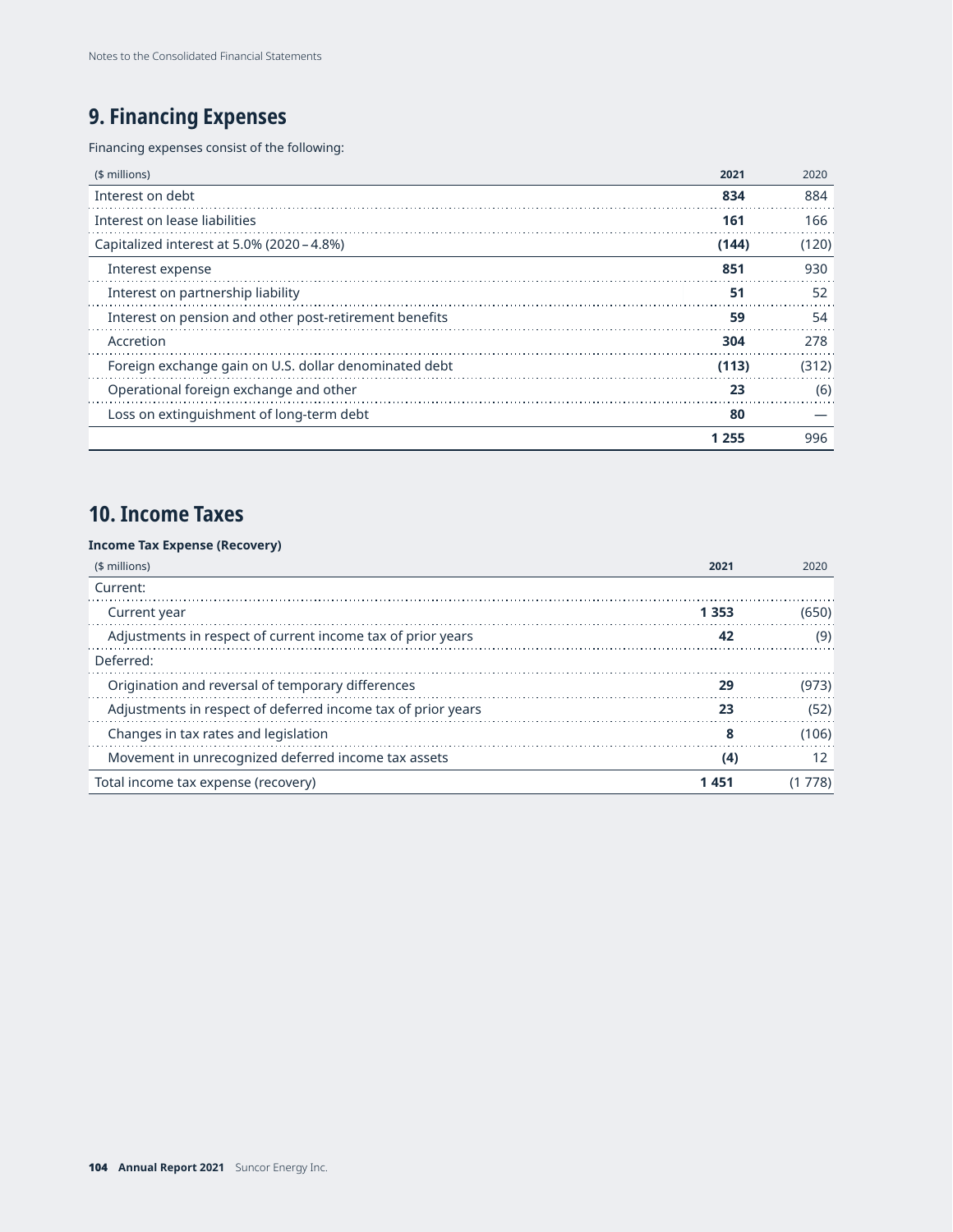## 9. Financing Expenses

Financing expenses consist of the following:

| ($ millions) | 2021 | 2020 |
|---|---|---|
| Interest on debt | **834** | 884 |
| Interest on lease liabilities | **161** | 166 |
| Capitalized interest at 5.0% (2020 – 4.8%) | **(144)** | (120) |
| Interest expense | **851** | 930 |
| Interest on partnership liability | **51** | 52 |
| Interest on pension and other post-retirement benefits | **59** | 54 |
| Accretion | **304** | 278 |
| Foreign exchange gain on U.S. dollar denominated debt | **(113)** | (312) |
| Operational foreign exchange and other | **23** | (6) |
| Loss on extinguishment of long-term debt | **80** | — |
| | **1 255** | 996 |

## 10. Income Taxes

**Income Tax Expense (Recovery)**

| ($ millions) | 2021 | 2020 |
|---|---|---|
| Current: | | |
| Current year | **1 353** | (650) |
| Adjustments in respect of current income tax of prior years | **42** | (9) |
| Deferred: | | |
| Origination and reversal of temporary differences | **29** | (973) |
| Adjustments in respect of deferred income tax of prior years | **23** | (52) |
| Changes in tax rates and legislation | **8** | (106) |
| Movement in unrecognized deferred income tax assets | **(4)** | 12 |
| Total income tax expense (recovery) | **1 451** | (1 778) |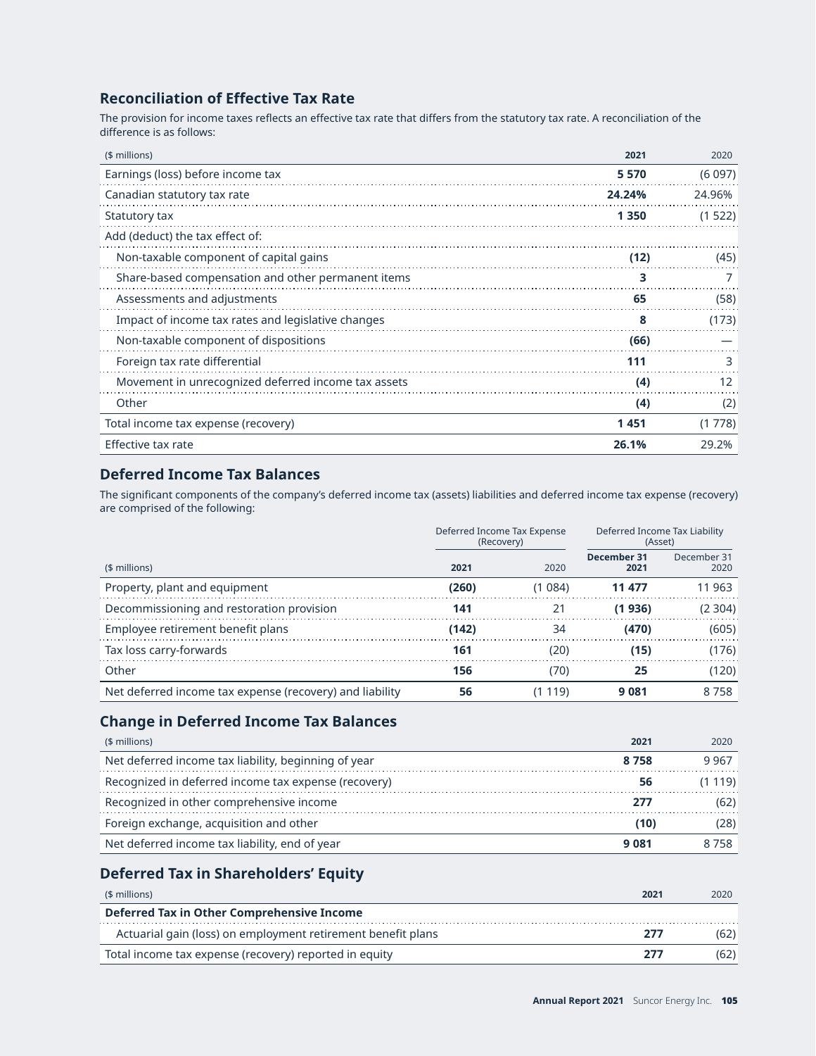## Reconciliation of Effective Tax Rate

The provision for income taxes reflects an effective tax rate that differs from the statutory tax rate. A reconciliation of the difference is as follows:

| ($ millions) | 2021 | 2020 |
|---|---|---|
| Earnings (loss) before income tax | **5 570** | (6 097) |
| Canadian statutory tax rate | **24.24%** | 24.96% |
| Statutory tax | **1 350** | (1 522) |
| Add (deduct) the tax effect of: | | |
| Non-taxable component of capital gains | **(12)** | (45) |
| Share-based compensation and other permanent items | **3** | 7 |
| Assessments and adjustments | **65** | (58) |
| Impact of income tax rates and legislative changes | **8** | (173) |
| Non-taxable component of dispositions | **(66)** | — |
| Foreign tax rate differential | **111** | 3 |
| Movement in unrecognized deferred income tax assets | **(4)** | 12 |
| Other | **(4)** | (2) |
| Total income tax expense (recovery) | **1 451** | (1 778) |
| Effective tax rate | **26.1%** | 29.2% |

## Deferred Income Tax Balances

The significant components of the company's deferred income tax (assets) liabilities and deferred income tax expense (recovery) are comprised of the following:

| | Deferred Income Tax Expense (Recovery) | | Deferred Income Tax Liability (Asset) | |
|---|---|---|---|---|
| ($ millions) | 2021 | 2020 | December 31 2021 | December 31 2020 |
| Property, plant and equipment | **(260)** | (1 084) | **11 477** | 11 963 |
| Decommissioning and restoration provision | **141** | 21 | **(1 936)** | (2 304) |
| Employee retirement benefit plans | **(142)** | 34 | **(470)** | (605) |
| Tax loss carry-forwards | **161** | (20) | **(15)** | (176) |
| Other | **156** | (70) | **25** | (120) |
| Net deferred income tax expense (recovery) and liability | **56** | (1 119) | **9 081** | 8 758 |

## Change in Deferred Income Tax Balances

| ($ millions) | 2021 | 2020 |
|---|---|---|
| Net deferred income tax liability, beginning of year | **8 758** | 9 967 |
| Recognized in deferred income tax expense (recovery) | **56** | (1 119) |
| Recognized in other comprehensive income | **277** | (62) |
| Foreign exchange, acquisition and other | **(10)** | (28) |
| Net deferred income tax liability, end of year | **9 081** | 8 758 |

## Deferred Tax in Shareholders' Equity

| ($ millions) | 2021 | 2020 |
|---|---|---|
| **Deferred Tax in Other Comprehensive Income** | | |
| Actuarial gain (loss) on employment retirement benefit plans | **277** | (62) |
| Total income tax expense (recovery) reported in equity | **277** | (62) |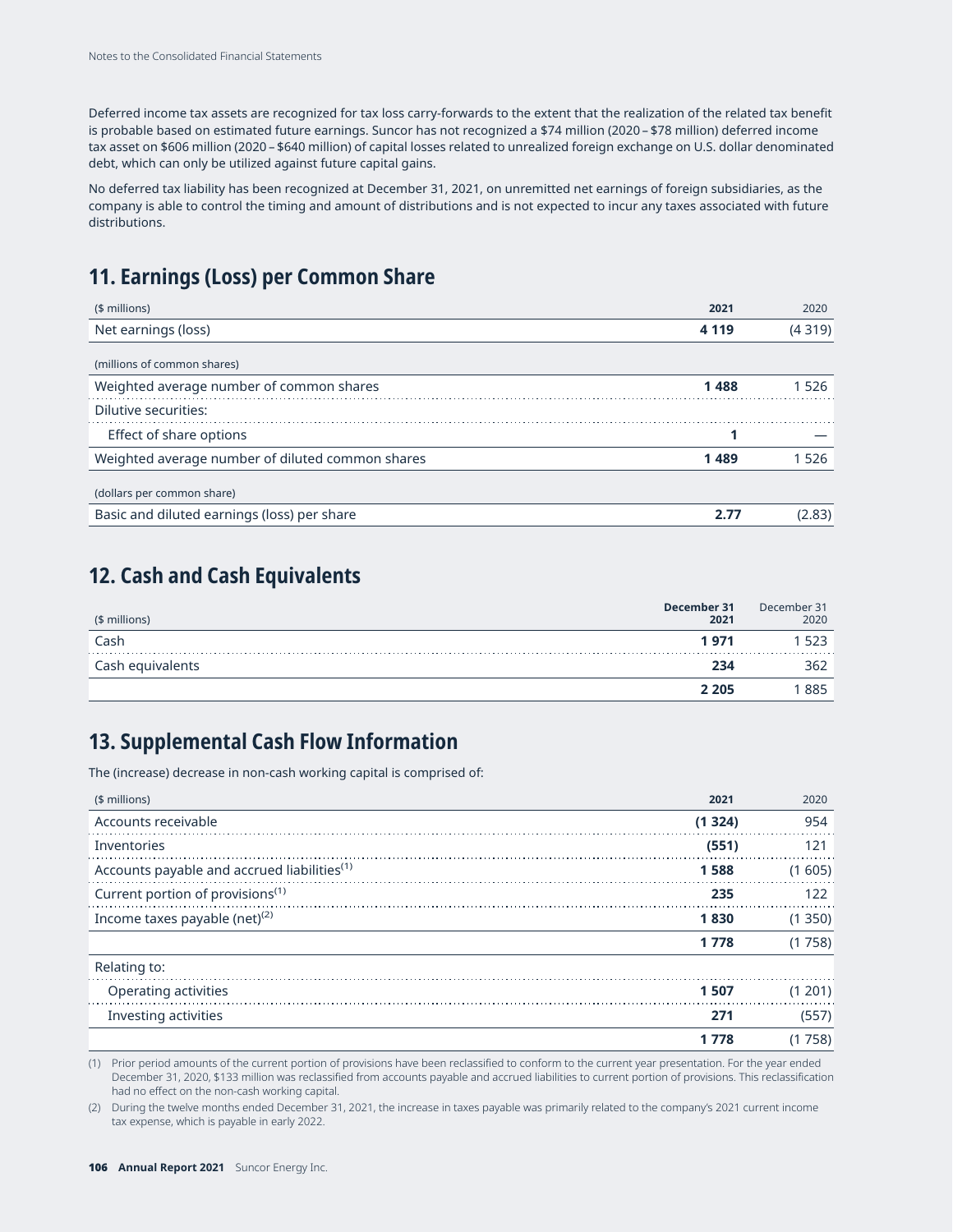Deferred income tax assets are recognized for tax loss carry-forwards to the extent that the realization of the related tax benefit is probable based on estimated future earnings. Suncor has not recognized a $74 million (2020 – $78 million) deferred income tax asset on $606 million (2020 – $640 million) of capital losses related to unrealized foreign exchange on U.S. dollar denominated debt, which can only be utilized against future capital gains.

No deferred tax liability has been recognized at December 31, 2021, on unremitted net earnings of foreign subsidiaries, as the company is able to control the timing and amount of distributions and is not expected to incur any taxes associated with future distributions.

## 11. Earnings (Loss) per Common Share

| ($ millions) | 2021 | 2020 |
|---|---|---|
| Net earnings (loss) | **4 119** | (4 319) |
| (millions of common shares) | | |
| Weighted average number of common shares | **1 488** | 1 526 |
| Dilutive securities: | | |
| Effect of share options | **1** | — |
| Weighted average number of diluted common shares | **1 489** | 1 526 |
| (dollars per common share) | | |
| Basic and diluted earnings (loss) per share | **2.77** | (2.83) |

## 12. Cash and Cash Equivalents

| ($ millions) | December 31 2021 | December 31 2020 |
|---|---|---|
| Cash | **1 971** | 1 523 |
| Cash equivalents | **234** | 362 |
| | **2 205** | 1 885 |

## 13. Supplemental Cash Flow Information

The (increase) decrease in non-cash working capital is comprised of:

| ($ millions) | 2021 | 2020 |
|---|---|---|
| Accounts receivable | **(1 324)** | 954 |
| Inventories | **(551)** | 121 |
| Accounts payable and accrued liabilities[(1)] | **1 588** | (1 605) |
| Current portion of provisions[(1)] | **235** | 122 |
| Income taxes payable (net)[(2)] | **1 830** | (1 350) |
| | **1 778** | (1 758) |
| Relating to: | | |
| Operating activities | **1 507** | (1 201) |
| Investing activities | **271** | (557) |
| | **1 778** | (1 758) |

(1) Prior period amounts of the current portion of provisions have been reclassified to conform to the current year presentation. For the year ended December 31, 2020, $133 million was reclassified from accounts payable and accrued liabilities to current portion of provisions. This reclassification had no effect on the non-cash working capital.

(2) During the twelve months ended December 31, 2021, the increase in taxes payable was primarily related to the company's 2021 current income tax expense, which is payable in early 2022.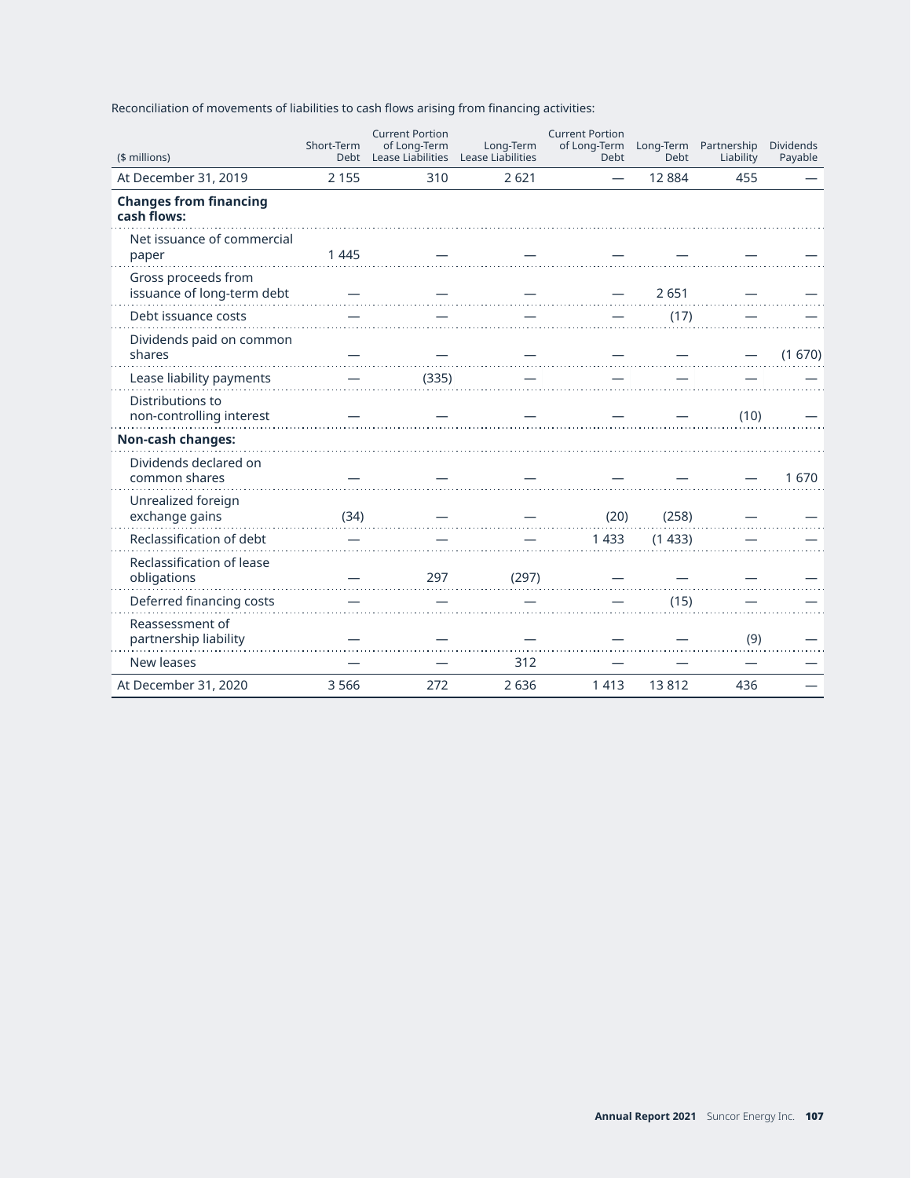Reconciliation of movements of liabilities to cash flows arising from financing activities:

| ($ millions) | Short-Term Debt | Current Portion of Long-Term Lease Liabilities | Long-Term Lease Liabilities | Current Portion of Long-Term Debt | Long-Term Debt | Partnership Liability | Dividends Payable |
|---|---|---|---|---|---|---|---|
| At December 31, 2019 | 2 155 | 310 | 2 621 | — | 12 884 | 455 | — |
| **Changes from financing cash flows:** | | | | | | | |
| Net issuance of commercial paper | 1 445 | — | — | — | — | — | — |
| Gross proceeds from issuance of long-term debt | — | — | — | — | 2 651 | — | — |
| Debt issuance costs | — | — | — | — | (17) | — | — |
| Dividends paid on common shares | — | — | — | — | — | — | (1 670) |
| Lease liability payments | — | (335) | — | — | — | — | — |
| Distributions to non-controlling interest | — | — | — | — | — | (10) | — |
| **Non-cash changes:** | | | | | | | |
| Dividends declared on common shares | — | — | — | — | — | — | 1 670 |
| Unrealized foreign exchange gains | (34) | — | — | (20) | (258) | — | — |
| Reclassification of debt | — | — | — | 1 433 | (1 433) | — | — |
| Reclassification of lease obligations | — | 297 | (297) | — | — | — | — |
| Deferred financing costs | — | — | — | — | (15) | — | — |
| Reassessment of partnership liability | — | — | — | — | — | (9) | — |
| New leases | — | — | 312 | — | — | — | — |
| At December 31, 2020 | 3 566 | 272 | 2 636 | 1 413 | 13 812 | 436 | — |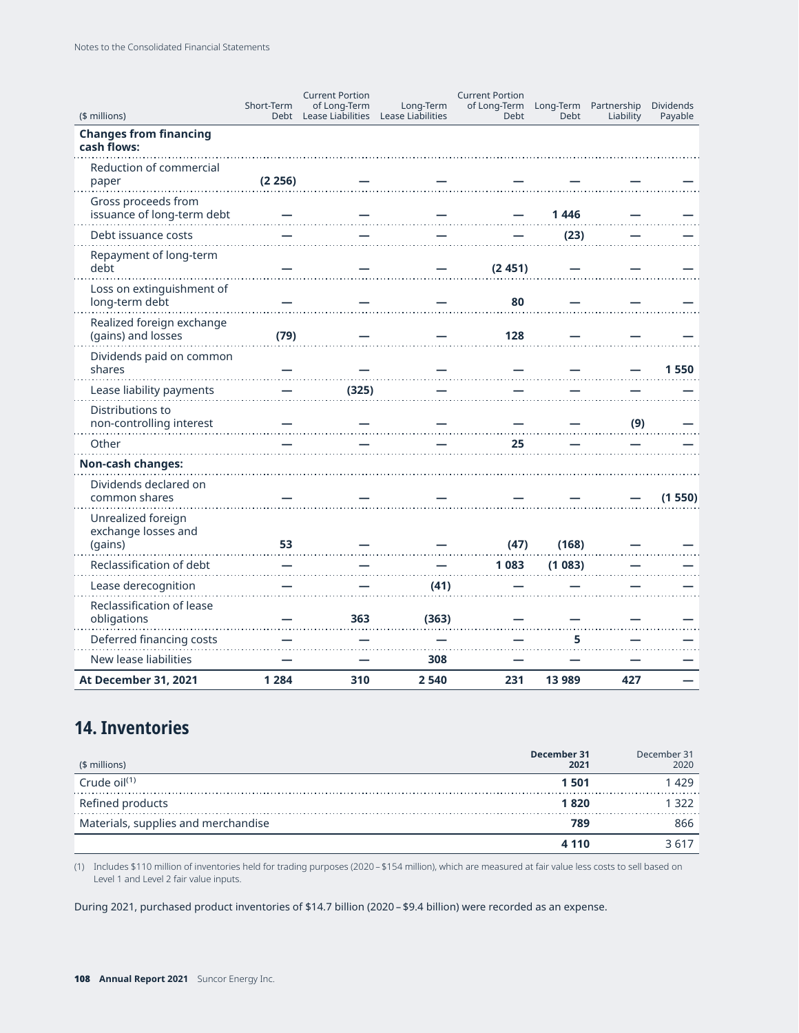| ($ millions) | Short-Term Debt | Current Portion of Long-Term Lease Liabilities | Long-Term Lease Liabilities | Current Portion of Long-Term Debt | Long-Term Debt | Partnership Liability | Dividends Payable |
|---|---|---|---|---|---|---|---|
| **Changes from financing cash flows:** | | | | | | | |
| Reduction of commercial paper | **(2 256)** | **—** | **—** | **—** | **—** | **—** | **—** |
| Gross proceeds from issuance of long-term debt | **—** | **—** | **—** | **—** | **1 446** | **—** | **—** |
| Debt issuance costs | **—** | **—** | **—** | **—** | **(23)** | **—** | **—** |
| Repayment of long-term debt | **—** | **—** | **—** | **(2 451)** | **—** | **—** | **—** |
| Loss on extinguishment of long-term debt | **—** | **—** | **—** | **80** | **—** | **—** | **—** |
| Realized foreign exchange (gains) and losses | **(79)** | **—** | **—** | **128** | **—** | **—** | **—** |
| Dividends paid on common shares | **—** | **—** | **—** | **—** | **—** | **—** | **1 550** |
| Lease liability payments | **—** | **(325)** | **—** | **—** | **—** | **—** | **—** |
| Distributions to non-controlling interest | **—** | **—** | **—** | **—** | **—** | **(9)** | **—** |
| Other | **—** | **—** | **—** | **25** | **—** | **—** | **—** |
| **Non-cash changes:** | | | | | | | |
| Dividends declared on common shares | **—** | **—** | **—** | **—** | **—** | **—** | **(1 550)** |
| Unrealized foreign exchange losses and (gains) | **53** | **—** | **—** | **(47)** | **(168)** | **—** | **—** |
| Reclassification of debt | **—** | **—** | **—** | **1 083** | **(1 083)** | **—** | **—** |
| Lease derecognition | **—** | **—** | **(41)** | **—** | **—** | **—** | **—** |
| Reclassification of lease obligations | **—** | **363** | **(363)** | **—** | **—** | **—** | **—** |
| Deferred financing costs | **—** | **—** | **—** | **—** | **5** | **—** | **—** |
| New lease liabilities | **—** | **—** | **308** | **—** | **—** | **—** | **—** |
| **At December 31, 2021** | **1 284** | **310** | **2 540** | **231** | **13 989** | **427** | **—** |

## 14. Inventories

| ($ millions) | December 31 2021 | December 31 2020 |
|---|---|---|
| Crude oil[(1)] | **1 501** | 1 429 |
| Refined products | **1 820** | 1 322 |
| Materials, supplies and merchandise | **789** | 866 |
| | **4 110** | 3 617 |

(1) Includes $110 million of inventories held for trading purposes (2020 – $154 million), which are measured at fair value less costs to sell based on Level 1 and Level 2 fair value inputs.

During 2021, purchased product inventories of $14.7 billion (2020 – $9.4 billion) were recorded as an expense.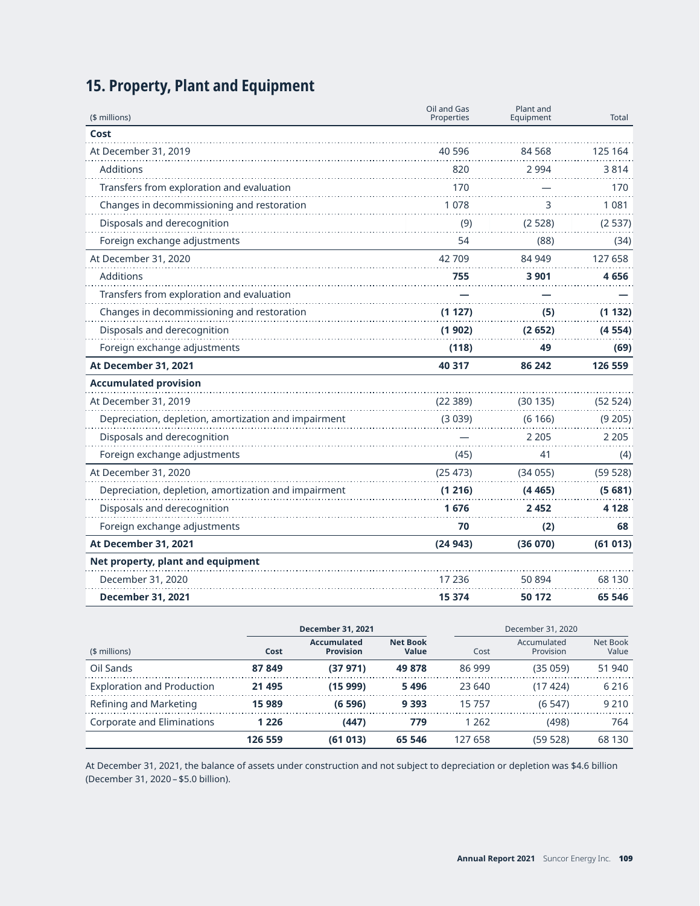## 15. Property, Plant and Equipment

| ($ millions) | Oil and Gas Properties | Plant and Equipment | Total |
|---|---|---|---|
| **Cost** | | | |
| At December 31, 2019 | 40 596 | 84 568 | 125 164 |
| Additions | 820 | 2 994 | 3 814 |
| Transfers from exploration and evaluation | 170 | — | 170 |
| Changes in decommissioning and restoration | 1 078 | 3 | 1 081 |
| Disposals and derecognition | (9) | (2 528) | (2 537) |
| Foreign exchange adjustments | 54 | (88) | (34) |
| At December 31, 2020 | 42 709 | 84 949 | 127 658 |
| Additions | **755** | **3 901** | **4 656** |
| Transfers from exploration and evaluation | **—** | **—** | **—** |
| Changes in decommissioning and restoration | **(1 127)** | **(5)** | **(1 132)** |
| Disposals and derecognition | **(1 902)** | **(2 652)** | **(4 554)** |
| Foreign exchange adjustments | **(118)** | **49** | **(69)** |
| **At December 31, 2021** | **40 317** | **86 242** | **126 559** |
| **Accumulated provision** | | | |
| At December 31, 2019 | (22 389) | (30 135) | (52 524) |
| Depreciation, depletion, amortization and impairment | (3 039) | (6 166) | (9 205) |
| Disposals and derecognition | — | 2 205 | 2 205 |
| Foreign exchange adjustments | (45) | 41 | (4) |
| At December 31, 2020 | (25 473) | (34 055) | (59 528) |
| Depreciation, depletion, amortization and impairment | **(1 216)** | **(4 465)** | **(5 681)** |
| Disposals and derecognition | **1 676** | **2 452** | **4 128** |
| Foreign exchange adjustments | **70** | **(2)** | **68** |
| **At December 31, 2021** | **(24 943)** | **(36 070)** | **(61 013)** |
| **Net property, plant and equipment** | | | |
| December 31, 2020 | 17 236 | 50 894 | 68 130 |
| **December 31, 2021** | **15 374** | **50 172** | **65 546** |

| | **December 31, 2021** | | | December 31, 2020 | | |
|---|---|---|---|---|---|---|
| ($ millions) | **Cost** | **Accumulated Provision** | **Net Book Value** | Cost | Accumulated Provision | Net Book Value |
| Oil Sands | **87 849** | **(37 971)** | **49 878** | 86 999 | (35 059) | 51 940 |
| Exploration and Production | **21 495** | **(15 999)** | **5 496** | 23 640 | (17 424) | 6 216 |
| Refining and Marketing | **15 989** | **(6 596)** | **9 393** | 15 757 | (6 547) | 9 210 |
| Corporate and Eliminations | **1 226** | **(447)** | **779** | 1 262 | (498) | 764 |
| | **126 559** | **(61 013)** | **65 546** | 127 658 | (59 528) | 68 130 |

At December 31, 2021, the balance of assets under construction and not subject to depreciation or depletion was $4.6 billion (December 31, 2020 – $5.0 billion).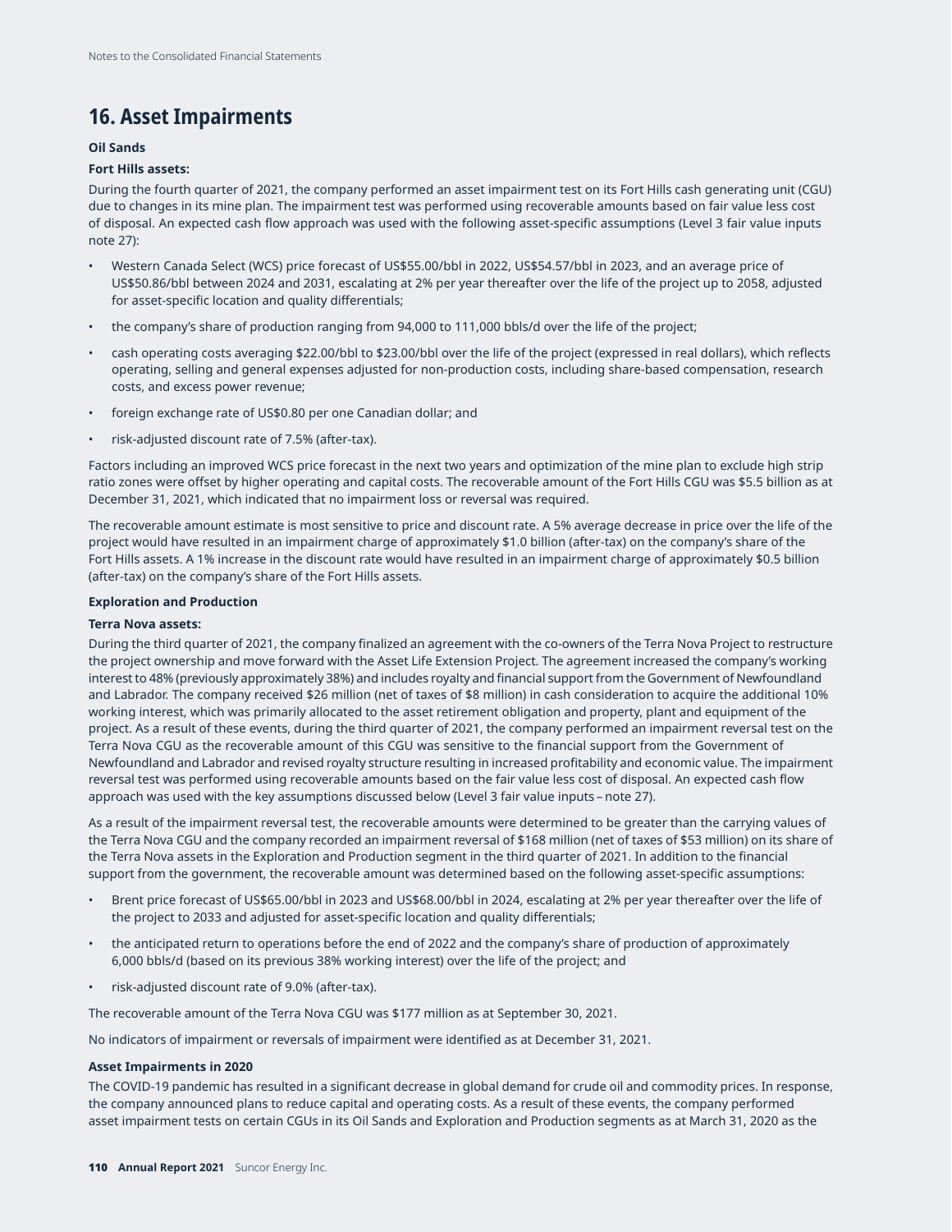## 16. Asset Impairments

**Oil Sands**

**Fort Hills assets:**

During the fourth quarter of 2021, the company performed an asset impairment test on its Fort Hills cash generating unit (CGU) due to changes in its mine plan. The impairment test was performed using recoverable amounts based on fair value less cost of disposal. An expected cash flow approach was used with the following asset-specific assumptions (Level 3 fair value inputs note 27):

- Western Canada Select (WCS) price forecast of US$55.00/bbl in 2022, US$54.57/bbl in 2023, and an average price of US$50.86/bbl between 2024 and 2031, escalating at 2% per year thereafter over the life of the project up to 2058, adjusted for asset-specific location and quality differentials;
- the company's share of production ranging from 94,000 to 111,000 bbls/d over the life of the project;
- cash operating costs averaging $22.00/bbl to $23.00/bbl over the life of the project (expressed in real dollars), which reflects operating, selling and general expenses adjusted for non-production costs, including share-based compensation, research costs, and excess power revenue;
- foreign exchange rate of US$0.80 per one Canadian dollar; and
- risk-adjusted discount rate of 7.5% (after-tax).

Factors including an improved WCS price forecast in the next two years and optimization of the mine plan to exclude high strip ratio zones were offset by higher operating and capital costs. The recoverable amount of the Fort Hills CGU was $5.5 billion as at December 31, 2021, which indicated that no impairment loss or reversal was required.

The recoverable amount estimate is most sensitive to price and discount rate. A 5% average decrease in price over the life of the project would have resulted in an impairment charge of approximately $1.0 billion (after-tax) on the company's share of the Fort Hills assets. A 1% increase in the discount rate would have resulted in an impairment charge of approximately $0.5 billion (after-tax) on the company's share of the Fort Hills assets.

**Exploration and Production**

**Terra Nova assets:**

During the third quarter of 2021, the company finalized an agreement with the co-owners of the Terra Nova Project to restructure the project ownership and move forward with the Asset Life Extension Project. The agreement increased the company's working interest to 48% (previously approximately 38%) and includes royalty and financial support from the Government of Newfoundland and Labrador. The company received $26 million (net of taxes of $8 million) in cash consideration to acquire the additional 10% working interest, which was primarily allocated to the asset retirement obligation and property, plant and equipment of the project. As a result of these events, during the third quarter of 2021, the company performed an impairment reversal test on the Terra Nova CGU as the recoverable amount of this CGU was sensitive to the financial support from the Government of Newfoundland and Labrador and revised royalty structure resulting in increased profitability and economic value. The impairment reversal test was performed using recoverable amounts based on the fair value less cost of disposal. An expected cash flow approach was used with the key assumptions discussed below (Level 3 fair value inputs – note 27).

As a result of the impairment reversal test, the recoverable amounts were determined to be greater than the carrying values of the Terra Nova CGU and the company recorded an impairment reversal of $168 million (net of taxes of $53 million) on its share of the Terra Nova assets in the Exploration and Production segment in the third quarter of 2021. In addition to the financial support from the government, the recoverable amount was determined based on the following asset-specific assumptions:

- Brent price forecast of US$65.00/bbl in 2023 and US$68.00/bbl in 2024, escalating at 2% per year thereafter over the life of the project to 2033 and adjusted for asset-specific location and quality differentials;
- the anticipated return to operations before the end of 2022 and the company's share of production of approximately 6,000 bbls/d (based on its previous 38% working interest) over the life of the project; and
- risk-adjusted discount rate of 9.0% (after-tax).

The recoverable amount of the Terra Nova CGU was $177 million as at September 30, 2021.

No indicators of impairment or reversals of impairment were identified as at December 31, 2021.

**Asset Impairments in 2020**

The COVID-19 pandemic has resulted in a significant decrease in global demand for crude oil and commodity prices. In response, the company announced plans to reduce capital and operating costs. As a result of these events, the company performed asset impairment tests on certain CGUs in its Oil Sands and Exploration and Production segments as at March 31, 2020 as the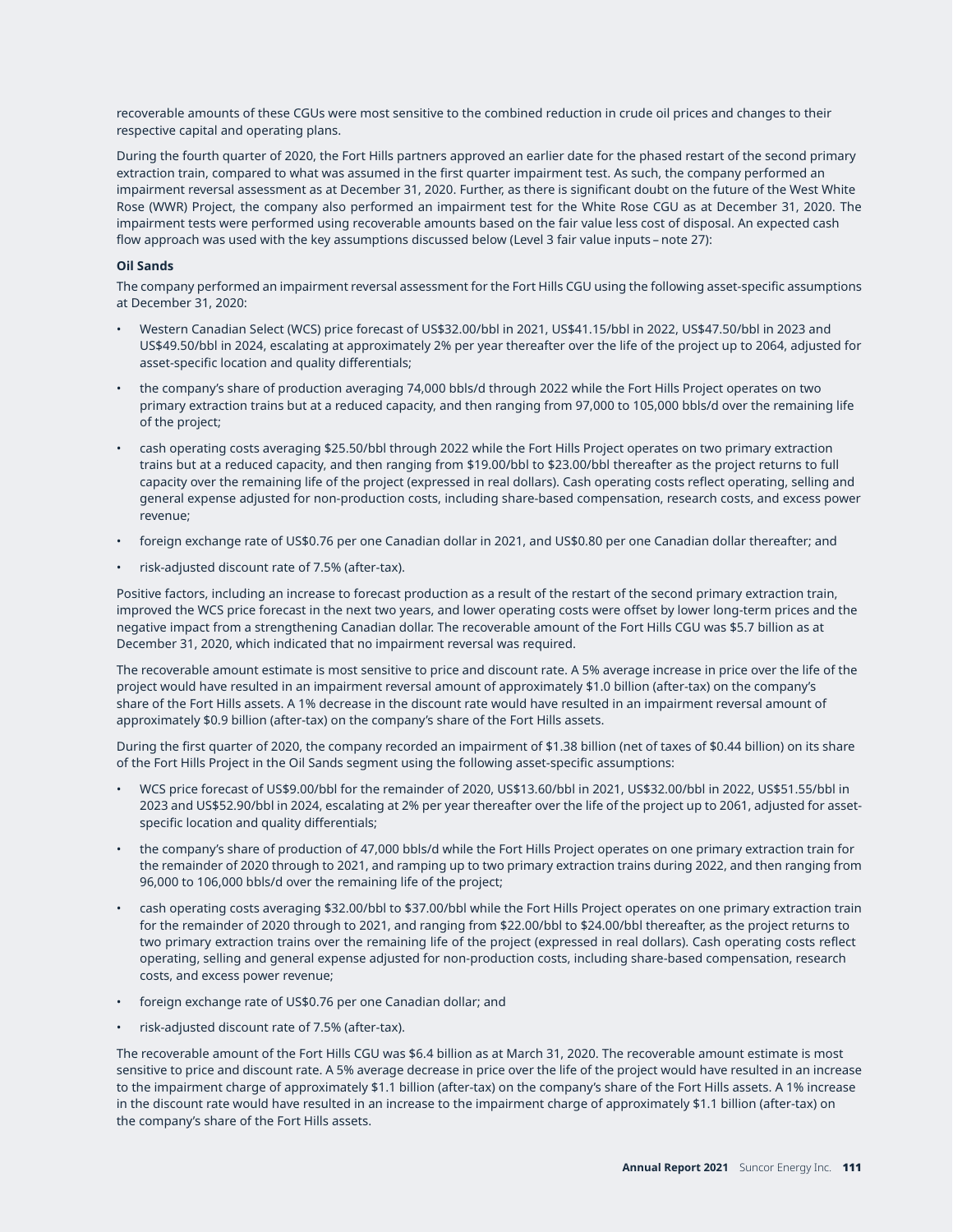recoverable amounts of these CGUs were most sensitive to the combined reduction in crude oil prices and changes to their respective capital and operating plans.

During the fourth quarter of 2020, the Fort Hills partners approved an earlier date for the phased restart of the second primary extraction train, compared to what was assumed in the first quarter impairment test. As such, the company performed an impairment reversal assessment as at December 31, 2020. Further, as there is significant doubt on the future of the West White Rose (WWR) Project, the company also performed an impairment test for the White Rose CGU as at December 31, 2020. The impairment tests were performed using recoverable amounts based on the fair value less cost of disposal. An expected cash flow approach was used with the key assumptions discussed below (Level 3 fair value inputs – note 27):

**Oil Sands**

The company performed an impairment reversal assessment for the Fort Hills CGU using the following asset-specific assumptions at December 31, 2020:

- Western Canadian Select (WCS) price forecast of US$32.00/bbl in 2021, US$41.15/bbl in 2022, US$47.50/bbl in 2023 and US$49.50/bbl in 2024, escalating at approximately 2% per year thereafter over the life of the project up to 2064, adjusted for asset-specific location and quality differentials;
- the company's share of production averaging 74,000 bbls/d through 2022 while the Fort Hills Project operates on two primary extraction trains but at a reduced capacity, and then ranging from 97,000 to 105,000 bbls/d over the remaining life of the project;
- cash operating costs averaging $25.50/bbl through 2022 while the Fort Hills Project operates on two primary extraction trains but at a reduced capacity, and then ranging from $19.00/bbl to $23.00/bbl thereafter as the project returns to full capacity over the remaining life of the project (expressed in real dollars). Cash operating costs reflect operating, selling and general expense adjusted for non-production costs, including share-based compensation, research costs, and excess power revenue;
- foreign exchange rate of US$0.76 per one Canadian dollar in 2021, and US$0.80 per one Canadian dollar thereafter; and
- risk-adjusted discount rate of 7.5% (after-tax).

Positive factors, including an increase to forecast production as a result of the restart of the second primary extraction train, improved the WCS price forecast in the next two years, and lower operating costs were offset by lower long-term prices and the negative impact from a strengthening Canadian dollar. The recoverable amount of the Fort Hills CGU was $5.7 billion as at December 31, 2020, which indicated that no impairment reversal was required.

The recoverable amount estimate is most sensitive to price and discount rate. A 5% average increase in price over the life of the project would have resulted in an impairment reversal amount of approximately $1.0 billion (after-tax) on the company's share of the Fort Hills assets. A 1% decrease in the discount rate would have resulted in an impairment reversal amount of approximately $0.9 billion (after-tax) on the company's share of the Fort Hills assets.

During the first quarter of 2020, the company recorded an impairment of $1.38 billion (net of taxes of $0.44 billion) on its share of the Fort Hills Project in the Oil Sands segment using the following asset-specific assumptions:

- WCS price forecast of US$9.00/bbl for the remainder of 2020, US$13.60/bbl in 2021, US$32.00/bbl in 2022, US$51.55/bbl in 2023 and US$52.90/bbl in 2024, escalating at 2% per year thereafter over the life of the project up to 2061, adjusted for asset-specific location and quality differentials;
- the company's share of production of 47,000 bbls/d while the Fort Hills Project operates on one primary extraction train for the remainder of 2020 through to 2021, and ramping up to two primary extraction trains during 2022, and then ranging from 96,000 to 106,000 bbls/d over the remaining life of the project;
- cash operating costs averaging $32.00/bbl to $37.00/bbl while the Fort Hills Project operates on one primary extraction train for the remainder of 2020 through to 2021, and ranging from $22.00/bbl to $24.00/bbl thereafter, as the project returns to two primary extraction trains over the remaining life of the project (expressed in real dollars). Cash operating costs reflect operating, selling and general expense adjusted for non-production costs, including share-based compensation, research costs, and excess power revenue;
- foreign exchange rate of US$0.76 per one Canadian dollar; and
- risk-adjusted discount rate of 7.5% (after-tax).

The recoverable amount of the Fort Hills CGU was $6.4 billion as at March 31, 2020. The recoverable amount estimate is most sensitive to price and discount rate. A 5% average decrease in price over the life of the project would have resulted in an increase to the impairment charge of approximately $1.1 billion (after-tax) on the company's share of the Fort Hills assets. A 1% increase in the discount rate would have resulted in an increase to the impairment charge of approximately $1.1 billion (after-tax) on the company's share of the Fort Hills assets.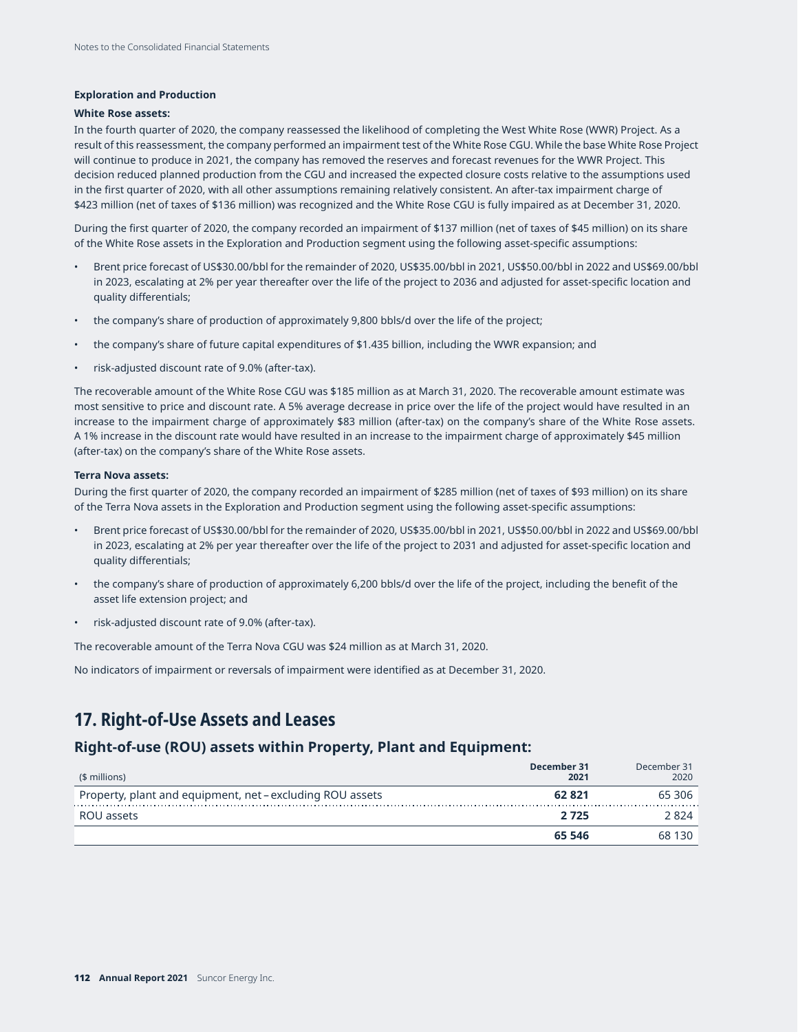**Exploration and Production**

**White Rose assets:**

In the fourth quarter of 2020, the company reassessed the likelihood of completing the West White Rose (WWR) Project. As a result of this reassessment, the company performed an impairment test of the White Rose CGU. While the base White Rose Project will continue to produce in 2021, the company has removed the reserves and forecast revenues for the WWR Project. This decision reduced planned production from the CGU and increased the expected closure costs relative to the assumptions used in the first quarter of 2020, with all other assumptions remaining relatively consistent. An after-tax impairment charge of $423 million (net of taxes of $136 million) was recognized and the White Rose CGU is fully impaired as at December 31, 2020.

During the first quarter of 2020, the company recorded an impairment of $137 million (net of taxes of $45 million) on its share of the White Rose assets in the Exploration and Production segment using the following asset-specific assumptions:

- Brent price forecast of US$30.00/bbl for the remainder of 2020, US$35.00/bbl in 2021, US$50.00/bbl in 2022 and US$69.00/bbl in 2023, escalating at 2% per year thereafter over the life of the project to 2036 and adjusted for asset-specific location and quality differentials;
- the company's share of production of approximately 9,800 bbls/d over the life of the project;
- the company's share of future capital expenditures of $1.435 billion, including the WWR expansion; and
- risk-adjusted discount rate of 9.0% (after-tax).

The recoverable amount of the White Rose CGU was $185 million as at March 31, 2020. The recoverable amount estimate was most sensitive to price and discount rate. A 5% average decrease in price over the life of the project would have resulted in an increase to the impairment charge of approximately $83 million (after-tax) on the company's share of the White Rose assets. A 1% increase in the discount rate would have resulted in an increase to the impairment charge of approximately $45 million (after-tax) on the company's share of the White Rose assets.

**Terra Nova assets:**

During the first quarter of 2020, the company recorded an impairment of $285 million (net of taxes of $93 million) on its share of the Terra Nova assets in the Exploration and Production segment using the following asset-specific assumptions:

- Brent price forecast of US$30.00/bbl for the remainder of 2020, US$35.00/bbl in 2021, US$50.00/bbl in 2022 and US$69.00/bbl in 2023, escalating at 2% per year thereafter over the life of the project to 2031 and adjusted for asset-specific location and quality differentials;
- the company's share of production of approximately 6,200 bbls/d over the life of the project, including the benefit of the asset life extension project; and
- risk-adjusted discount rate of 9.0% (after-tax).

The recoverable amount of the Terra Nova CGU was $24 million as at March 31, 2020.

No indicators of impairment or reversals of impairment were identified as at December 31, 2020.

## 17. Right-of-Use Assets and Leases

### Right-of-use (ROU) assets within Property, Plant and Equipment:

| ($ millions) | **December 31 2021** | December 31 2020 |
|---|---|---|
| Property, plant and equipment, net – excluding ROU assets | **62 821** | 65 306 |
| ROU assets | **2 725** | 2 824 |
| | **65 546** | 68 130 |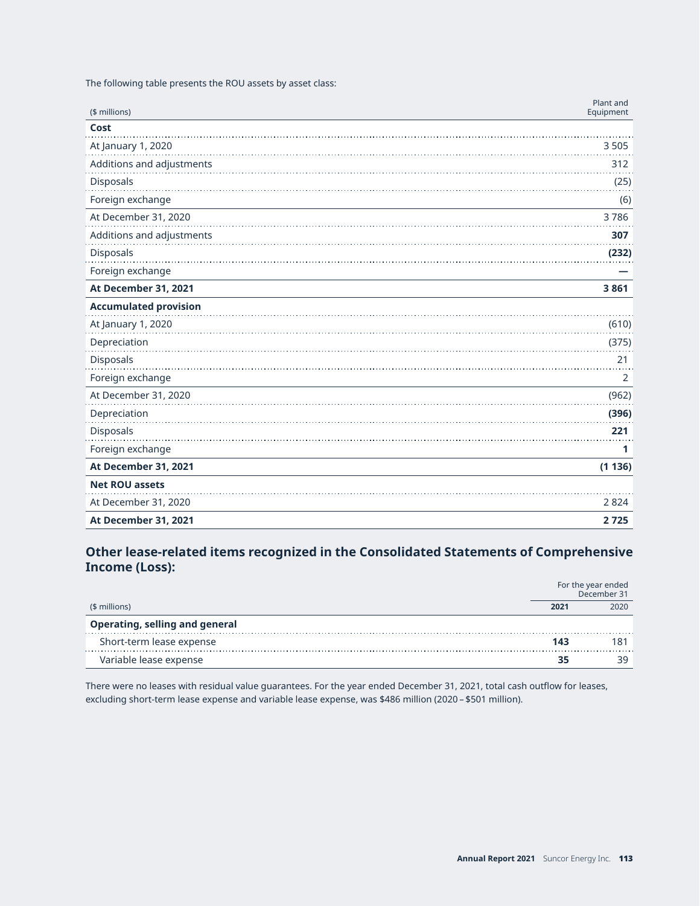The following table presents the ROU assets by asset class:

| ($ millions) | Plant and Equipment |
|---|---|
| **Cost** | |
| At January 1, 2020 | 3 505 |
| Additions and adjustments | 312 |
| Disposals | (25) |
| Foreign exchange | (6) |
| At December 31, 2020 | 3 786 |
| Additions and adjustments | **307** |
| Disposals | **(232)** |
| Foreign exchange | **—** |
| **At December 31, 2021** | **3 861** |
| **Accumulated provision** | |
| At January 1, 2020 | (610) |
| Depreciation | (375) |
| Disposals | 21 |
| Foreign exchange | 2 |
| At December 31, 2020 | (962) |
| Depreciation | **(396)** |
| Disposals | **221** |
| Foreign exchange | **1** |
| **At December 31, 2021** | **(1 136)** |
| **Net ROU assets** | |
| At December 31, 2020 | 2 824 |
| **At December 31, 2021** | **2 725** |

## Other lease-related items recognized in the Consolidated Statements of Comprehensive Income (Loss):

| | For the year ended December 31 | |
|---|---|---|
| ($ millions) | **2021** | 2020 |
| **Operating, selling and general** | | |
| Short-term lease expense | **143** | 181 |
| Variable lease expense | **35** | 39 |

There were no leases with residual value guarantees. For the year ended December 31, 2021, total cash outflow for leases, excluding short-term lease expense and variable lease expense, was $486 million (2020 – $501 million).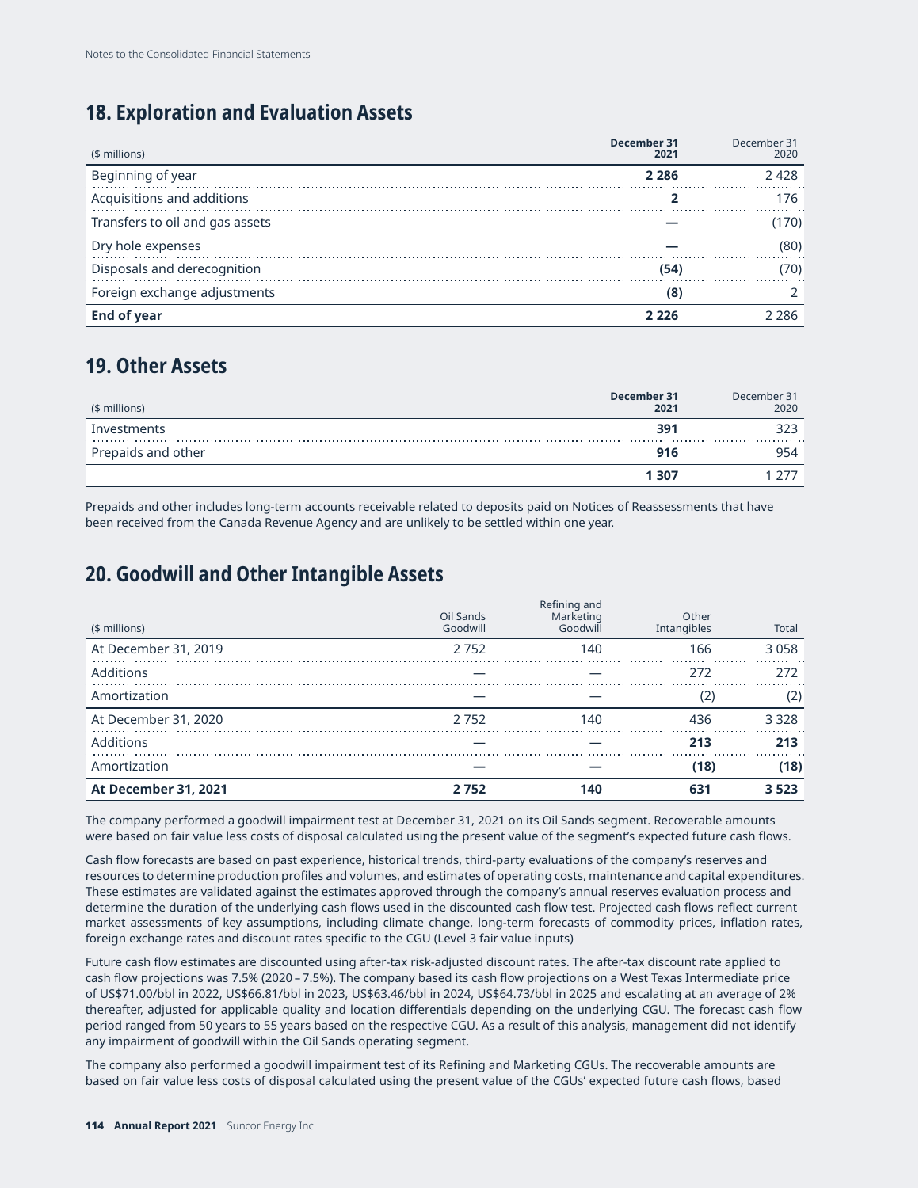## 18. Exploration and Evaluation Assets

| ($ millions) | December 31 2021 | December 31 2020 |
|---|---|---|
| Beginning of year | **2 286** | 2 428 |
| Acquisitions and additions | **2** | 176 |
| Transfers to oil and gas assets | **—** | (170) |
| Dry hole expenses | **—** | (80) |
| Disposals and derecognition | **(54)** | (70) |
| Foreign exchange adjustments | **(8)** | 2 |
| **End of year** | **2 226** | 2 286 |

## 19. Other Assets

| ($ millions) | December 31 2021 | December 31 2020 |
|---|---|---|
| Investments | **391** | 323 |
| Prepaids and other | **916** | 954 |
| | **1 307** | 1 277 |

Prepaids and other includes long-term accounts receivable related to deposits paid on Notices of Reassessments that have been received from the Canada Revenue Agency and are unlikely to be settled within one year.

## 20. Goodwill and Other Intangible Assets

| ($ millions) | Oil Sands Goodwill | Refining and Marketing Goodwill | Other Intangibles | Total |
|---|---|---|---|---|
| At December 31, 2019 | 2 752 | 140 | 166 | 3 058 |
| Additions | — | — | 272 | 272 |
| Amortization | — | — | (2) | (2) |
| At December 31, 2020 | 2 752 | 140 | 436 | 3 328 |
| Additions | **—** | **—** | **213** | **213** |
| Amortization | **—** | **—** | **(18)** | **(18)** |
| **At December 31, 2021** | **2 752** | **140** | **631** | **3 523** |

The company performed a goodwill impairment test at December 31, 2021 on its Oil Sands segment. Recoverable amounts were based on fair value less costs of disposal calculated using the present value of the segment's expected future cash flows.

Cash flow forecasts are based on past experience, historical trends, third-party evaluations of the company's reserves and resources to determine production profiles and volumes, and estimates of operating costs, maintenance and capital expenditures. These estimates are validated against the estimates approved through the company's annual reserves evaluation process and determine the duration of the underlying cash flows used in the discounted cash flow test. Projected cash flows reflect current market assessments of key assumptions, including climate change, long-term forecasts of commodity prices, inflation rates, foreign exchange rates and discount rates specific to the CGU (Level 3 fair value inputs)

Future cash flow estimates are discounted using after-tax risk-adjusted discount rates. The after-tax discount rate applied to cash flow projections was 7.5% (2020 – 7.5%). The company based its cash flow projections on a West Texas Intermediate price of US$71.00/bbl in 2022, US$66.81/bbl in 2023, US$63.46/bbl in 2024, US$64.73/bbl in 2025 and escalating at an average of 2% thereafter, adjusted for applicable quality and location differentials depending on the underlying CGU. The forecast cash flow period ranged from 50 years to 55 years based on the respective CGU. As a result of this analysis, management did not identify any impairment of goodwill within the Oil Sands operating segment.

The company also performed a goodwill impairment test of its Refining and Marketing CGUs. The recoverable amounts are based on fair value less costs of disposal calculated using the present value of the CGUs' expected future cash flows, based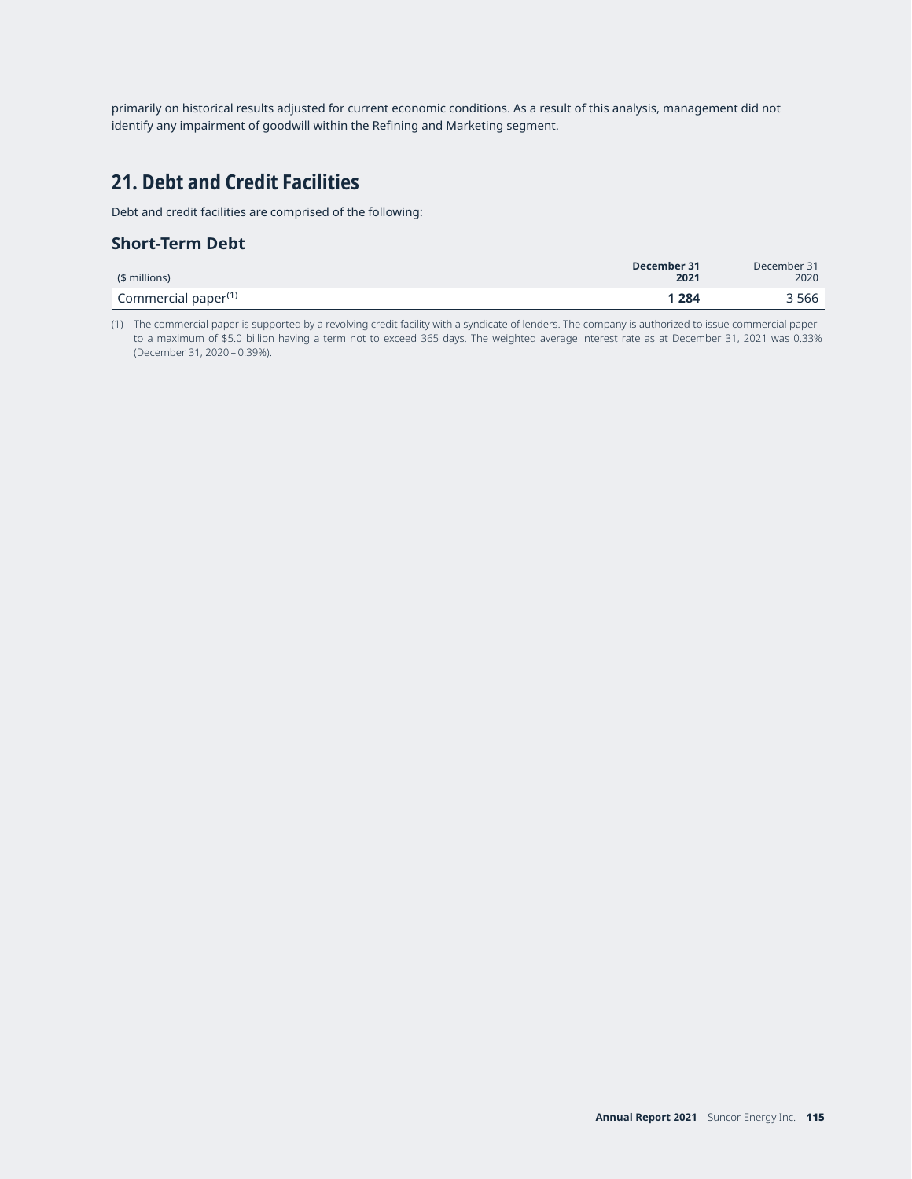primarily on historical results adjusted for current economic conditions. As a result of this analysis, management did not identify any impairment of goodwill within the Refining and Marketing segment.

## 21. Debt and Credit Facilities

Debt and credit facilities are comprised of the following:

### Short-Term Debt

| ($ millions) | December 31 2021 | December 31 2020 |
|---|---|---|
| Commercial paper[1] | **1 284** | 3 566 |

(1) The commercial paper is supported by a revolving credit facility with a syndicate of lenders. The company is authorized to issue commercial paper to a maximum of $5.0 billion having a term not to exceed 365 days. The weighted average interest rate as at December 31, 2021 was 0.33% (December 31, 2020 – 0.39%).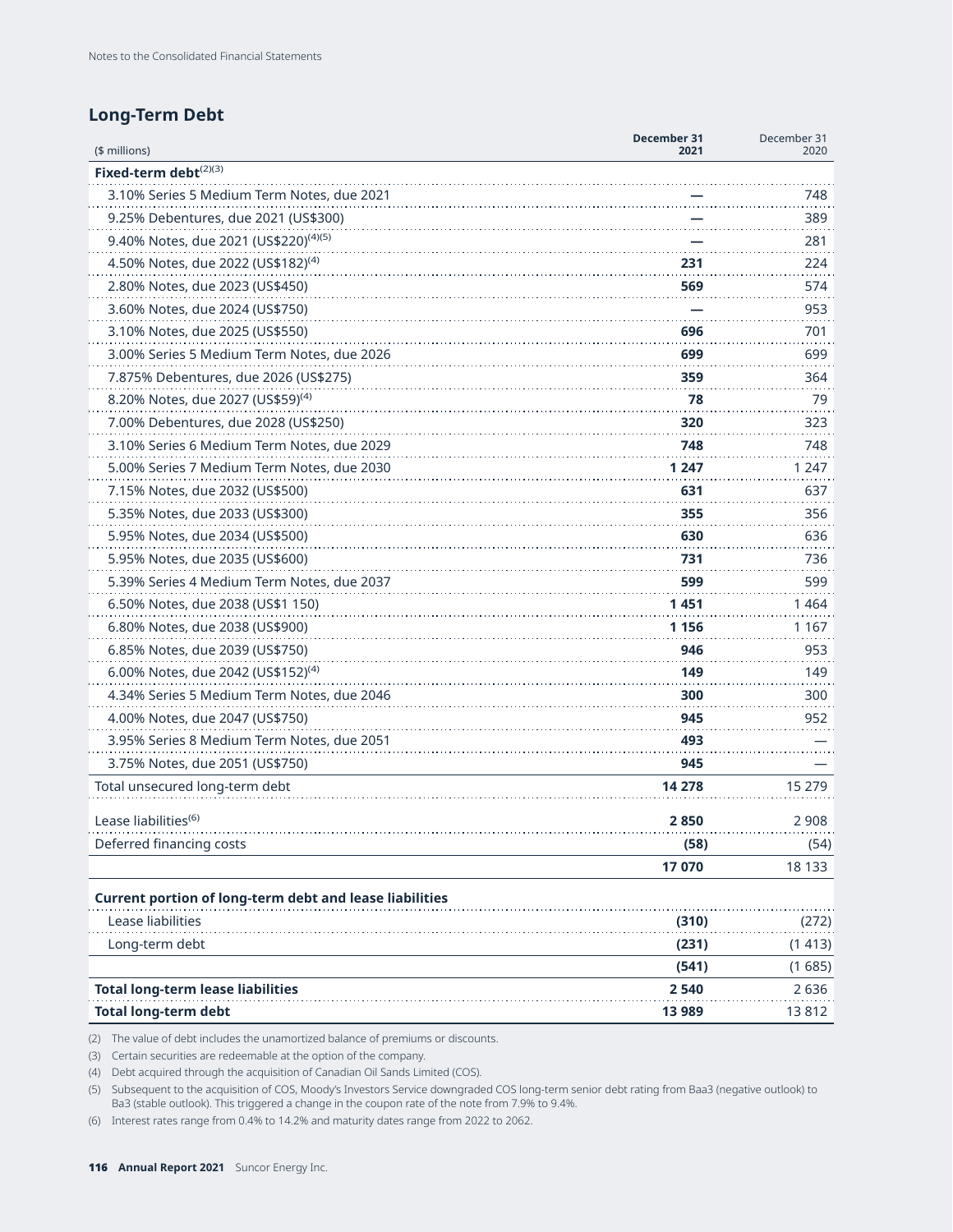## Long-Term Debt

| ($ millions) | December 31 2021 | December 31 2020 |
|---|---|---|
| **Fixed-term debt(2)(3)** | | |
| 3.10% Series 5 Medium Term Notes, due 2021 | **—** | 748 |
| 9.25% Debentures, due 2021 (US$300) | **—** | 389 |
| 9.40% Notes, due 2021 (US$220)(4)(5) | **—** | 281 |
| 4.50% Notes, due 2022 (US$182)(4) | **231** | 224 |
| 2.80% Notes, due 2023 (US$450) | **569** | 574 |
| 3.60% Notes, due 2024 (US$750) | **—** | 953 |
| 3.10% Notes, due 2025 (US$550) | **696** | 701 |
| 3.00% Series 5 Medium Term Notes, due 2026 | **699** | 699 |
| 7.875% Debentures, due 2026 (US$275) | **359** | 364 |
| 8.20% Notes, due 2027 (US$59)(4) | **78** | 79 |
| 7.00% Debentures, due 2028 (US$250) | **320** | 323 |
| 3.10% Series 6 Medium Term Notes, due 2029 | **748** | 748 |
| 5.00% Series 7 Medium Term Notes, due 2030 | **1 247** | 1 247 |
| 7.15% Notes, due 2032 (US$500) | **631** | 637 |
| 5.35% Notes, due 2033 (US$300) | **355** | 356 |
| 5.95% Notes, due 2034 (US$500) | **630** | 636 |
| 5.95% Notes, due 2035 (US$600) | **731** | 736 |
| 5.39% Series 4 Medium Term Notes, due 2037 | **599** | 599 |
| 6.50% Notes, due 2038 (US$1 150) | **1 451** | 1 464 |
| 6.80% Notes, due 2038 (US$900) | **1 156** | 1 167 |
| 6.85% Notes, due 2039 (US$750) | **946** | 953 |
| 6.00% Notes, due 2042 (US$152)(4) | **149** | 149 |
| 4.34% Series 5 Medium Term Notes, due 2046 | **300** | 300 |
| 4.00% Notes, due 2047 (US$750) | **945** | 952 |
| 3.95% Series 8 Medium Term Notes, due 2051 | **493** | — |
| 3.75% Notes, due 2051 (US$750) | **945** | — |
| Total unsecured long-term debt | **14 278** | 15 279 |
| Lease liabilities(6) | **2 850** | 2 908 |
| Deferred financing costs | **(58)** | (54) |
| | **17 070** | 18 133 |
| **Current portion of long-term debt and lease liabilities** | | |
| Lease liabilities | **(310)** | (272) |
| Long-term debt | **(231)** | (1 413) |
| | **(541)** | (1 685) |
| **Total long-term lease liabilities** | **2 540** | 2 636 |
| **Total long-term debt** | **13 989** | 13 812 |

(2) The value of debt includes the unamortized balance of premiums or discounts.

(3) Certain securities are redeemable at the option of the company.

(4) Debt acquired through the acquisition of Canadian Oil Sands Limited (COS).

(5) Subsequent to the acquisition of COS, Moody's Investors Service downgraded COS long-term senior debt rating from Baa3 (negative outlook) to Ba3 (stable outlook). This triggered a change in the coupon rate of the note from 7.9% to 9.4%.

(6) Interest rates range from 0.4% to 14.2% and maturity dates range from 2022 to 2062.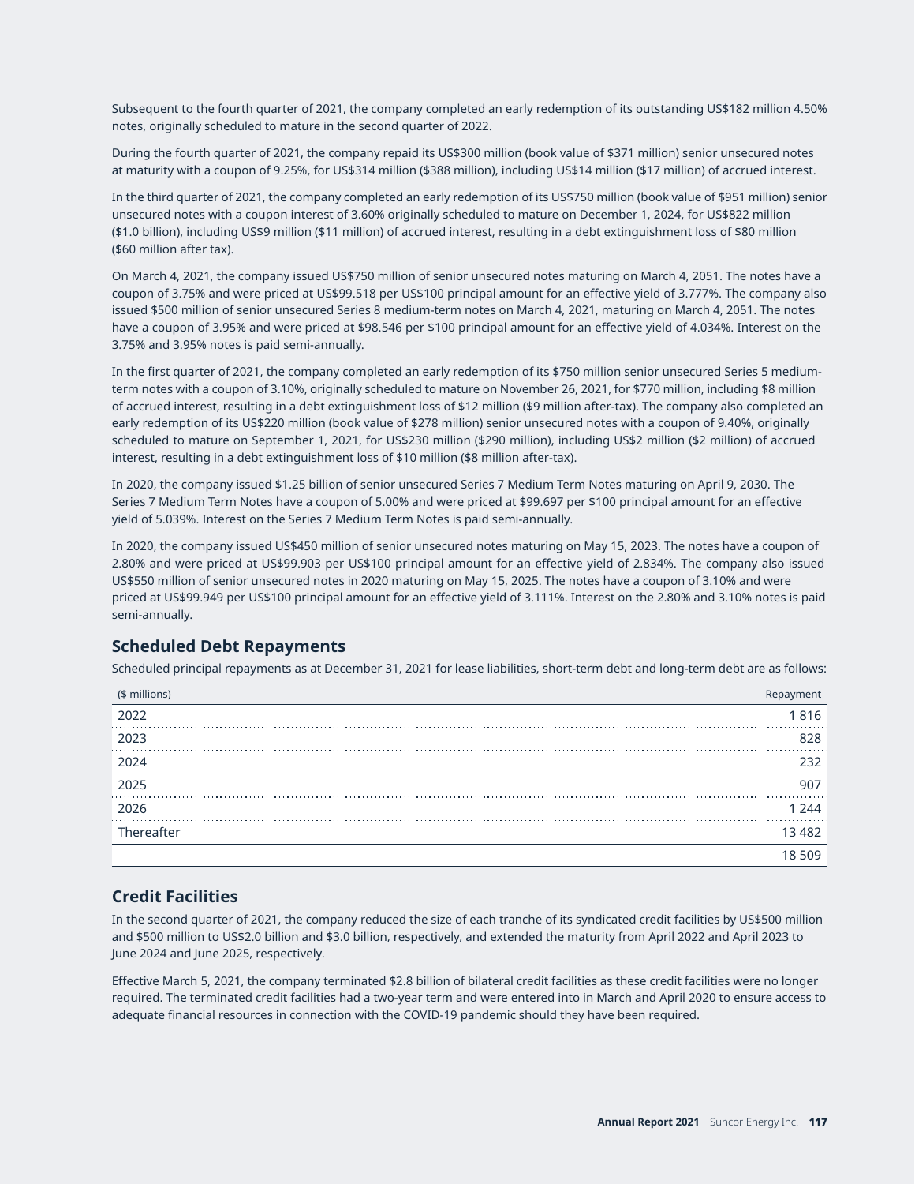Subsequent to the fourth quarter of 2021, the company completed an early redemption of its outstanding US$182 million 4.50% notes, originally scheduled to mature in the second quarter of 2022.

During the fourth quarter of 2021, the company repaid its US$300 million (book value of $371 million) senior unsecured notes at maturity with a coupon of 9.25%, for US$314 million ($388 million), including US$14 million ($17 million) of accrued interest.

In the third quarter of 2021, the company completed an early redemption of its US$750 million (book value of $951 million) senior unsecured notes with a coupon interest of 3.60% originally scheduled to mature on December 1, 2024, for US$822 million ($1.0 billion), including US$9 million ($11 million) of accrued interest, resulting in a debt extinguishment loss of $80 million ($60 million after tax).

On March 4, 2021, the company issued US$750 million of senior unsecured notes maturing on March 4, 2051. The notes have a coupon of 3.75% and were priced at US$99.518 per US$100 principal amount for an effective yield of 3.777%. The company also issued $500 million of senior unsecured Series 8 medium-term notes on March 4, 2021, maturing on March 4, 2051. The notes have a coupon of 3.95% and were priced at $98.546 per $100 principal amount for an effective yield of 4.034%. Interest on the 3.75% and 3.95% notes is paid semi-annually.

In the first quarter of 2021, the company completed an early redemption of its $750 million senior unsecured Series 5 medium-term notes with a coupon of 3.10%, originally scheduled to mature on November 26, 2021, for $770 million, including $8 million of accrued interest, resulting in a debt extinguishment loss of $12 million ($9 million after-tax). The company also completed an early redemption of its US$220 million (book value of $278 million) senior unsecured notes with a coupon of 9.40%, originally scheduled to mature on September 1, 2021, for US$230 million ($290 million), including US$2 million ($2 million) of accrued interest, resulting in a debt extinguishment loss of $10 million ($8 million after-tax).

In 2020, the company issued $1.25 billion of senior unsecured Series 7 Medium Term Notes maturing on April 9, 2030. The Series 7 Medium Term Notes have a coupon of 5.00% and were priced at $99.697 per $100 principal amount for an effective yield of 5.039%. Interest on the Series 7 Medium Term Notes is paid semi-annually.

In 2020, the company issued US$450 million of senior unsecured notes maturing on May 15, 2023. The notes have a coupon of 2.80% and were priced at US$99.903 per US$100 principal amount for an effective yield of 2.834%. The company also issued US$550 million of senior unsecured notes in 2020 maturing on May 15, 2025. The notes have a coupon of 3.10% and were priced at US$99.949 per US$100 principal amount for an effective yield of 3.111%. Interest on the 2.80% and 3.10% notes is paid semi-annually.

## Scheduled Debt Repayments

Scheduled principal repayments as at December 31, 2021 for lease liabilities, short-term debt and long-term debt are as follows:

| ($ millions) | Repayment |
|---|---|
| 2022 | 1 816 |
| 2023 | 828 |
| 2024 | 232 |
| 2025 | 907 |
| 2026 | 1 244 |
| Thereafter | 13 482 |
| | 18 509 |

## Credit Facilities

In the second quarter of 2021, the company reduced the size of each tranche of its syndicated credit facilities by US$500 million and $500 million to US$2.0 billion and $3.0 billion, respectively, and extended the maturity from April 2022 and April 2023 to June 2024 and June 2025, respectively.

Effective March 5, 2021, the company terminated $2.8 billion of bilateral credit facilities as these credit facilities were no longer required. The terminated credit facilities had a two-year term and were entered into in March and April 2020 to ensure access to adequate financial resources in connection with the COVID-19 pandemic should they have been required.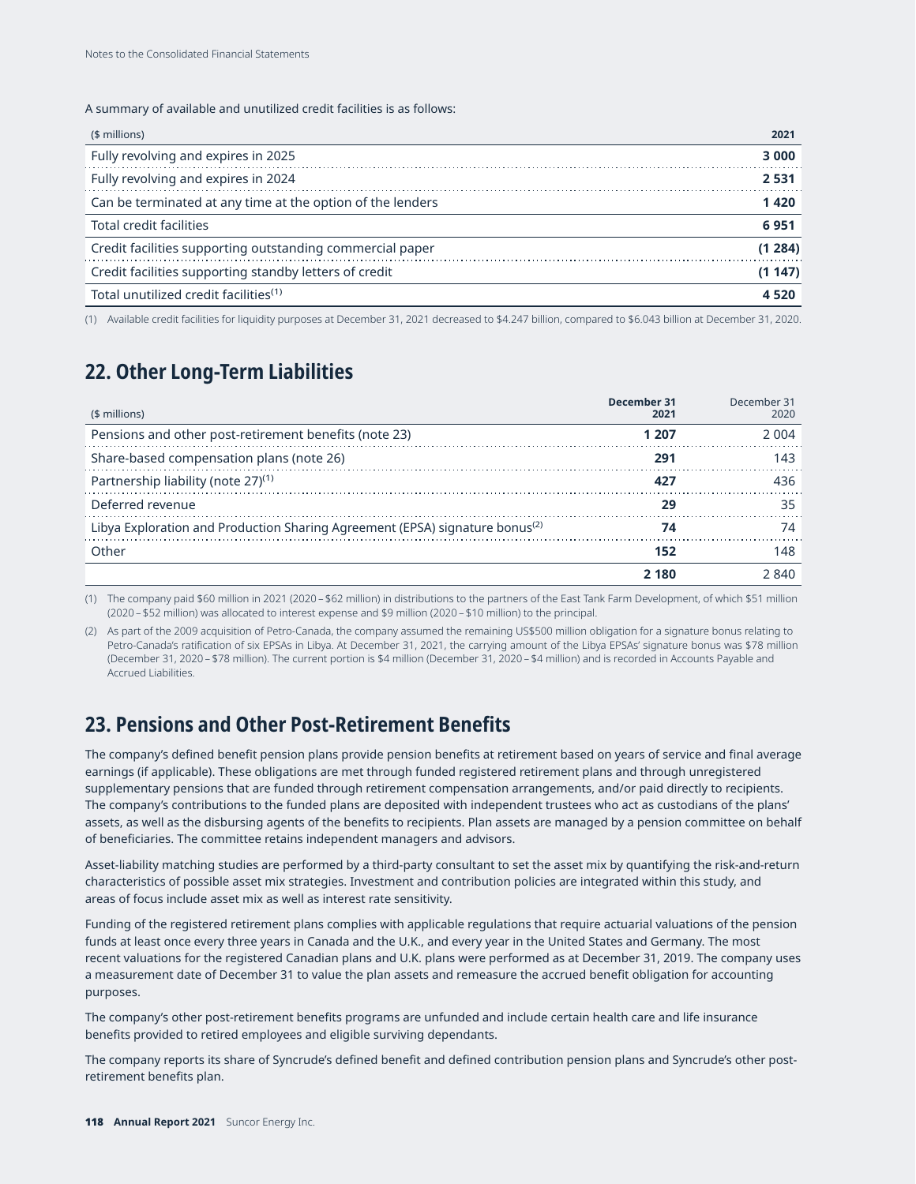A summary of available and unutilized credit facilities is as follows:

| ($ millions) | 2021 |
|---|---|
| Fully revolving and expires in 2025 | **3 000** |
| Fully revolving and expires in 2024 | **2 531** |
| Can be terminated at any time at the option of the lenders | **1 420** |
| Total credit facilities | **6 951** |
| Credit facilities supporting outstanding commercial paper | **(1 284)** |
| Credit facilities supporting standby letters of credit | **(1 147)** |
| Total unutilized credit facilities[(1)] | **4 520** |

(1) Available credit facilities for liquidity purposes at December 31, 2021 decreased to $4.247 billion, compared to $6.043 billion at December 31, 2020.

## 22. Other Long-Term Liabilities

| ($ millions) | December 31 2021 | December 31 2020 |
|---|---|---|
| Pensions and other post-retirement benefits (note 23) | **1 207** | 2 004 |
| Share-based compensation plans (note 26) | **291** | 143 |
| Partnership liability (note 27)[(1)] | **427** | 436 |
| Deferred revenue | **29** | 35 |
| Libya Exploration and Production Sharing Agreement (EPSA) signature bonus[(2)] | **74** | 74 |
| Other | **152** | 148 |
| | **2 180** | 2 840 |

(1) The company paid $60 million in 2021 (2020 – $62 million) in distributions to the partners of the East Tank Farm Development, of which $51 million (2020 – $52 million) was allocated to interest expense and $9 million (2020 – $10 million) to the principal.

(2) As part of the 2009 acquisition of Petro-Canada, the company assumed the remaining US$500 million obligation for a signature bonus relating to Petro-Canada's ratification of six EPSAs in Libya. At December 31, 2021, the carrying amount of the Libya EPSAs' signature bonus was $78 million (December 31, 2020 – $78 million). The current portion is $4 million (December 31, 2020 – $4 million) and is recorded in Accounts Payable and Accrued Liabilities.

## 23. Pensions and Other Post-Retirement Benefits

The company's defined benefit pension plans provide pension benefits at retirement based on years of service and final average earnings (if applicable). These obligations are met through funded registered retirement plans and through unregistered supplementary pensions that are funded through retirement compensation arrangements, and/or paid directly to recipients. The company's contributions to the funded plans are deposited with independent trustees who act as custodians of the plans' assets, as well as the disbursing agents of the benefits to recipients. Plan assets are managed by a pension committee on behalf of beneficiaries. The committee retains independent managers and advisors.

Asset-liability matching studies are performed by a third-party consultant to set the asset mix by quantifying the risk-and-return characteristics of possible asset mix strategies. Investment and contribution policies are integrated within this study, and areas of focus include asset mix as well as interest rate sensitivity.

Funding of the registered retirement plans complies with applicable regulations that require actuarial valuations of the pension funds at least once every three years in Canada and the U.K., and every year in the United States and Germany. The most recent valuations for the registered Canadian plans and U.K. plans were performed as at December 31, 2019. The company uses a measurement date of December 31 to value the plan assets and remeasure the accrued benefit obligation for accounting purposes.

The company's other post-retirement benefits programs are unfunded and include certain health care and life insurance benefits provided to retired employees and eligible surviving dependants.

The company reports its share of Syncrude's defined benefit and defined contribution pension plans and Syncrude's other post-retirement benefits plan.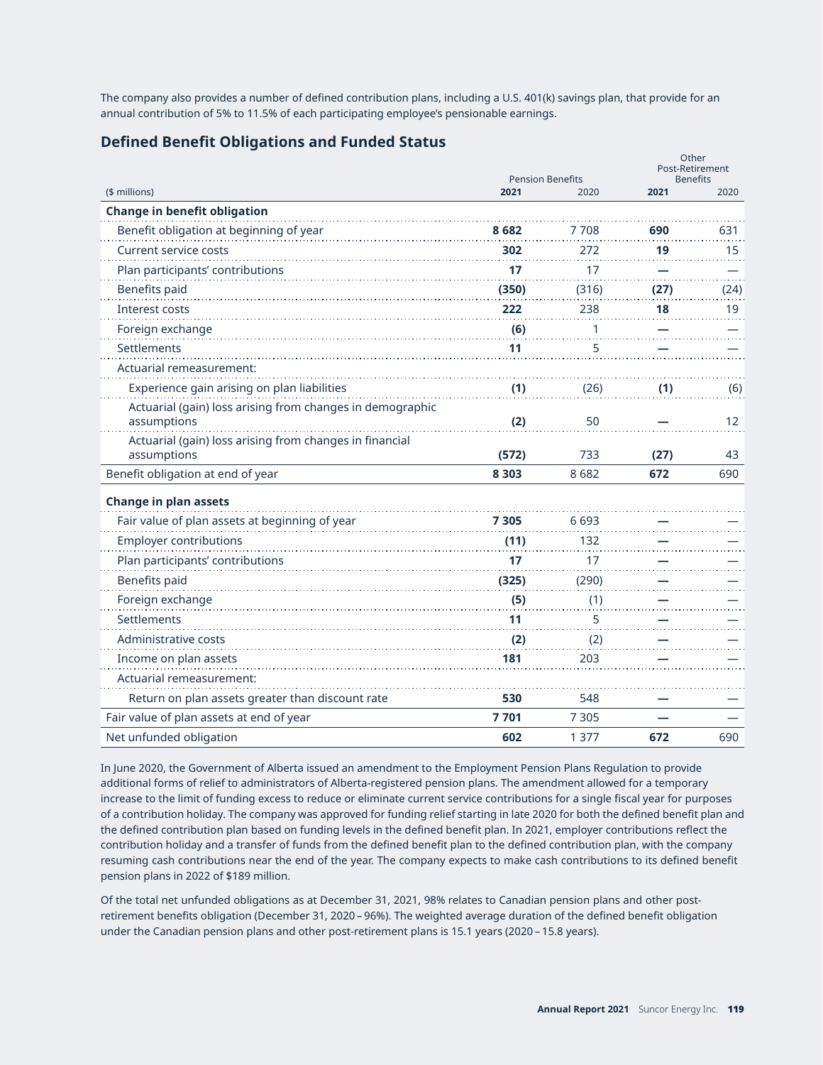The company also provides a number of defined contribution plans, including a U.S. 401(k) savings plan, that provide for an annual contribution of 5% to 11.5% of each participating employee's pensionable earnings.

## Defined Benefit Obligations and Funded Status

| ($ millions) | Pension Benefits | | Other Post-Retirement Benefits | |
|---|---|---|---|---|
| | **2021** | 2020 | **2021** | 2020 |
| **Change in benefit obligation** | | | | |
| Benefit obligation at beginning of year | **8 682** | 7 708 | **690** | 631 |
| Current service costs | **302** | 272 | **19** | 15 |
| Plan participants' contributions | **17** | 17 | **—** | — |
| Benefits paid | **(350)** | (316) | **(27)** | (24) |
| Interest costs | **222** | 238 | **18** | 19 |
| Foreign exchange | **(6)** | 1 | **—** | — |
| Settlements | **11** | 5 | **—** | — |
| Actuarial remeasurement: | | | | |
| Experience gain arising on plan liabilities | **(1)** | (26) | **(1)** | (6) |
| Actuarial (gain) loss arising from changes in demographic assumptions | **(2)** | 50 | **—** | 12 |
| Actuarial (gain) loss arising from changes in financial assumptions | **(572)** | 733 | **(27)** | 43 |
| Benefit obligation at end of year | **8 303** | 8 682 | **672** | 690 |
| **Change in plan assets** | | | | |
| Fair value of plan assets at beginning of year | **7 305** | 6 693 | **—** | — |
| Employer contributions | **(11)** | 132 | **—** | — |
| Plan participants' contributions | **17** | 17 | **—** | — |
| Benefits paid | **(325)** | (290) | **—** | — |
| Foreign exchange | **(5)** | (1) | **—** | — |
| Settlements | **11** | 5 | **—** | — |
| Administrative costs | **(2)** | (2) | **—** | — |
| Income on plan assets | **181** | 203 | **—** | — |
| Actuarial remeasurement: | | | | |
| Return on plan assets greater than discount rate | **530** | 548 | **—** | — |
| Fair value of plan assets at end of year | **7 701** | 7 305 | **—** | — |
| Net unfunded obligation | **602** | 1 377 | **672** | 690 |

In June 2020, the Government of Alberta issued an amendment to the Employment Pension Plans Regulation to provide additional forms of relief to administrators of Alberta-registered pension plans. The amendment allowed for a temporary increase to the limit of funding excess to reduce or eliminate current service contributions for a single fiscal year for purposes of a contribution holiday. The company was approved for funding relief starting in late 2020 for both the defined benefit plan and the defined contribution plan based on funding levels in the defined benefit plan. In 2021, employer contributions reflect the contribution holiday and a transfer of funds from the defined benefit plan to the defined contribution plan, with the company resuming cash contributions near the end of the year. The company expects to make cash contributions to its defined benefit pension plans in 2022 of $189 million.

Of the total net unfunded obligations as at December 31, 2021, 98% relates to Canadian pension plans and other post-retirement benefits obligation (December 31, 2020 – 96%). The weighted average duration of the defined benefit obligation under the Canadian pension plans and other post-retirement plans is 15.1 years (2020 – 15.8 years).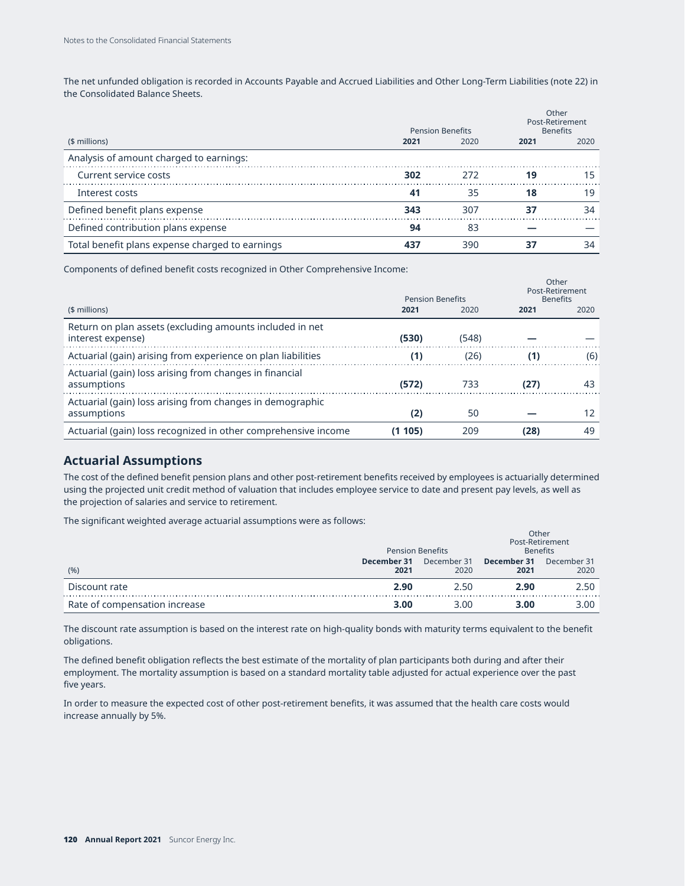The net unfunded obligation is recorded in Accounts Payable and Accrued Liabilities and Other Long-Term Liabilities (note 22) in the Consolidated Balance Sheets.

| | Pension Benefits | | Other Post-Retirement Benefits | |
|---|---|---|---|---|
| ($ millions) | **2021** | 2020 | **2021** | 2020 |
| Analysis of amount charged to earnings: | | | | |
| Current service costs | **302** | 272 | **19** | 15 |
| Interest costs | **41** | 35 | **18** | 19 |
| Defined benefit plans expense | **343** | 307 | **37** | 34 |
| Defined contribution plans expense | **94** | 83 | **—** | — |
| Total benefit plans expense charged to earnings | **437** | 390 | **37** | 34 |

Components of defined benefit costs recognized in Other Comprehensive Income:

| | Pension Benefits | | Other Post-Retirement Benefits | |
|---|---|---|---|---|
| ($ millions) | **2021** | 2020 | **2021** | 2020 |
| Return on plan assets (excluding amounts included in net interest expense) | **(530)** | (548) | **—** | — |
| Actuarial (gain) arising from experience on plan liabilities | **(1)** | (26) | **(1)** | (6) |
| Actuarial (gain) loss arising from changes in financial assumptions | **(572)** | 733 | **(27)** | 43 |
| Actuarial (gain) loss arising from changes in demographic assumptions | **(2)** | 50 | **—** | 12 |
| Actuarial (gain) loss recognized in other comprehensive income | **(1 105)** | 209 | **(28)** | 49 |

## Actuarial Assumptions

The cost of the defined benefit pension plans and other post-retirement benefits received by employees is actuarially determined using the projected unit credit method of valuation that includes employee service to date and present pay levels, as well as the projection of salaries and service to retirement.

The significant weighted average actuarial assumptions were as follows:

| | Pension Benefits | | Other Post-Retirement Benefits | |
|---|---|---|---|---|
| (%) | **December 31 2021** | December 31 2020 | **December 31 2021** | December 31 2020 |
| Discount rate | **2.90** | 2.50 | **2.90** | 2.50 |
| Rate of compensation increase | **3.00** | 3.00 | **3.00** | 3.00 |

The discount rate assumption is based on the interest rate on high-quality bonds with maturity terms equivalent to the benefit obligations.

The defined benefit obligation reflects the best estimate of the mortality of plan participants both during and after their employment. The mortality assumption is based on a standard mortality table adjusted for actual experience over the past five years.

In order to measure the expected cost of other post-retirement benefits, it was assumed that the health care costs would increase annually by 5%.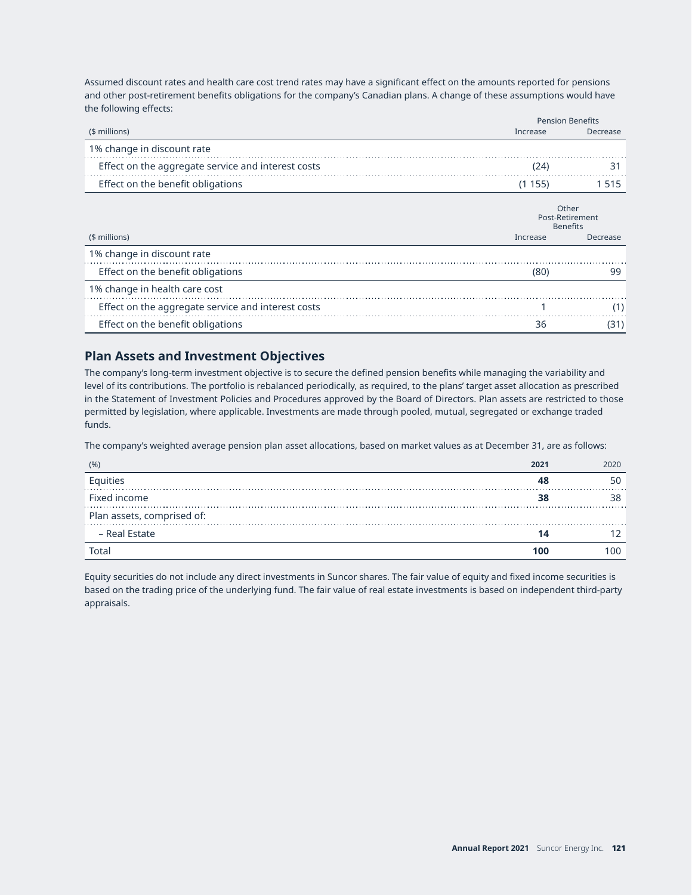Assumed discount rates and health care cost trend rates may have a significant effect on the amounts reported for pensions and other post-retirement benefits obligations for the company's Canadian plans. A change of these assumptions would have the following effects:

| ($ millions) | Pension Benefits | |
|---|---|---|
| | Increase | Decrease |
| 1% change in discount rate | | |
| Effect on the aggregate service and interest costs | (24) | 31 |
| Effect on the benefit obligations | (1 155) | 1 515 |

| ($ millions) | Other Post-Retirement Benefits | |
|---|---|---|
| | Increase | Decrease |
| 1% change in discount rate | | |
| Effect on the benefit obligations | (80) | 99 |
| 1% change in health care cost | | |
| Effect on the aggregate service and interest costs | 1 | (1) |
| Effect on the benefit obligations | 36 | (31) |

## Plan Assets and Investment Objectives

The company's long-term investment objective is to secure the defined pension benefits while managing the variability and level of its contributions. The portfolio is rebalanced periodically, as required, to the plans' target asset allocation as prescribed in the Statement of Investment Policies and Procedures approved by the Board of Directors. Plan assets are restricted to those permitted by legislation, where applicable. Investments are made through pooled, mutual, segregated or exchange traded funds.

The company's weighted average pension plan asset allocations, based on market values as at December 31, are as follows:

| (%) | **2021** | 2020 |
|---|---|---|
| Equities | **48** | 50 |
| Fixed income | **38** | 38 |
| Plan assets, comprised of: | | |
| – Real Estate | **14** | 12 |
| Total | **100** | 100 |

Equity securities do not include any direct investments in Suncor shares. The fair value of equity and fixed income securities is based on the trading price of the underlying fund. The fair value of real estate investments is based on independent third-party appraisals.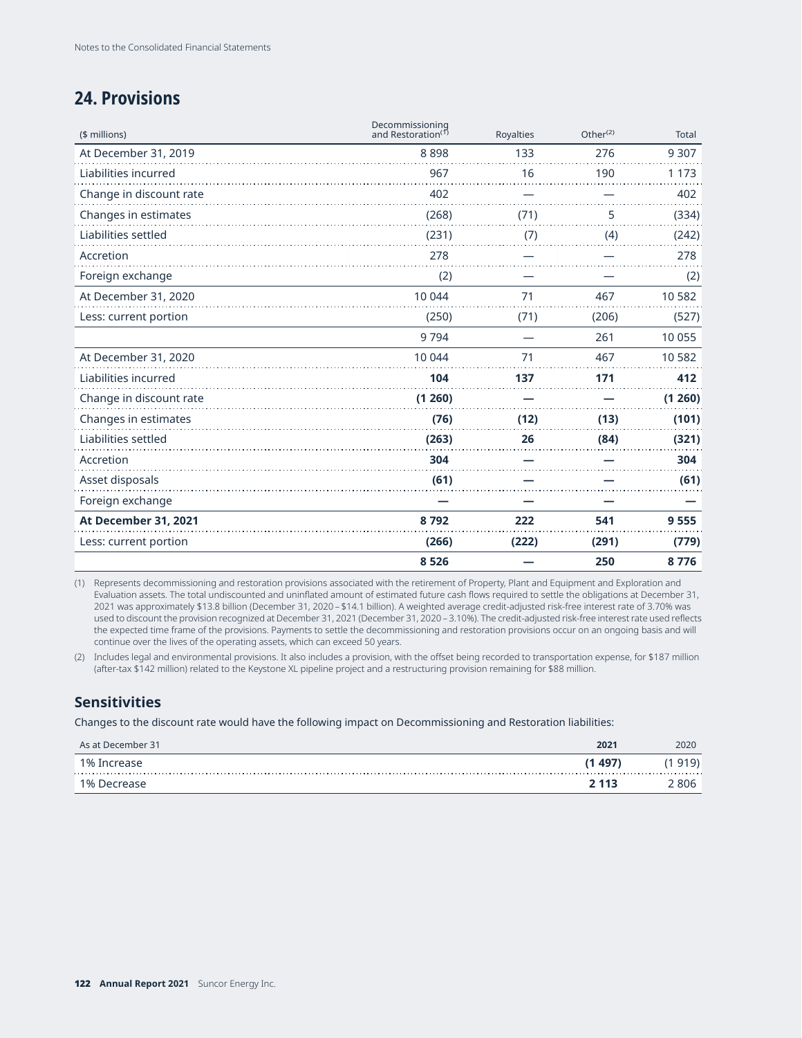## 24. Provisions

| ($ millions) | Decommissioning and Restoration[1] | Royalties | Other[2] | Total |
|---|---|---|---|---|
| At December 31, 2019 | 8 898 | 133 | 276 | 9 307 |
| Liabilities incurred | 967 | 16 | 190 | 1 173 |
| Change in discount rate | 402 | — | — | 402 |
| Changes in estimates | (268) | (71) | 5 | (334) |
| Liabilities settled | (231) | (7) | (4) | (242) |
| Accretion | 278 | — | — | 278 |
| Foreign exchange | (2) | — | — | (2) |
| At December 31, 2020 | 10 044 | 71 | 467 | 10 582 |
| Less: current portion | (250) | (71) | (206) | (527) |
| | 9 794 | — | 261 | 10 055 |
| At December 31, 2020 | 10 044 | 71 | 467 | 10 582 |
| Liabilities incurred | **104** | **137** | **171** | **412** |
| Change in discount rate | **(1 260)** | **—** | **—** | **(1 260)** |
| Changes in estimates | **(76)** | **(12)** | **(13)** | **(101)** |
| Liabilities settled | **(263)** | **26** | **(84)** | **(321)** |
| Accretion | **304** | **—** | **—** | **304** |
| Asset disposals | **(61)** | **—** | **—** | **(61)** |
| Foreign exchange | **—** | **—** | **—** | **—** |
| **At December 31, 2021** | **8 792** | **222** | **541** | **9 555** |
| Less: current portion | **(266)** | **(222)** | **(291)** | **(779)** |
| | **8 526** | **—** | **250** | **8 776** |

(1) Represents decommissioning and restoration provisions associated with the retirement of Property, Plant and Equipment and Exploration and Evaluation assets. The total undiscounted and uninflated amount of estimated future cash flows required to settle the obligations at December 31, 2021 was approximately $13.8 billion (December 31, 2020 – $14.1 billion). A weighted average credit-adjusted risk-free interest rate of 3.70% was used to discount the provision recognized at December 31, 2021 (December 31, 2020 – 3.10%). The credit-adjusted risk-free interest rate used reflects the expected time frame of the provisions. Payments to settle the decommissioning and restoration provisions occur on an ongoing basis and will continue over the lives of the operating assets, which can exceed 50 years.

(2) Includes legal and environmental provisions. It also includes a provision, with the offset being recorded to transportation expense, for $187 million (after-tax $142 million) related to the Keystone XL pipeline project and a restructuring provision remaining for $88 million.

### Sensitivities

Changes to the discount rate would have the following impact on Decommissioning and Restoration liabilities:

| As at December 31 | 2021 | 2020 |
|---|---|---|
| 1% Increase | **(1 497)** | (1 919) |
| 1% Decrease | **2 113** | 2 806 |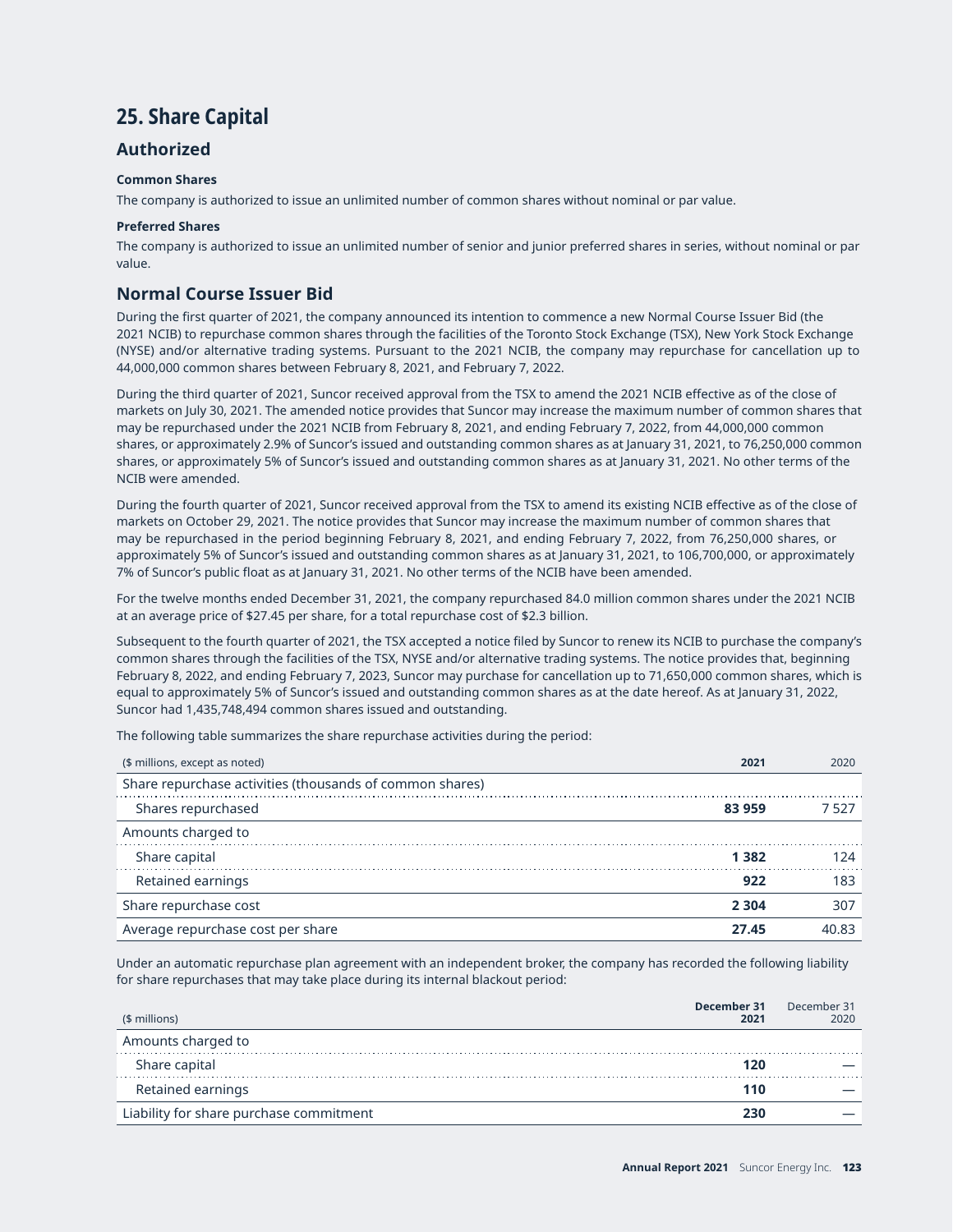## 25. Share Capital

### Authorized

**Common Shares**

The company is authorized to issue an unlimited number of common shares without nominal or par value.

**Preferred Shares**

The company is authorized to issue an unlimited number of senior and junior preferred shares in series, without nominal or par value.

### Normal Course Issuer Bid

During the first quarter of 2021, the company announced its intention to commence a new Normal Course Issuer Bid (the 2021 NCIB) to repurchase common shares through the facilities of the Toronto Stock Exchange (TSX), New York Stock Exchange (NYSE) and/or alternative trading systems. Pursuant to the 2021 NCIB, the company may repurchase for cancellation up to 44,000,000 common shares between February 8, 2021, and February 7, 2022.

During the third quarter of 2021, Suncor received approval from the TSX to amend the 2021 NCIB effective as of the close of markets on July 30, 2021. The amended notice provides that Suncor may increase the maximum number of common shares that may be repurchased under the 2021 NCIB from February 8, 2021, and ending February 7, 2022, from 44,000,000 common shares, or approximately 2.9% of Suncor's issued and outstanding common shares as at January 31, 2021, to 76,250,000 common shares, or approximately 5% of Suncor's issued and outstanding common shares as at January 31, 2021. No other terms of the NCIB were amended.

During the fourth quarter of 2021, Suncor received approval from the TSX to amend its existing NCIB effective as of the close of markets on October 29, 2021. The notice provides that Suncor may increase the maximum number of common shares that may be repurchased in the period beginning February 8, 2021, and ending February 7, 2022, from 76,250,000 shares, or approximately 5% of Suncor's issued and outstanding common shares as at January 31, 2021, to 106,700,000, or approximately 7% of Suncor's public float as at January 31, 2021. No other terms of the NCIB have been amended.

For the twelve months ended December 31, 2021, the company repurchased 84.0 million common shares under the 2021 NCIB at an average price of $27.45 per share, for a total repurchase cost of $2.3 billion.

Subsequent to the fourth quarter of 2021, the TSX accepted a notice filed by Suncor to renew its NCIB to purchase the company's common shares through the facilities of the TSX, NYSE and/or alternative trading systems. The notice provides that, beginning February 8, 2022, and ending February 7, 2023, Suncor may purchase for cancellation up to 71,650,000 common shares, which is equal to approximately 5% of Suncor's issued and outstanding common shares as at the date hereof. As at January 31, 2022, Suncor had 1,435,748,494 common shares issued and outstanding.

The following table summarizes the share repurchase activities during the period:

| ($ millions, except as noted) | **2021** | 2020 |
|---|---|---|
| Share repurchase activities (thousands of common shares) | | |
| Shares repurchased | **83 959** | 7 527 |
| Amounts charged to | | |
| Share capital | **1 382** | 124 |
| Retained earnings | **922** | 183 |
| Share repurchase cost | **2 304** | 307 |
| Average repurchase cost per share | **27.45** | 40.83 |

Under an automatic repurchase plan agreement with an independent broker, the company has recorded the following liability for share repurchases that may take place during its internal blackout period:

| ($ millions) | **December 31 2021** | December 31 2020 |
|---|---|---|
| Amounts charged to | | |
| Share capital | **120** | — |
| Retained earnings | **110** | — |
| Liability for share purchase commitment | **230** | — |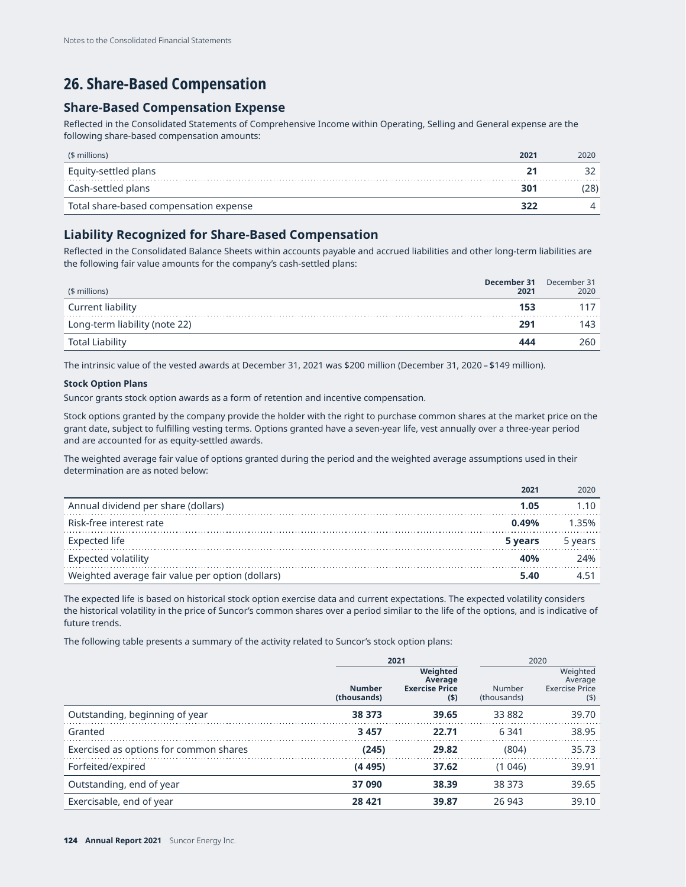# 26. Share-Based Compensation

## Share-Based Compensation Expense

Reflected in the Consolidated Statements of Comprehensive Income within Operating, Selling and General expense are the following share-based compensation amounts:

| ($ millions) | **2021** | 2020 |
|---|---|---|
| Equity-settled plans | **21** | 32 |
| Cash-settled plans | **301** | (28) |
| Total share-based compensation expense | **322** | 4 |

## Liability Recognized for Share-Based Compensation

Reflected in the Consolidated Balance Sheets within accounts payable and accrued liabilities and other long-term liabilities are the following fair value amounts for the company's cash-settled plans:

| ($ millions) | **December 31 2021** | December 31 2020 |
|---|---|---|
| Current liability | **153** | 117 |
| Long-term liability (note 22) | **291** | 143 |
| Total Liability | **444** | 260 |

The intrinsic value of the vested awards at December 31, 2021 was $200 million (December 31, 2020 – $149 million).

**Stock Option Plans**

Suncor grants stock option awards as a form of retention and incentive compensation.

Stock options granted by the company provide the holder with the right to purchase common shares at the market price on the grant date, subject to fulfilling vesting terms. Options granted have a seven-year life, vest annually over a three-year period and are accounted for as equity-settled awards.

The weighted average fair value of options granted during the period and the weighted average assumptions used in their determination are as noted below:

| | **2021** | 2020 |
|---|---|---|
| Annual dividend per share (dollars) | **1.05** | 1.10 |
| Risk-free interest rate | **0.49%** | 1.35% |
| Expected life | **5 years** | 5 years |
| Expected volatility | **40%** | 24% |
| Weighted average fair value per option (dollars) | **5.40** | 4.51 |

The expected life is based on historical stock option exercise data and current expectations. The expected volatility considers the historical volatility in the price of Suncor's common shares over a period similar to the life of the options, and is indicative of future trends.

The following table presents a summary of the activity related to Suncor's stock option plans:

| | **2021** | | 2020 | |
|---|---|---|---|---|
| | **Number (thousands)** | **Weighted Average Exercise Price ($)** | Number (thousands) | Weighted Average Exercise Price ($) |
| Outstanding, beginning of year | **38 373** | **39.65** | 33 882 | 39.70 |
| Granted | **3 457** | **22.71** | 6 341 | 38.95 |
| Exercised as options for common shares | **(245)** | **29.82** | (804) | 35.73 |
| Forfeited/expired | **(4 495)** | **37.62** | (1 046) | 39.91 |
| Outstanding, end of year | **37 090** | **38.39** | 38 373 | 39.65 |
| Exercisable, end of year | **28 421** | **39.87** | 26 943 | 39.10 |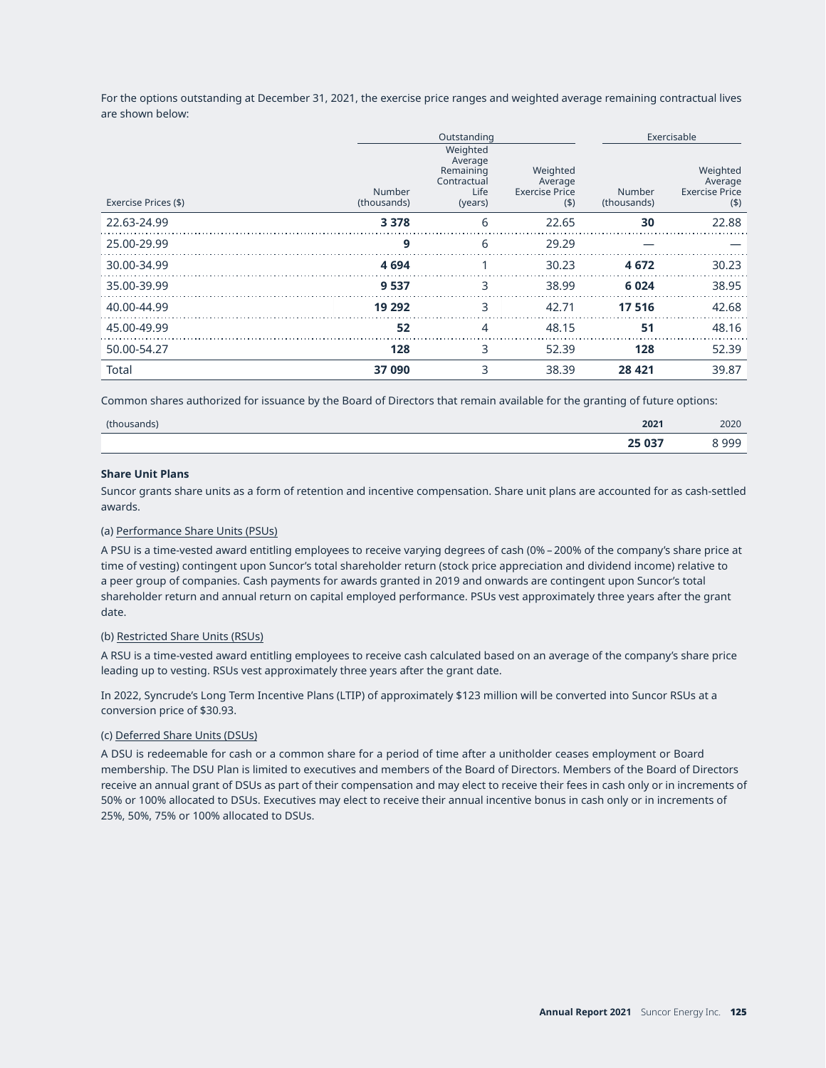For the options outstanding at December 31, 2021, the exercise price ranges and weighted average remaining contractual lives are shown below:

| | Outstanding | | | Exercisable | |
|---|---|---|---|---|---|
| Exercise Prices ($) | Number (thousands) | Weighted Average Remaining Contractual Life (years) | Weighted Average Exercise Price ($) | Number (thousands) | Weighted Average Exercise Price ($) |
| 22.63-24.99 | **3 378** | 6 | 22.65 | **30** | 22.88 |
| 25.00-29.99 | **9** | 6 | 29.29 | **—** | — |
| 30.00-34.99 | **4 694** | 1 | 30.23 | **4 672** | 30.23 |
| 35.00-39.99 | **9 537** | 3 | 38.99 | **6 024** | 38.95 |
| 40.00-44.99 | **19 292** | 3 | 42.71 | **17 516** | 42.68 |
| 45.00-49.99 | **52** | 4 | 48.15 | **51** | 48.16 |
| 50.00-54.27 | **128** | 3 | 52.39 | **128** | 52.39 |
| Total | **37 090** | 3 | 38.39 | **28 421** | 39.87 |

Common shares authorized for issuance by the Board of Directors that remain available for the granting of future options:

| (thousands) | **2021** | 2020 |
|---|---|---|
| | **25 037** | 8 999 |

**Share Unit Plans**

Suncor grants share units as a form of retention and incentive compensation. Share unit plans are accounted for as cash-settled awards.

(a) Performance Share Units (PSUs)

A PSU is a time-vested award entitling employees to receive varying degrees of cash (0% – 200% of the company's share price at time of vesting) contingent upon Suncor's total shareholder return (stock price appreciation and dividend income) relative to a peer group of companies. Cash payments for awards granted in 2019 and onwards are contingent upon Suncor's total shareholder return and annual return on capital employed performance. PSUs vest approximately three years after the grant date.

(b) Restricted Share Units (RSUs)

A RSU is a time-vested award entitling employees to receive cash calculated based on an average of the company's share price leading up to vesting. RSUs vest approximately three years after the grant date.

In 2022, Syncrude's Long Term Incentive Plans (LTIP) of approximately $123 million will be converted into Suncor RSUs at a conversion price of $30.93.

(c) Deferred Share Units (DSUs)

A DSU is redeemable for cash or a common share for a period of time after a unitholder ceases employment or Board membership. The DSU Plan is limited to executives and members of the Board of Directors. Members of the Board of Directors receive an annual grant of DSUs as part of their compensation and may elect to receive their fees in cash only or in increments of 50% or 100% allocated to DSUs. Executives may elect to receive their annual incentive bonus in cash only or in increments of 25%, 50%, 75% or 100% allocated to DSUs.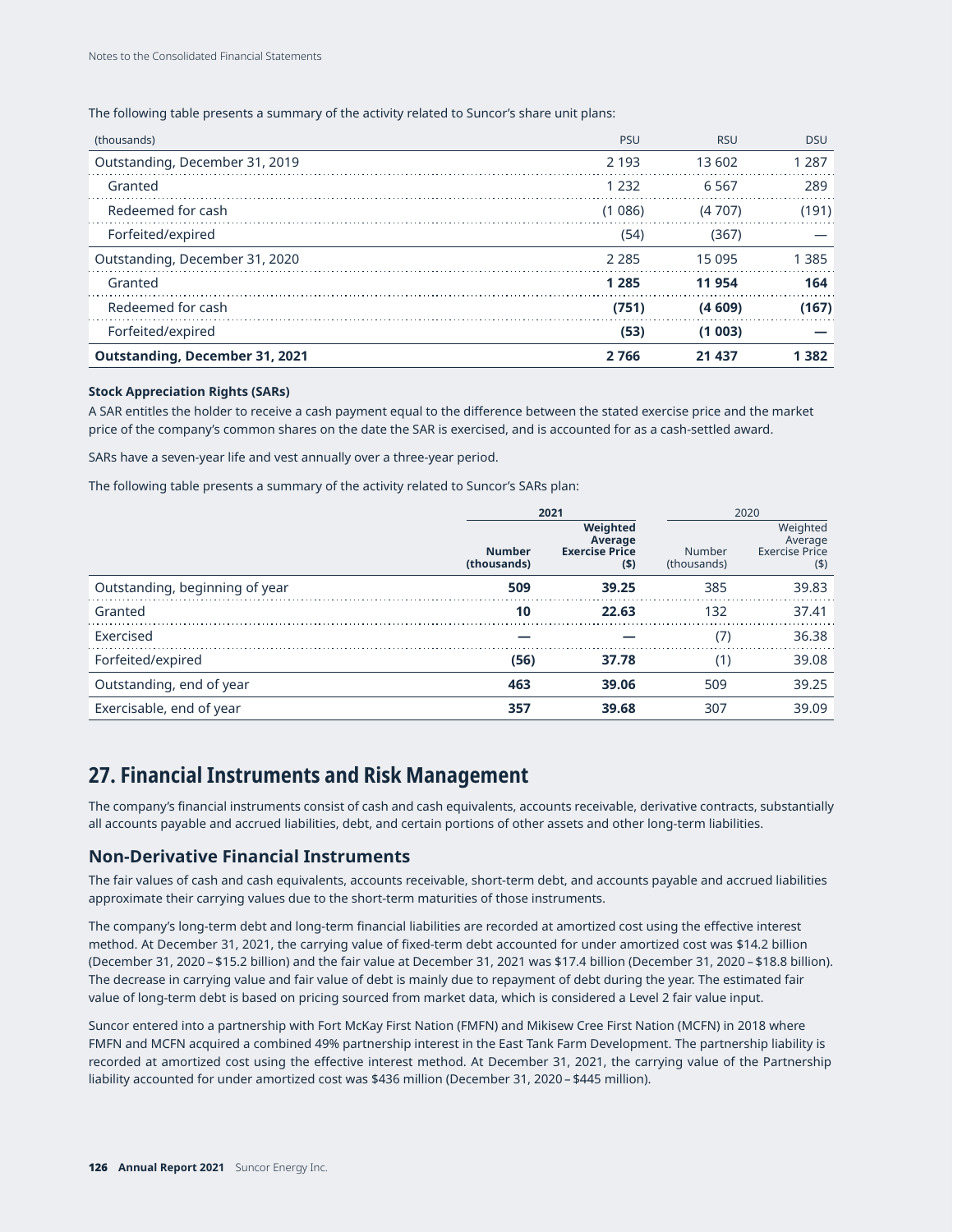The following table presents a summary of the activity related to Suncor's share unit plans:

| (thousands) | PSU | RSU | DSU |
|---|---|---|---|
| Outstanding, December 31, 2019 | 2 193 | 13 602 | 1 287 |
| Granted | 1 232 | 6 567 | 289 |
| Redeemed for cash | (1 086) | (4 707) | (191) |
| Forfeited/expired | (54) | (367) | — |
| Outstanding, December 31, 2020 | 2 285 | 15 095 | 1 385 |
| Granted | **1 285** | **11 954** | **164** |
| Redeemed for cash | **(751)** | **(4 609)** | **(167)** |
| Forfeited/expired | **(53)** | **(1 003)** | **—** |
| **Outstanding, December 31, 2021** | **2 766** | **21 437** | **1 382** |

**Stock Appreciation Rights (SARs)**

A SAR entitles the holder to receive a cash payment equal to the difference between the stated exercise price and the market price of the company's common shares on the date the SAR is exercised, and is accounted for as a cash-settled award.

SARs have a seven-year life and vest annually over a three-year period.

The following table presents a summary of the activity related to Suncor's SARs plan:

| | **2021** | | 2020 | |
|---|---|---|---|---|
| | **Number (thousands)** | **Weighted Average Exercise Price ($)** | Number (thousands) | Weighted Average Exercise Price ($) |
| Outstanding, beginning of year | **509** | **39.25** | 385 | 39.83 |
| Granted | **10** | **22.63** | 132 | 37.41 |
| Exercised | **—** | **—** | (7) | 36.38 |
| Forfeited/expired | **(56)** | **37.78** | (1) | 39.08 |
| Outstanding, end of year | **463** | **39.06** | 509 | 39.25 |
| Exercisable, end of year | **357** | **39.68** | 307 | 39.09 |

# 27. Financial Instruments and Risk Management

The company's financial instruments consist of cash and cash equivalents, accounts receivable, derivative contracts, substantially all accounts payable and accrued liabilities, debt, and certain portions of other assets and other long-term liabilities.

## Non-Derivative Financial Instruments

The fair values of cash and cash equivalents, accounts receivable, short-term debt, and accounts payable and accrued liabilities approximate their carrying values due to the short-term maturities of those instruments.

The company's long-term debt and long-term financial liabilities are recorded at amortized cost using the effective interest method. At December 31, 2021, the carrying value of fixed-term debt accounted for under amortized cost was $14.2 billion (December 31, 2020 – $15.2 billion) and the fair value at December 31, 2021 was $17.4 billion (December 31, 2020 – $18.8 billion). The decrease in carrying value and fair value of debt is mainly due to repayment of debt during the year. The estimated fair value of long-term debt is based on pricing sourced from market data, which is considered a Level 2 fair value input.

Suncor entered into a partnership with Fort McKay First Nation (FMFN) and Mikisew Cree First Nation (MCFN) in 2018 where FMFN and MCFN acquired a combined 49% partnership interest in the East Tank Farm Development. The partnership liability is recorded at amortized cost using the effective interest method. At December 31, 2021, the carrying value of the Partnership liability accounted for under amortized cost was $436 million (December 31, 2020 – $445 million).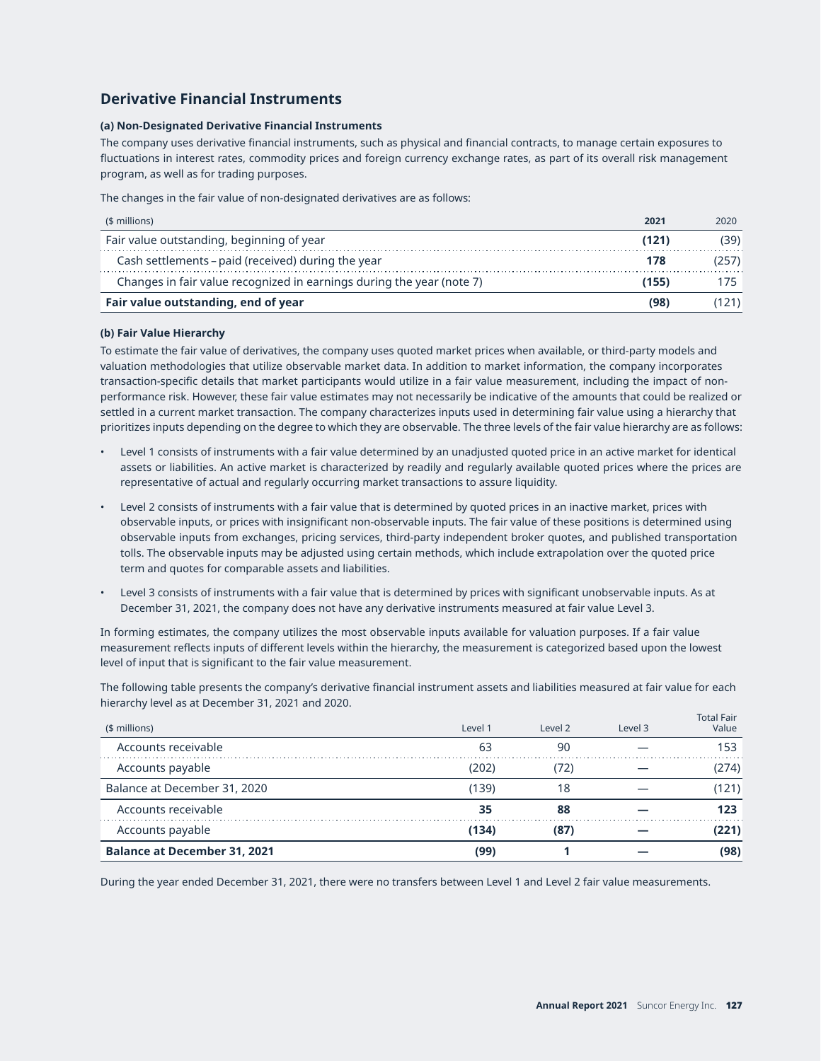## Derivative Financial Instruments

### (a) Non-Designated Derivative Financial Instruments

The company uses derivative financial instruments, such as physical and financial contracts, to manage certain exposures to fluctuations in interest rates, commodity prices and foreign currency exchange rates, as part of its overall risk management program, as well as for trading purposes.

The changes in the fair value of non-designated derivatives are as follows:

| ($ millions) | 2021 | 2020 |
|---|---|---|
| Fair value outstanding, beginning of year | (121) | (39) |
| Cash settlements – paid (received) during the year | 178 | (257) |
| Changes in fair value recognized in earnings during the year (note 7) | (155) | 175 |
| **Fair value outstanding, end of year** | **(98)** | (121) |

### (b) Fair Value Hierarchy

To estimate the fair value of derivatives, the company uses quoted market prices when available, or third-party models and valuation methodologies that utilize observable market data. In addition to market information, the company incorporates transaction-specific details that market participants would utilize in a fair value measurement, including the impact of non-performance risk. However, these fair value estimates may not necessarily be indicative of the amounts that could be realized or settled in a current market transaction. The company characterizes inputs used in determining fair value using a hierarchy that prioritizes inputs depending on the degree to which they are observable. The three levels of the fair value hierarchy are as follows:

- Level 1 consists of instruments with a fair value determined by an unadjusted quoted price in an active market for identical assets or liabilities. An active market is characterized by readily and regularly available quoted prices where the prices are representative of actual and regularly occurring market transactions to assure liquidity.
- Level 2 consists of instruments with a fair value that is determined by quoted prices in an inactive market, prices with observable inputs, or prices with insignificant non-observable inputs. The fair value of these positions is determined using observable inputs from exchanges, pricing services, third-party independent broker quotes, and published transportation tolls. The observable inputs may be adjusted using certain methods, which include extrapolation over the quoted price term and quotes for comparable assets and liabilities.
- Level 3 consists of instruments with a fair value that is determined by prices with significant unobservable inputs. As at December 31, 2021, the company does not have any derivative instruments measured at fair value Level 3.

In forming estimates, the company utilizes the most observable inputs available for valuation purposes. If a fair value measurement reflects inputs of different levels within the hierarchy, the measurement is categorized based upon the lowest level of input that is significant to the fair value measurement.

The following table presents the company's derivative financial instrument assets and liabilities measured at fair value for each hierarchy level as at December 31, 2021 and 2020.

| ($ millions) | Level 1 | Level 2 | Level 3 | Total Fair Value |
|---|---|---|---|---|
| Accounts receivable | 63 | 90 | — | 153 |
| Accounts payable | (202) | (72) | — | (274) |
| Balance at December 31, 2020 | (139) | 18 | — | (121) |
| Accounts receivable | **35** | **88** | **—** | **123** |
| Accounts payable | **(134)** | **(87)** | **—** | **(221)** |
| **Balance at December 31, 2021** | **(99)** | **1** | **—** | **(98)** |

During the year ended December 31, 2021, there were no transfers between Level 1 and Level 2 fair value measurements.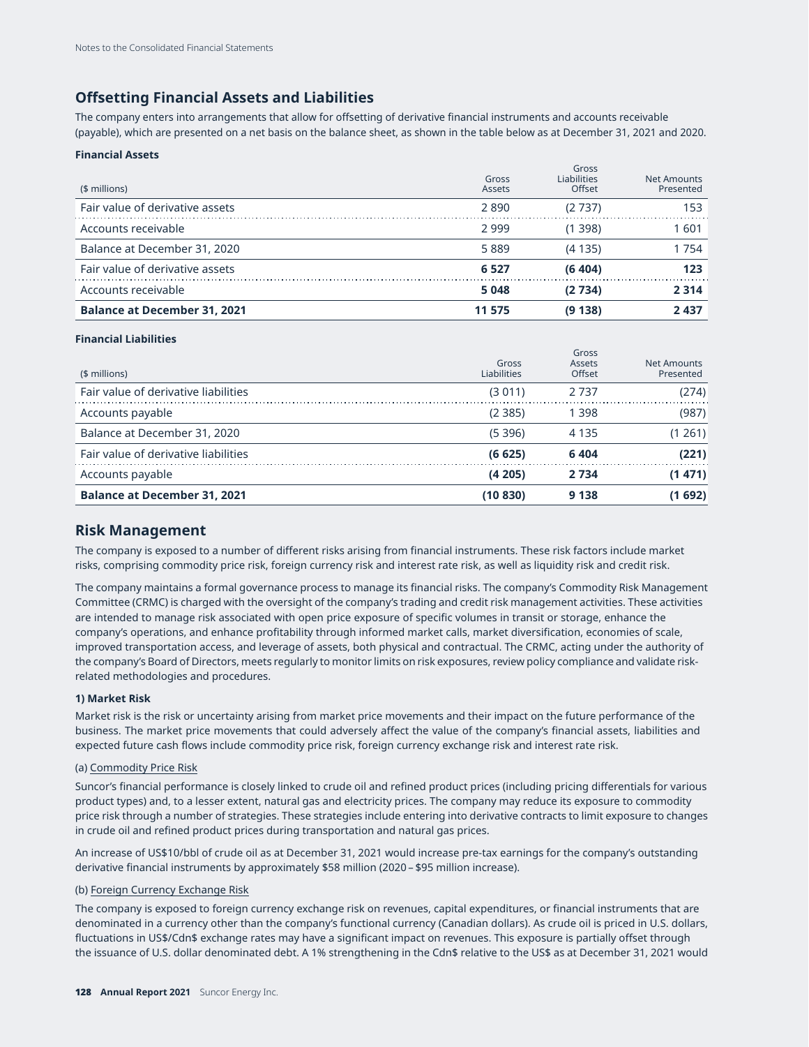## Offsetting Financial Assets and Liabilities

The company enters into arrangements that allow for offsetting of derivative financial instruments and accounts receivable (payable), which are presented on a net basis on the balance sheet, as shown in the table below as at December 31, 2021 and 2020.

**Financial Assets**

| ($ millions) | Gross Assets | Gross Liabilities Offset | Net Amounts Presented |
|---|---|---|---|
| Fair value of derivative assets | 2 890 | (2 737) | 153 |
| Accounts receivable | 2 999 | (1 398) | 1 601 |
| Balance at December 31, 2020 | 5 889 | (4 135) | 1 754 |
| Fair value of derivative assets | **6 527** | **(6 404)** | **123** |
| Accounts receivable | **5 048** | **(2 734)** | **2 314** |
| **Balance at December 31, 2021** | **11 575** | **(9 138)** | **2 437** |

**Financial Liabilities**

| ($ millions) | Gross Liabilities | Gross Assets Offset | Net Amounts Presented |
|---|---|---|---|
| Fair value of derivative liabilities | (3 011) | 2 737 | (274) |
| Accounts payable | (2 385) | 1 398 | (987) |
| Balance at December 31, 2020 | (5 396) | 4 135 | (1 261) |
| Fair value of derivative liabilities | **(6 625)** | **6 404** | **(221)** |
| Accounts payable | **(4 205)** | **2 734** | **(1 471)** |
| **Balance at December 31, 2021** | **(10 830)** | **9 138** | **(1 692)** |

## Risk Management

The company is exposed to a number of different risks arising from financial instruments. These risk factors include market risks, comprising commodity price risk, foreign currency risk and interest rate risk, as well as liquidity risk and credit risk.

The company maintains a formal governance process to manage its financial risks. The company's Commodity Risk Management Committee (CRMC) is charged with the oversight of the company's trading and credit risk management activities. These activities are intended to manage risk associated with open price exposure of specific volumes in transit or storage, enhance the company's operations, and enhance profitability through informed market calls, market diversification, economies of scale, improved transportation access, and leverage of assets, both physical and contractual. The CRMC, acting under the authority of the company's Board of Directors, meets regularly to monitor limits on risk exposures, review policy compliance and validate risk-related methodologies and procedures.

**1) Market Risk**

Market risk is the risk or uncertainty arising from market price movements and their impact on the future performance of the business. The market price movements that could adversely affect the value of the company's financial assets, liabilities and expected future cash flows include commodity price risk, foreign currency exchange risk and interest rate risk.

(a) Commodity Price Risk

Suncor's financial performance is closely linked to crude oil and refined product prices (including pricing differentials for various product types) and, to a lesser extent, natural gas and electricity prices. The company may reduce its exposure to commodity price risk through a number of strategies. These strategies include entering into derivative contracts to limit exposure to changes in crude oil and refined product prices during transportation and natural gas prices.

An increase of US$10/bbl of crude oil as at December 31, 2021 would increase pre-tax earnings for the company's outstanding derivative financial instruments by approximately $58 million (2020 – $95 million increase).

(b) Foreign Currency Exchange Risk

The company is exposed to foreign currency exchange risk on revenues, capital expenditures, or financial instruments that are denominated in a currency other than the company's functional currency (Canadian dollars). As crude oil is priced in U.S. dollars, fluctuations in US$/Cdn$ exchange rates may have a significant impact on revenues. This exposure is partially offset through the issuance of U.S. dollar denominated debt. A 1% strengthening in the Cdn$ relative to the US$ as at December 31, 2021 would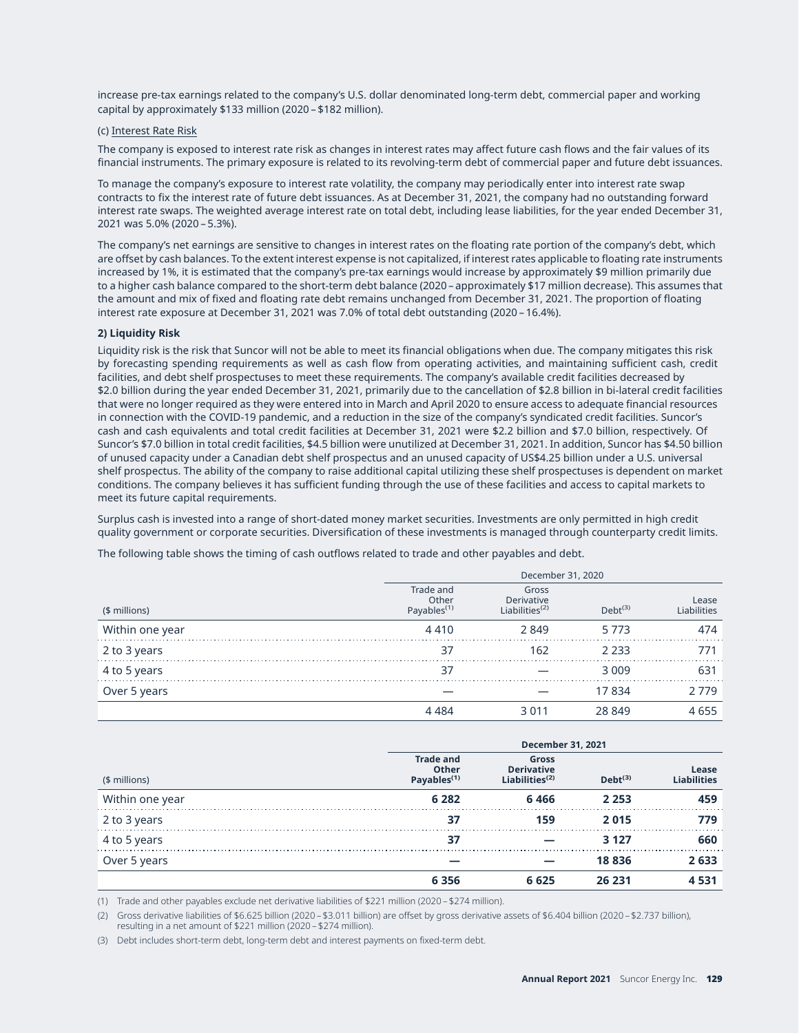increase pre-tax earnings related to the company's U.S. dollar denominated long-term debt, commercial paper and working capital by approximately $133 million (2020 – $182 million).

(c) Interest Rate Risk

The company is exposed to interest rate risk as changes in interest rates may affect future cash flows and the fair values of its financial instruments. The primary exposure is related to its revolving-term debt of commercial paper and future debt issuances.

To manage the company's exposure to interest rate volatility, the company may periodically enter into interest rate swap contracts to fix the interest rate of future debt issuances. As at December 31, 2021, the company had no outstanding forward interest rate swaps. The weighted average interest rate on total debt, including lease liabilities, for the year ended December 31, 2021 was 5.0% (2020 – 5.3%).

The company's net earnings are sensitive to changes in interest rates on the floating rate portion of the company's debt, which are offset by cash balances. To the extent interest expense is not capitalized, if interest rates applicable to floating rate instruments increased by 1%, it is estimated that the company's pre-tax earnings would increase by approximately $9 million primarily due to a higher cash balance compared to the short-term debt balance (2020 – approximately $17 million decrease). This assumes that the amount and mix of fixed and floating rate debt remains unchanged from December 31, 2021. The proportion of floating interest rate exposure at December 31, 2021 was 7.0% of total debt outstanding (2020 – 16.4%).

**2) Liquidity Risk**

Liquidity risk is the risk that Suncor will not be able to meet its financial obligations when due. The company mitigates this risk by forecasting spending requirements as well as cash flow from operating activities, and maintaining sufficient cash, credit facilities, and debt shelf prospectuses to meet these requirements. The company's available credit facilities decreased by $2.0 billion during the year ended December 31, 2021, primarily due to the cancellation of $2.8 billion in bi-lateral credit facilities that were no longer required as they were entered into in March and April 2020 to ensure access to adequate financial resources in connection with the COVID-19 pandemic, and a reduction in the size of the company's syndicated credit facilities. Suncor's cash and cash equivalents and total credit facilities at December 31, 2021 were $2.2 billion and $7.0 billion, respectively. Of Suncor's $7.0 billion in total credit facilities, $4.5 billion were unutilized at December 31, 2021. In addition, Suncor has $4.50 billion of unused capacity under a Canadian debt shelf prospectus and an unused capacity of US$4.25 billion under a U.S. universal shelf prospectus. The ability of the company to raise additional capital utilizing these shelf prospectuses is dependent on market conditions. The company believes it has sufficient funding through the use of these facilities and access to capital markets to meet its future capital requirements.

Surplus cash is invested into a range of short-dated money market securities. Investments are only permitted in high credit quality government or corporate securities. Diversification of these investments is managed through counterparty credit limits.

The following table shows the timing of cash outflows related to trade and other payables and debt.

| | December 31, 2020 | | | |
|---|---|---|---|---|
| ($ millions) | Trade and Other Payables[1] | Gross Derivative Liabilities[2] | Debt[3] | Lease Liabilities |
| Within one year | 4 410 | 2 849 | 5 773 | 474 |
| 2 to 3 years | 37 | 162 | 2 233 | 771 |
| 4 to 5 years | 37 | — | 3 009 | 631 |
| Over 5 years | — | — | 17 834 | 2 779 |
| | 4 484 | 3 011 | 28 849 | 4 655 |

| | **December 31, 2021** | | | |
|---|---|---|---|---|
| ($ millions) | **Trade and Other Payables[1]** | **Gross Derivative Liabilities[2]** | **Debt[3]** | **Lease Liabilities** |
| Within one year | **6 282** | **6 466** | **2 253** | **459** |
| 2 to 3 years | **37** | **159** | **2 015** | **779** |
| 4 to 5 years | **37** | **—** | **3 127** | **660** |
| Over 5 years | **—** | **—** | **18 836** | **2 633** |
| | **6 356** | **6 625** | **26 231** | **4 531** |

(1) Trade and other payables exclude net derivative liabilities of $221 million (2020 – $274 million).

(2) Gross derivative liabilities of $6.625 billion (2020 – $3.011 billion) are offset by gross derivative assets of $6.404 billion (2020 – $2.737 billion), resulting in a net amount of $221 million (2020 – $274 million).

(3) Debt includes short-term debt, long-term debt and interest payments on fixed-term debt.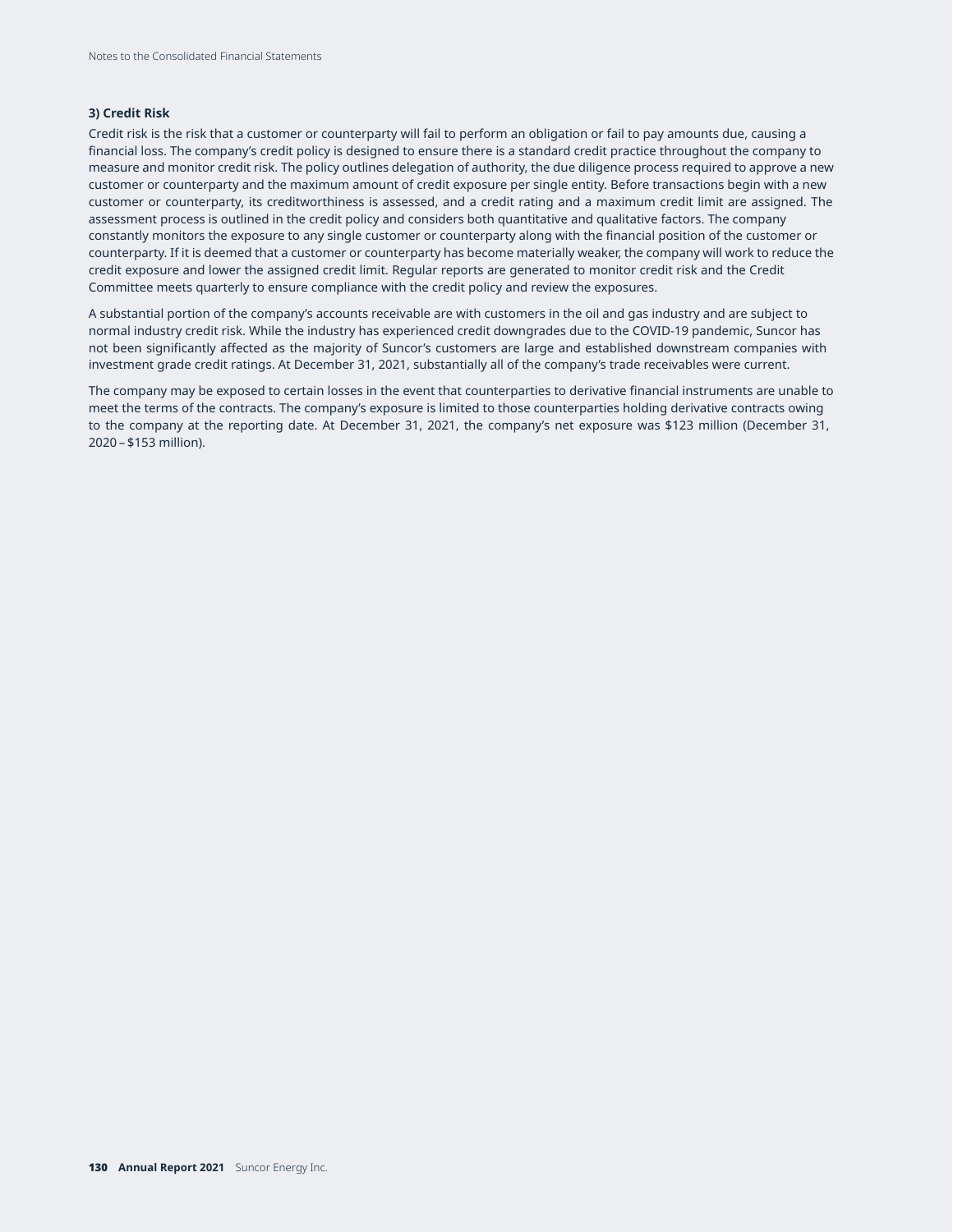**3) Credit Risk**

Credit risk is the risk that a customer or counterparty will fail to perform an obligation or fail to pay amounts due, causing a financial loss. The company's credit policy is designed to ensure there is a standard credit practice throughout the company to measure and monitor credit risk. The policy outlines delegation of authority, the due diligence process required to approve a new customer or counterparty and the maximum amount of credit exposure per single entity. Before transactions begin with a new customer or counterparty, its creditworthiness is assessed, and a credit rating and a maximum credit limit are assigned. The assessment process is outlined in the credit policy and considers both quantitative and qualitative factors. The company constantly monitors the exposure to any single customer or counterparty along with the financial position of the customer or counterparty. If it is deemed that a customer or counterparty has become materially weaker, the company will work to reduce the credit exposure and lower the assigned credit limit. Regular reports are generated to monitor credit risk and the Credit Committee meets quarterly to ensure compliance with the credit policy and review the exposures.

A substantial portion of the company's accounts receivable are with customers in the oil and gas industry and are subject to normal industry credit risk. While the industry has experienced credit downgrades due to the COVID-19 pandemic, Suncor has not been significantly affected as the majority of Suncor's customers are large and established downstream companies with investment grade credit ratings. At December 31, 2021, substantially all of the company's trade receivables were current.

The company may be exposed to certain losses in the event that counterparties to derivative financial instruments are unable to meet the terms of the contracts. The company's exposure is limited to those counterparties holding derivative contracts owing to the company at the reporting date. At December 31, 2021, the company's net exposure was $123 million (December 31, 2020 – $153 million).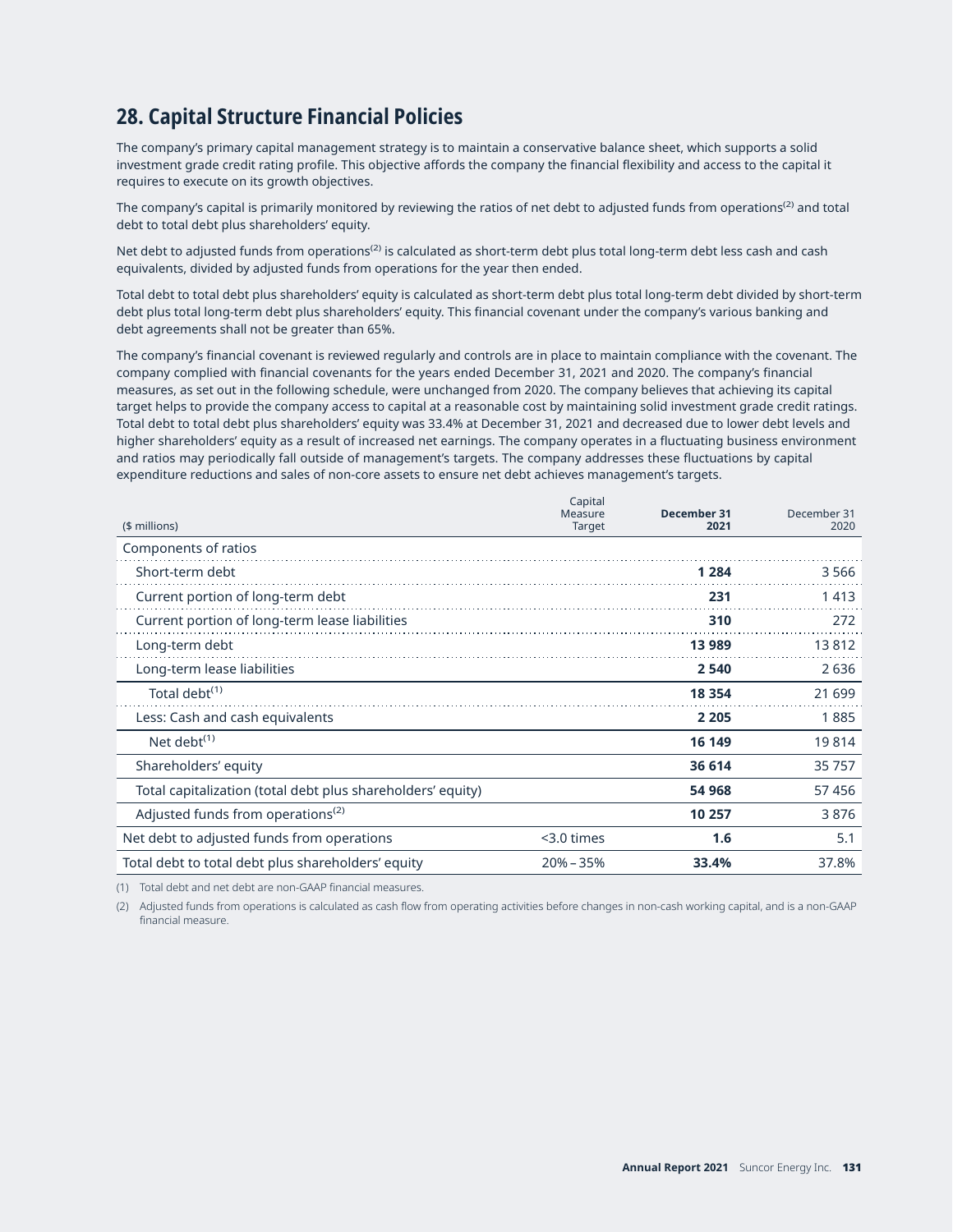## 28. Capital Structure Financial Policies

The company's primary capital management strategy is to maintain a conservative balance sheet, which supports a solid investment grade credit rating profile. This objective affords the company the financial flexibility and access to the capital it requires to execute on its growth objectives.

The company's capital is primarily monitored by reviewing the ratios of net debt to adjusted funds from operations[2] and total debt to total debt plus shareholders' equity.

Net debt to adjusted funds from operations[2] is calculated as short-term debt plus total long-term debt less cash and cash equivalents, divided by adjusted funds from operations for the year then ended.

Total debt to total debt plus shareholders' equity is calculated as short-term debt plus total long-term debt divided by short-term debt plus total long-term debt plus shareholders' equity. This financial covenant under the company's various banking and debt agreements shall not be greater than 65%.

The company's financial covenant is reviewed regularly and controls are in place to maintain compliance with the covenant. The company complied with financial covenants for the years ended December 31, 2021 and 2020. The company's financial measures, as set out in the following schedule, were unchanged from 2020. The company believes that achieving its capital target helps to provide the company access to capital at a reasonable cost by maintaining solid investment grade credit ratings. Total debt to total debt plus shareholders' equity was 33.4% at December 31, 2021 and decreased due to lower debt levels and higher shareholders' equity as a result of increased net earnings. The company operates in a fluctuating business environment and ratios may periodically fall outside of management's targets. The company addresses these fluctuations by capital expenditure reductions and sales of non-core assets to ensure net debt achieves management's targets.

| ($ millions) | Capital Measure Target | **December 31 2021** | December 31 2020 |
|---|---|---|---|
| Components of ratios | | | |
| Short-term debt | | **1 284** | 3 566 |
| Current portion of long-term debt | | **231** | 1 413 |
| Current portion of long-term lease liabilities | | **310** | 272 |
| Long-term debt | | **13 989** | 13 812 |
| Long-term lease liabilities | | **2 540** | 2 636 |
| Total debt[1] | | **18 354** | 21 699 |
| Less: Cash and cash equivalents | | **2 205** | 1 885 |
| Net debt[1] | | **16 149** | 19 814 |
| Shareholders' equity | | **36 614** | 35 757 |
| Total capitalization (total debt plus shareholders' equity) | | **54 968** | 57 456 |
| Adjusted funds from operations[2] | | **10 257** | 3 876 |
| Net debt to adjusted funds from operations | <3.0 times | **1.6** | 5.1 |
| Total debt to total debt plus shareholders' equity | 20% – 35% | **33.4%** | 37.8% |

(1) Total debt and net debt are non-GAAP financial measures.

(2) Adjusted funds from operations is calculated as cash flow from operating activities before changes in non-cash working capital, and is a non-GAAP financial measure.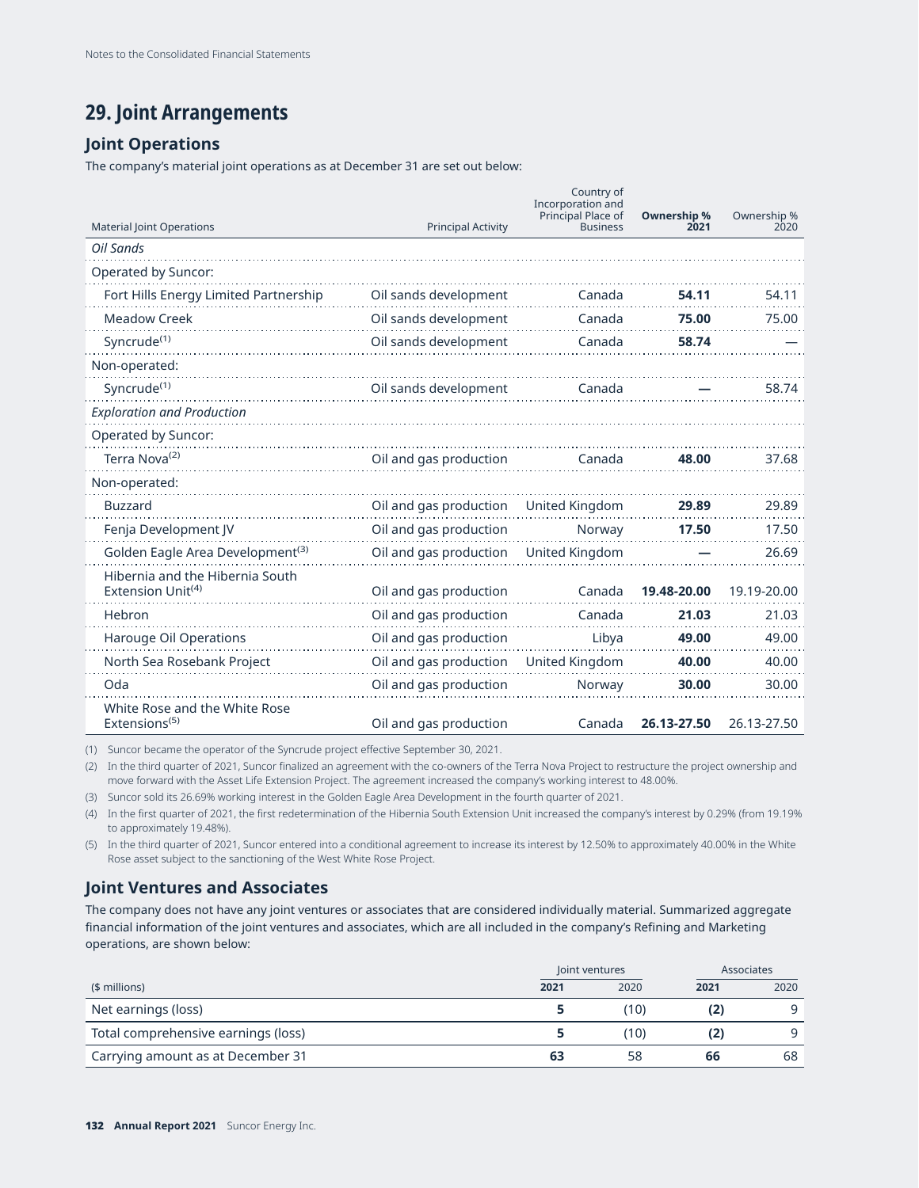# 29. Joint Arrangements

## Joint Operations

The company's material joint operations as at December 31 are set out below:

| Material Joint Operations | Principal Activity | Country of Incorporation and Principal Place of Business | **Ownership % 2021** | Ownership % 2020 |
|---|---|---|---|---|
| *Oil Sands* | | | | |
| Operated by Suncor: | | | | |
| Fort Hills Energy Limited Partnership | Oil sands development | Canada | **54.11** | 54.11 |
| Meadow Creek | Oil sands development | Canada | **75.00** | 75.00 |
| Syncrude[1] | Oil sands development | Canada | **58.74** | — |
| Non-operated: | | | | |
| Syncrude[1] | Oil sands development | Canada | **—** | 58.74 |
| *Exploration and Production* | | | | |
| Operated by Suncor: | | | | |
| Terra Nova[2] | Oil and gas production | Canada | **48.00** | 37.68 |
| Non-operated: | | | | |
| Buzzard | Oil and gas production | United Kingdom | **29.89** | 29.89 |
| Fenja Development JV | Oil and gas production | Norway | **17.50** | 17.50 |
| Golden Eagle Area Development[3] | Oil and gas production | United Kingdom | **—** | 26.69 |
| Hibernia and the Hibernia South Extension Unit[4] | Oil and gas production | Canada | **19.48-20.00** | 19.19-20.00 |
| Hebron | Oil and gas production | Canada | **21.03** | 21.03 |
| Harouge Oil Operations | Oil and gas production | Libya | **49.00** | 49.00 |
| North Sea Rosebank Project | Oil and gas production | United Kingdom | **40.00** | 40.00 |
| Oda | Oil and gas production | Norway | **30.00** | 30.00 |
| White Rose and the White Rose Extensions[5] | Oil and gas production | Canada | **26.13-27.50** | 26.13-27.50 |

(1) Suncor became the operator of the Syncrude project effective September 30, 2021.

(2) In the third quarter of 2021, Suncor finalized an agreement with the co-owners of the Terra Nova Project to restructure the project ownership and move forward with the Asset Life Extension Project. The agreement increased the company's working interest to 48.00%.

(3) Suncor sold its 26.69% working interest in the Golden Eagle Area Development in the fourth quarter of 2021.

(4) In the first quarter of 2021, the first redetermination of the Hibernia South Extension Unit increased the company's interest by 0.29% (from 19.19% to approximately 19.48%).

(5) In the third quarter of 2021, Suncor entered into a conditional agreement to increase its interest by 12.50% to approximately 40.00% in the White Rose asset subject to the sanctioning of the West White Rose Project.

## Joint Ventures and Associates

The company does not have any joint ventures or associates that are considered individually material. Summarized aggregate financial information of the joint ventures and associates, which are all included in the company's Refining and Marketing operations, are shown below:

| | Joint ventures | | Associates | |
|---|---|---|---|---|
| ($ millions) | **2021** | 2020 | **2021** | 2020 |
| Net earnings (loss) | **5** | (10) | **(2)** | 9 |
| Total comprehensive earnings (loss) | **5** | (10) | **(2)** | 9 |
| Carrying amount as at December 31 | **63** | 58 | **66** | 68 |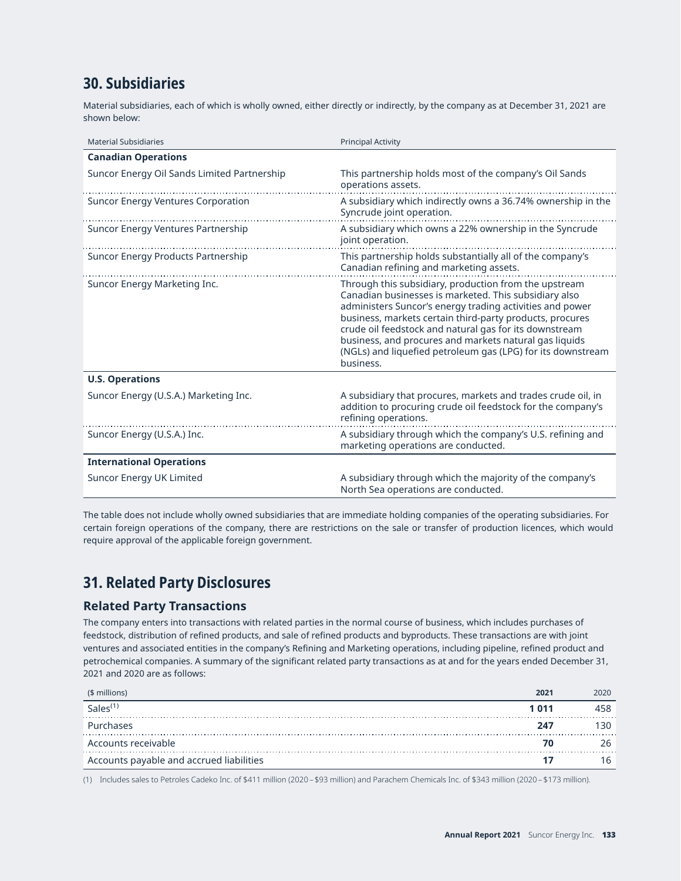## 30. Subsidiaries

Material subsidiaries, each of which is wholly owned, either directly or indirectly, by the company as at December 31, 2021 are shown below:

| Material Subsidiaries | Principal Activity |
|---|---|
| **Canadian Operations** | |
| Suncor Energy Oil Sands Limited Partnership | This partnership holds most of the company's Oil Sands operations assets. |
| Suncor Energy Ventures Corporation | A subsidiary which indirectly owns a 36.74% ownership in the Syncrude joint operation. |
| Suncor Energy Ventures Partnership | A subsidiary which owns a 22% ownership in the Syncrude joint operation. |
| Suncor Energy Products Partnership | This partnership holds substantially all of the company's Canadian refining and marketing assets. |
| Suncor Energy Marketing Inc. | Through this subsidiary, production from the upstream Canadian businesses is marketed. This subsidiary also administers Suncor's energy trading activities and power business, markets certain third-party products, procures crude oil feedstock and natural gas for its downstream business, and procures and markets natural gas liquids (NGLs) and liquefied petroleum gas (LPG) for its downstream business. |
| **U.S. Operations** | |
| Suncor Energy (U.S.A.) Marketing Inc. | A subsidiary that procures, markets and trades crude oil, in addition to procuring crude oil feedstock for the company's refining operations. |
| Suncor Energy (U.S.A.) Inc. | A subsidiary through which the company's U.S. refining and marketing operations are conducted. |
| **International Operations** | |
| Suncor Energy UK Limited | A subsidiary through which the majority of the company's North Sea operations are conducted. |

The table does not include wholly owned subsidiaries that are immediate holding companies of the operating subsidiaries. For certain foreign operations of the company, there are restrictions on the sale or transfer of production licences, which would require approval of the applicable foreign government.

## 31. Related Party Disclosures

### Related Party Transactions

The company enters into transactions with related parties in the normal course of business, which includes purchases of feedstock, distribution of refined products, and sale of refined products and byproducts. These transactions are with joint ventures and associated entities in the company's Refining and Marketing operations, including pipeline, refined product and petrochemical companies. A summary of the significant related party transactions as at and for the years ended December 31, 2021 and 2020 are as follows:

| ($ millions) | **2021** | 2020 |
|---|---|---|
| Sales[(1)] | **1 011** | 458 |
| Purchases | **247** | 130 |
| Accounts receivable | **70** | 26 |
| Accounts payable and accrued liabilities | **17** | 16 |

(1) Includes sales to Petroles Cadeko Inc. of $411 million (2020 – $93 million) and Parachem Chemicals Inc. of $343 million (2020 – $173 million).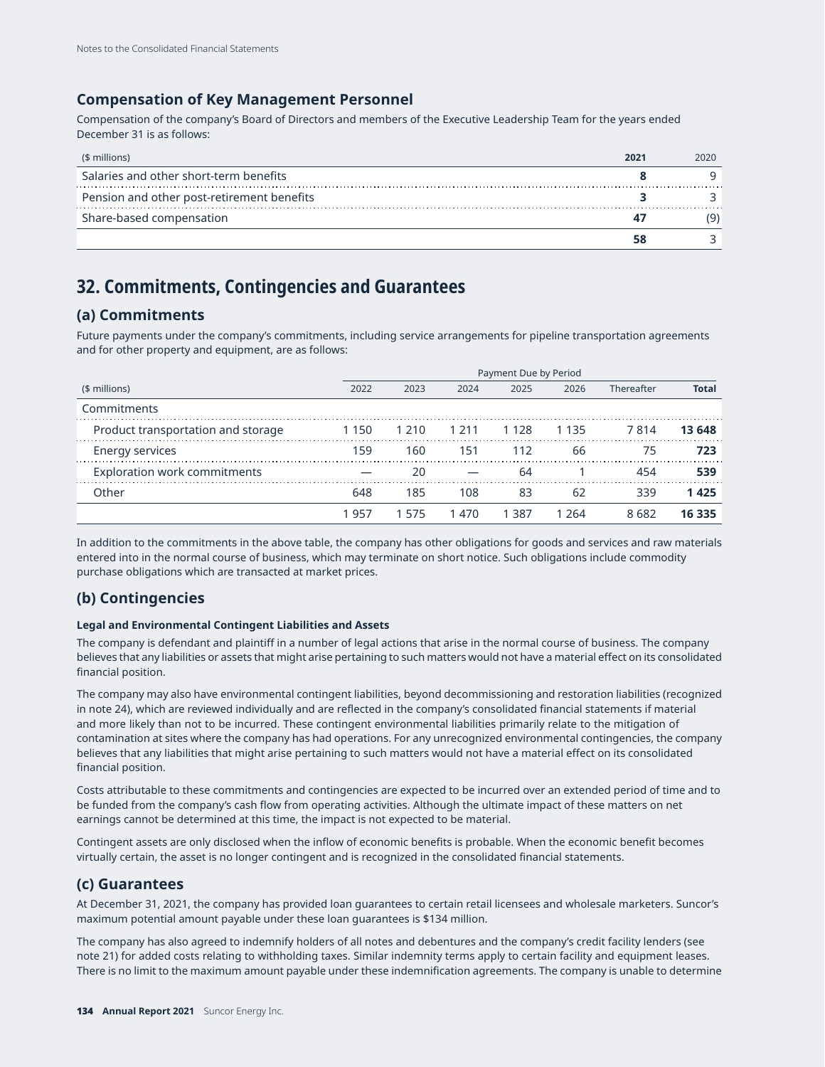## Compensation of Key Management Personnel

Compensation of the company's Board of Directors and members of the Executive Leadership Team for the years ended December 31 is as follows:

| ($ millions) | **2021** | 2020 |
|---|---|---|
| Salaries and other short-term benefits | **8** | 9 |
| Pension and other post-retirement benefits | **3** | 3 |
| Share-based compensation | **47** | (9) |
| | **58** | 3 |

# 32. Commitments, Contingencies and Guarantees

## (a) Commitments

Future payments under the company's commitments, including service arrangements for pipeline transportation agreements and for other property and equipment, are as follows:

| | Payment Due by Period | | | | | | |
|---|---|---|---|---|---|---|---|
| ($ millions) | 2022 | 2023 | 2024 | 2025 | 2026 | Thereafter | **Total** |
| Commitments | | | | | | | |
| Product transportation and storage | 1 150 | 1 210 | 1 211 | 1 128 | 1 135 | 7 814 | **13 648** |
| Energy services | 159 | 160 | 151 | 112 | 66 | 75 | **723** |
| Exploration work commitments | — | 20 | — | 64 | 1 | 454 | **539** |
| Other | 648 | 185 | 108 | 83 | 62 | 339 | **1 425** |
| | 1 957 | 1 575 | 1 470 | 1 387 | 1 264 | 8 682 | **16 335** |

In addition to the commitments in the above table, the company has other obligations for goods and services and raw materials entered into in the normal course of business, which may terminate on short notice. Such obligations include commodity purchase obligations which are transacted at market prices.

## (b) Contingencies

**Legal and Environmental Contingent Liabilities and Assets**

The company is defendant and plaintiff in a number of legal actions that arise in the normal course of business. The company believes that any liabilities or assets that might arise pertaining to such matters would not have a material effect on its consolidated financial position.

The company may also have environmental contingent liabilities, beyond decommissioning and restoration liabilities (recognized in note 24), which are reviewed individually and are reflected in the company's consolidated financial statements if material and more likely than not to be incurred. These contingent environmental liabilities primarily relate to the mitigation of contamination at sites where the company has had operations. For any unrecognized environmental contingencies, the company believes that any liabilities that might arise pertaining to such matters would not have a material effect on its consolidated financial position.

Costs attributable to these commitments and contingencies are expected to be incurred over an extended period of time and to be funded from the company's cash flow from operating activities. Although the ultimate impact of these matters on net earnings cannot be determined at this time, the impact is not expected to be material.

Contingent assets are only disclosed when the inflow of economic benefits is probable. When the economic benefit becomes virtually certain, the asset is no longer contingent and is recognized in the consolidated financial statements.

## (c) Guarantees

At December 31, 2021, the company has provided loan guarantees to certain retail licensees and wholesale marketers. Suncor's maximum potential amount payable under these loan guarantees is $134 million.

The company has also agreed to indemnify holders of all notes and debentures and the company's credit facility lenders (see note 21) for added costs relating to withholding taxes. Similar indemnity terms apply to certain facility and equipment leases. There is no limit to the maximum amount payable under these indemnification agreements. The company is unable to determine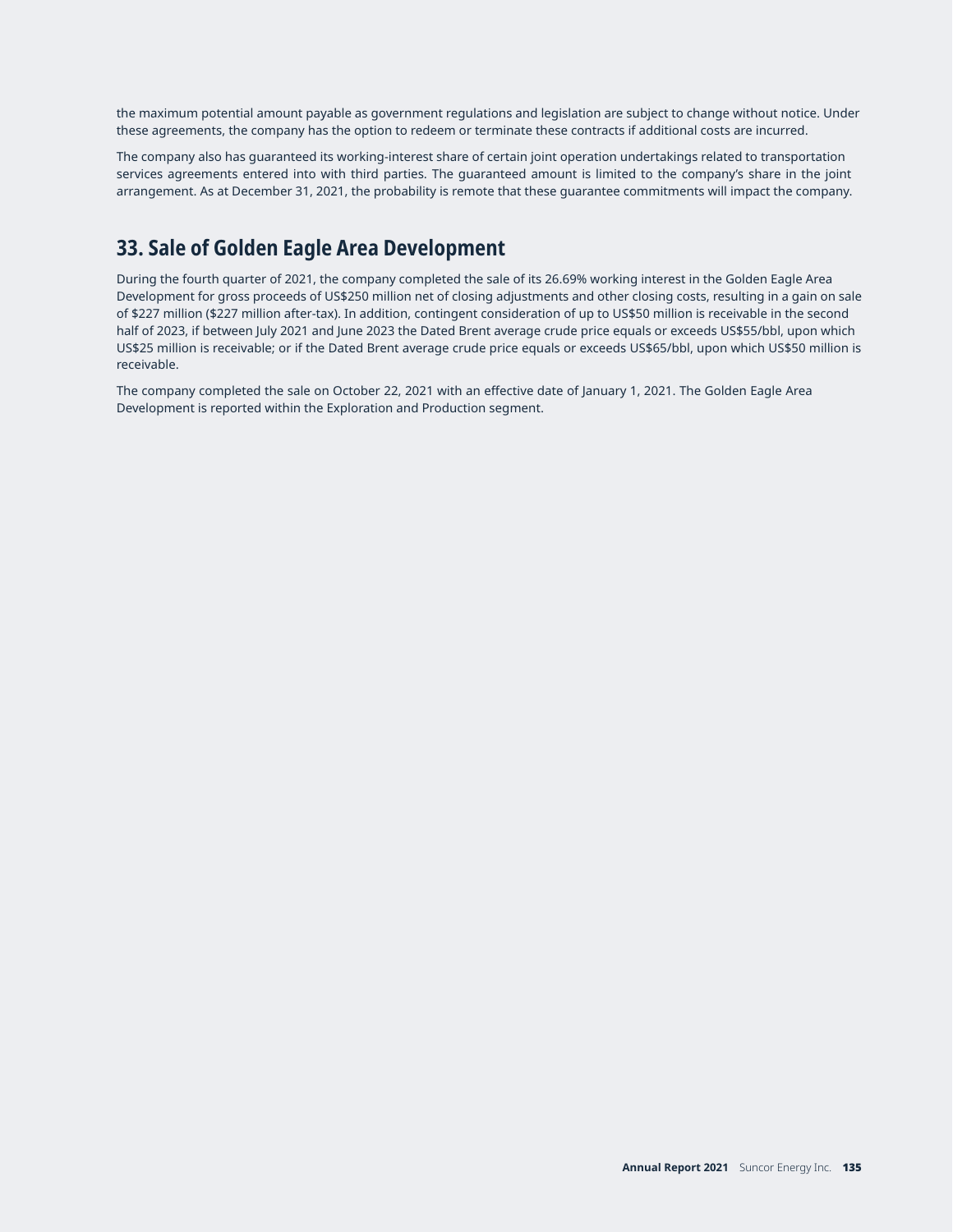the maximum potential amount payable as government regulations and legislation are subject to change without notice. Under these agreements, the company has the option to redeem or terminate these contracts if additional costs are incurred.

The company also has guaranteed its working-interest share of certain joint operation undertakings related to transportation services agreements entered into with third parties. The guaranteed amount is limited to the company's share in the joint arrangement. As at December 31, 2021, the probability is remote that these guarantee commitments will impact the company.

## 33. Sale of Golden Eagle Area Development

During the fourth quarter of 2021, the company completed the sale of its 26.69% working interest in the Golden Eagle Area Development for gross proceeds of US$250 million net of closing adjustments and other closing costs, resulting in a gain on sale of $227 million ($227 million after-tax). In addition, contingent consideration of up to US$50 million is receivable in the second half of 2023, if between July 2021 and June 2023 the Dated Brent average crude price equals or exceeds US$55/bbl, upon which US$25 million is receivable; or if the Dated Brent average crude price equals or exceeds US$65/bbl, upon which US$50 million is receivable.

The company completed the sale on October 22, 2021 with an effective date of January 1, 2021. The Golden Eagle Area Development is reported within the Exploration and Production segment.